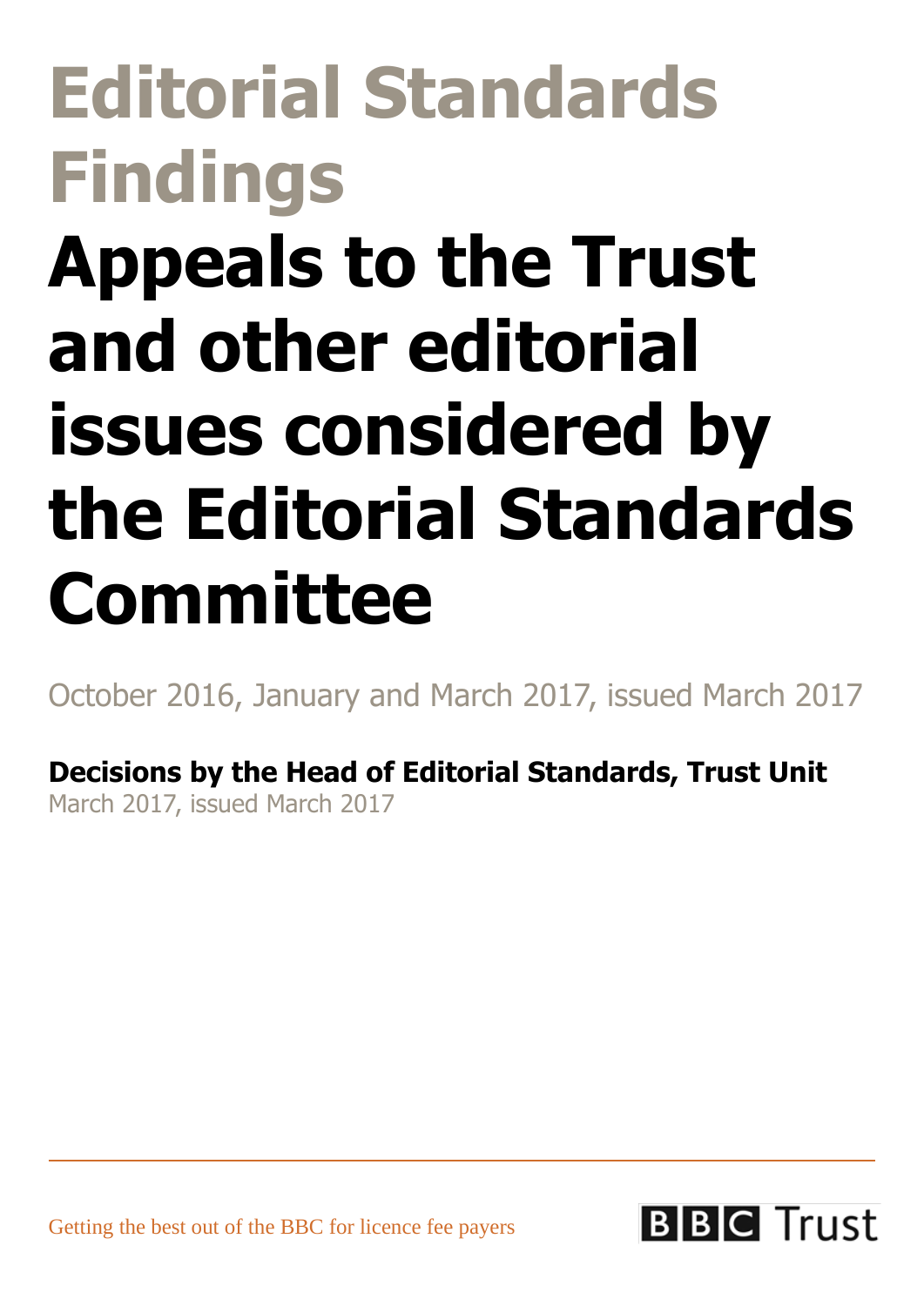# Editorial Standards Findings

# Appeals to the Trust and other editorial issues considered by the Editorial Standards Committee

October 2016, January and March 2017, issued March 2017

**Decisions by the Head of Editorial Standards, Trust Unit**

March 2017, issued March 2017

Getting the best out of the BBC for licence fee payers

BBC Trust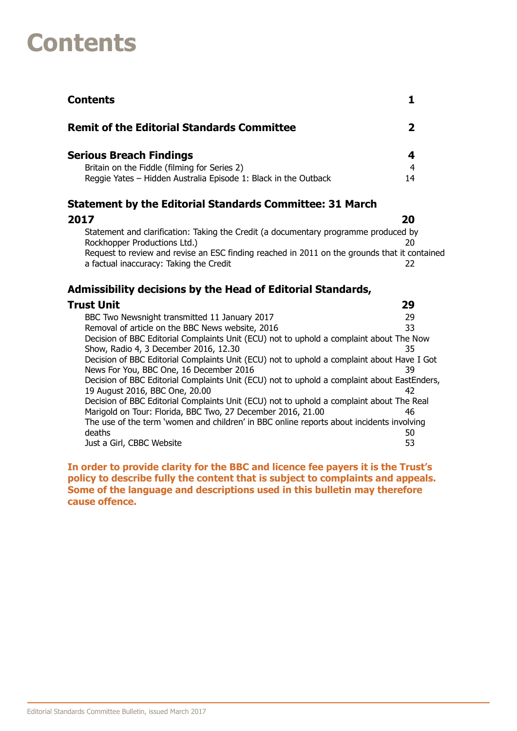# Contents

| | |
|---|---|
| **Contents** | **1** |
| **Remit of the Editorial Standards Committee** | **2** |
| **Serious Breach Findings** | **4** |
| Britain on the Fiddle (filming for Series 2) | 4 |
| Reggie Yates – Hidden Australia Episode 1: Black in the Outback | 14 |
| **Statement by the Editorial Standards Committee: 31 March 2017** | **20** |
| Statement and clarification: Taking the Credit (a documentary programme produced by Rockhopper Productions Ltd.) | 20 |
| Request to review and revise an ESC finding reached in 2011 on the grounds that it contained a factual inaccuracy: Taking the Credit | 22 |
| **Admissibility decisions by the Head of Editorial Standards, Trust Unit** | **29** |
| BBC Two Newsnight transmitted 11 January 2017 | 29 |
| Removal of article on the BBC News website, 2016 | 33 |
| Decision of BBC Editorial Complaints Unit (ECU) not to uphold a complaint about The Now Show, Radio 4, 3 December 2016, 12.30 | 35 |
| Decision of BBC Editorial Complaints Unit (ECU) not to uphold a complaint about Have I Got News For You, BBC One, 16 December 2016 | 39 |
| Decision of BBC Editorial Complaints Unit (ECU) not to uphold a complaint about EastEnders, 19 August 2016, BBC One, 20.00 | 42 |
| Decision of BBC Editorial Complaints Unit (ECU) not to uphold a complaint about The Real Marigold on Tour: Florida, BBC Two, 27 December 2016, 21.00 | 46 |
| The use of the term 'women and children' in BBC online reports about incidents involving deaths | 50 |
| Just a Girl, CBBC Website | 53 |

**In order to provide clarity for the BBC and licence fee payers it is the Trust's policy to describe fully the content that is subject to complaints and appeals. Some of the language and descriptions used in this bulletin may therefore cause offence.**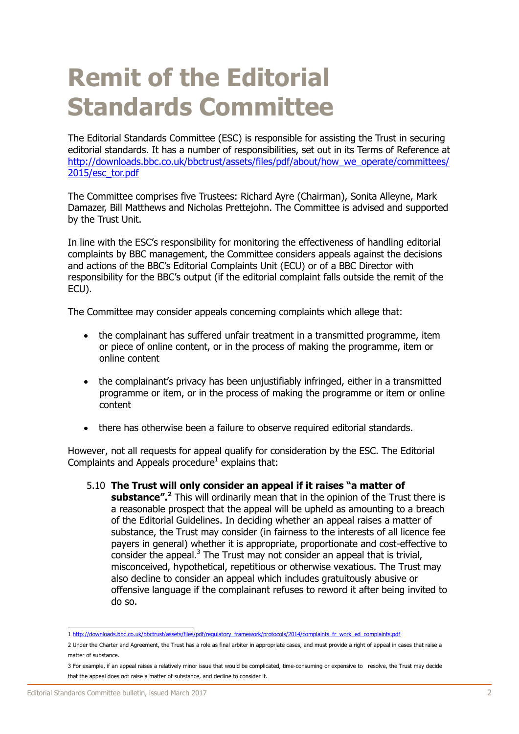# Remit of the Editorial Standards Committee

The Editorial Standards Committee (ESC) is responsible for assisting the Trust in securing editorial standards. It has a number of responsibilities, set out in its Terms of Reference at http://downloads.bbc.co.uk/bbctrust/assets/files/pdf/about/how_we_operate/committees/2015/esc_tor.pdf

The Committee comprises five Trustees: Richard Ayre (Chairman), Sonita Alleyne, Mark Damazer, Bill Matthews and Nicholas Prettejohn. The Committee is advised and supported by the Trust Unit.

In line with the ESC's responsibility for monitoring the effectiveness of handling editorial complaints by BBC management, the Committee considers appeals against the decisions and actions of the BBC's Editorial Complaints Unit (ECU) or of a BBC Director with responsibility for the BBC's output (if the editorial complaint falls outside the remit of the ECU).

The Committee may consider appeals concerning complaints which allege that:

- the complainant has suffered unfair treatment in a transmitted programme, item or piece of online content, or in the process of making the programme, item or online content
- the complainant's privacy has been unjustifiably infringed, either in a transmitted programme or item, or in the process of making the programme or item or online content
- there has otherwise been a failure to observe required editorial standards.

However, not all requests for appeal qualify for consideration by the ESC. The Editorial Complaints and Appeals procedure[1] explains that:

> 5.10 **The Trust will only consider an appeal if it raises "a matter of substance".[2]** This will ordinarily mean that in the opinion of the Trust there is a reasonable prospect that the appeal will be upheld as amounting to a breach of the Editorial Guidelines. In deciding whether an appeal raises a matter of substance, the Trust may consider (in fairness to the interests of all licence fee payers in general) whether it is appropriate, proportionate and cost-effective to consider the appeal.[3] The Trust may not consider an appeal that is trivial, misconceived, hypothetical, repetitious or otherwise vexatious. The Trust may also decline to consider an appeal which includes gratuitously abusive or offensive language if the complainant refuses to reword it after being invited to do so.

---

1 http://downloads.bbc.co.uk/bbctrust/assets/files/pdf/regulatory_framework/protocols/2014/complaints_fr_work_ed_complaints.pdf

2 Under the Charter and Agreement, the Trust has a role as final arbiter in appropriate cases, and must provide a right of appeal in cases that raise a matter of substance.

3 For example, if an appeal raises a relatively minor issue that would be complicated, time-consuming or expensive to resolve, the Trust may decide that the appeal does not raise a matter of substance, and decline to consider it.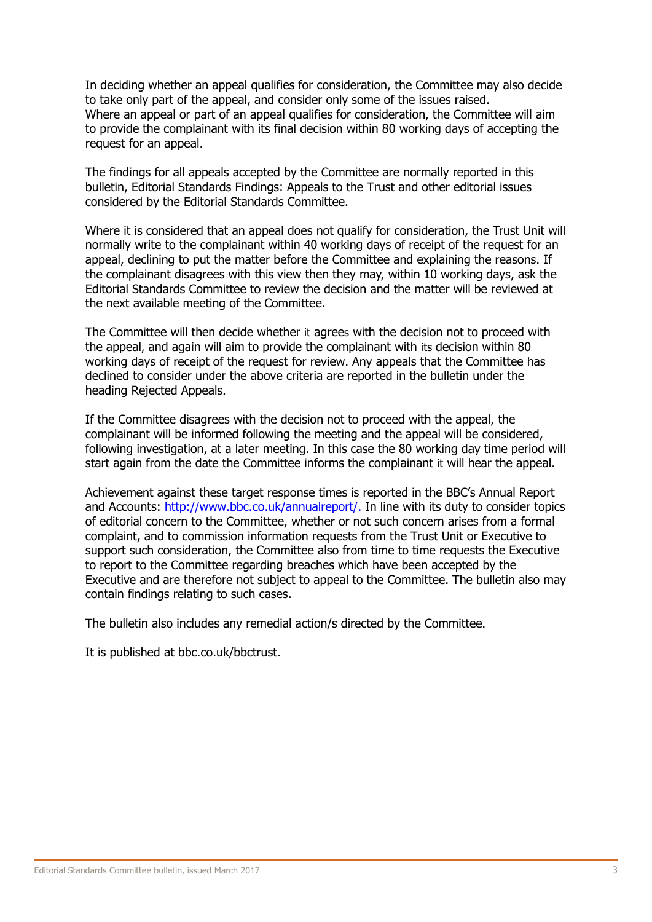In deciding whether an appeal qualifies for consideration, the Committee may also decide to take only part of the appeal, and consider only some of the issues raised.
Where an appeal or part of an appeal qualifies for consideration, the Committee will aim to provide the complainant with its final decision within 80 working days of accepting the request for an appeal.

The findings for all appeals accepted by the Committee are normally reported in this bulletin, Editorial Standards Findings: Appeals to the Trust and other editorial issues considered by the Editorial Standards Committee.

Where it is considered that an appeal does not qualify for consideration, the Trust Unit will normally write to the complainant within 40 working days of receipt of the request for an appeal, declining to put the matter before the Committee and explaining the reasons. If the complainant disagrees with this view then they may, within 10 working days, ask the Editorial Standards Committee to review the decision and the matter will be reviewed at the next available meeting of the Committee.

The Committee will then decide whether it agrees with the decision not to proceed with the appeal, and again will aim to provide the complainant with its decision within 80 working days of receipt of the request for review. Any appeals that the Committee has declined to consider under the above criteria are reported in the bulletin under the heading Rejected Appeals.

If the Committee disagrees with the decision not to proceed with the appeal, the complainant will be informed following the meeting and the appeal will be considered, following investigation, at a later meeting. In this case the 80 working day time period will start again from the date the Committee informs the complainant it will hear the appeal.

Achievement against these target response times is reported in the BBC's Annual Report and Accounts: [http://www.bbc.co.uk/annualreport/.](http://www.bbc.co.uk/annualreport/) In line with its duty to consider topics of editorial concern to the Committee, whether or not such concern arises from a formal complaint, and to commission information requests from the Trust Unit or Executive to support such consideration, the Committee also from time to time requests the Executive to report to the Committee regarding breaches which have been accepted by the Executive and are therefore not subject to appeal to the Committee. The bulletin also may contain findings relating to such cases.

The bulletin also includes any remedial action/s directed by the Committee.

It is published at bbc.co.uk/bbctrust.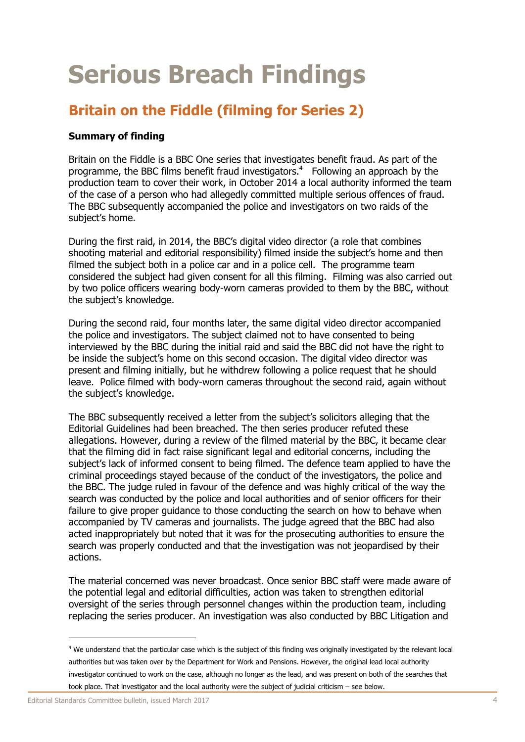# Serious Breach Findings

## Britain on the Fiddle (filming for Series 2)

**Summary of finding**

Britain on the Fiddle is a BBC One series that investigates benefit fraud. As part of the programme, the BBC films benefit fraud investigators.[4] Following an approach by the production team to cover their work, in October 2014 a local authority informed the team of the case of a person who had allegedly committed multiple serious offences of fraud. The BBC subsequently accompanied the police and investigators on two raids of the subject's home.

During the first raid, in 2014, the BBC's digital video director (a role that combines shooting material and editorial responsibility) filmed inside the subject's home and then filmed the subject both in a police car and in a police cell. The programme team considered the subject had given consent for all this filming. Filming was also carried out by two police officers wearing body-worn cameras provided to them by the BBC, without the subject's knowledge.

During the second raid, four months later, the same digital video director accompanied the police and investigators. The subject claimed not to have consented to being interviewed by the BBC during the initial raid and said the BBC did not have the right to be inside the subject's home on this second occasion. The digital video director was present and filming initially, but he withdrew following a police request that he should leave. Police filmed with body-worn cameras throughout the second raid, again without the subject's knowledge.

The BBC subsequently received a letter from the subject's solicitors alleging that the Editorial Guidelines had been breached. The then series producer refuted these allegations. However, during a review of the filmed material by the BBC, it became clear that the filming did in fact raise significant legal and editorial concerns, including the subject's lack of informed consent to being filmed. The defence team applied to have the criminal proceedings stayed because of the conduct of the investigators, the police and the BBC. The judge ruled in favour of the defence and was highly critical of the way the search was conducted by the police and local authorities and of senior officers for their failure to give proper guidance to those conducting the search on how to behave when accompanied by TV cameras and journalists. The judge agreed that the BBC had also acted inappropriately but noted that it was for the prosecuting authorities to ensure the search was properly conducted and that the investigation was not jeopardised by their actions.

The material concerned was never broadcast. Once senior BBC staff were made aware of the potential legal and editorial difficulties, action was taken to strengthen editorial oversight of the series through personnel changes within the production team, including replacing the series producer. An investigation was also conducted by BBC Litigation and

---

[4] We understand that the particular case which is the subject of this finding was originally investigated by the relevant local authorities but was taken over by the Department for Work and Pensions. However, the original lead local authority investigator continued to work on the case, although no longer as the lead, and was present on both of the searches that took place. That investigator and the local authority were the subject of judicial criticism – see below.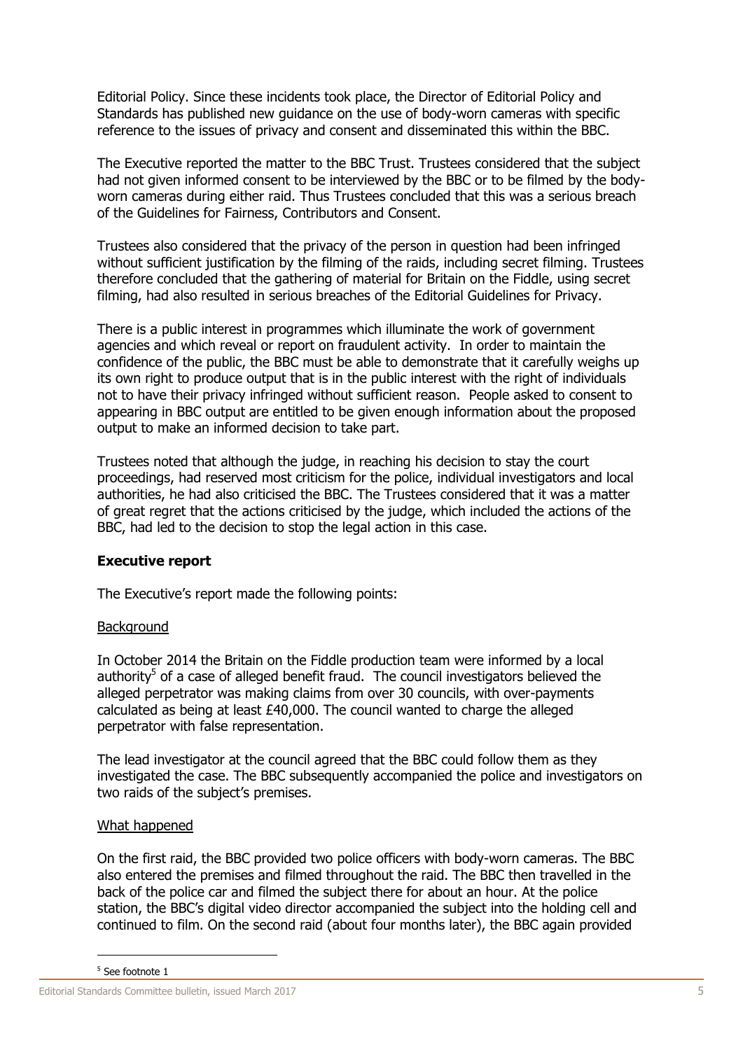Editorial Policy. Since these incidents took place, the Director of Editorial Policy and Standards has published new guidance on the use of body-worn cameras with specific reference to the issues of privacy and consent and disseminated this within the BBC.

The Executive reported the matter to the BBC Trust. Trustees considered that the subject had not given informed consent to be interviewed by the BBC or to be filmed by the body-worn cameras during either raid. Thus Trustees concluded that this was a serious breach of the Guidelines for Fairness, Contributors and Consent.

Trustees also considered that the privacy of the person in question had been infringed without sufficient justification by the filming of the raids, including secret filming. Trustees therefore concluded that the gathering of material for Britain on the Fiddle, using secret filming, had also resulted in serious breaches of the Editorial Guidelines for Privacy.

There is a public interest in programmes which illuminate the work of government agencies and which reveal or report on fraudulent activity. In order to maintain the confidence of the public, the BBC must be able to demonstrate that it carefully weighs up its own right to produce output that is in the public interest with the right of individuals not to have their privacy infringed without sufficient reason. People asked to consent to appearing in BBC output are entitled to be given enough information about the proposed output to make an informed decision to take part.

Trustees noted that although the judge, in reaching his decision to stay the court proceedings, had reserved most criticism for the police, individual investigators and local authorities, he had also criticised the BBC. The Trustees considered that it was a matter of great regret that the actions criticised by the judge, which included the actions of the BBC, had led to the decision to stop the legal action in this case.

### Executive report

The Executive's report made the following points:

Background

In October 2014 the Britain on the Fiddle production team were informed by a local authority[5] of a case of alleged benefit fraud. The council investigators believed the alleged perpetrator was making claims from over 30 councils, with over-payments calculated as being at least £40,000. The council wanted to charge the alleged perpetrator with false representation.

The lead investigator at the council agreed that the BBC could follow them as they investigated the case. The BBC subsequently accompanied the police and investigators on two raids of the subject's premises.

What happened

On the first raid, the BBC provided two police officers with body-worn cameras. The BBC also entered the premises and filmed throughout the raid. The BBC then travelled in the back of the police car and filmed the subject there for about an hour. At the police station, the BBC's digital video director accompanied the subject into the holding cell and continued to film. On the second raid (about four months later), the BBC again provided

[5] See footnote 1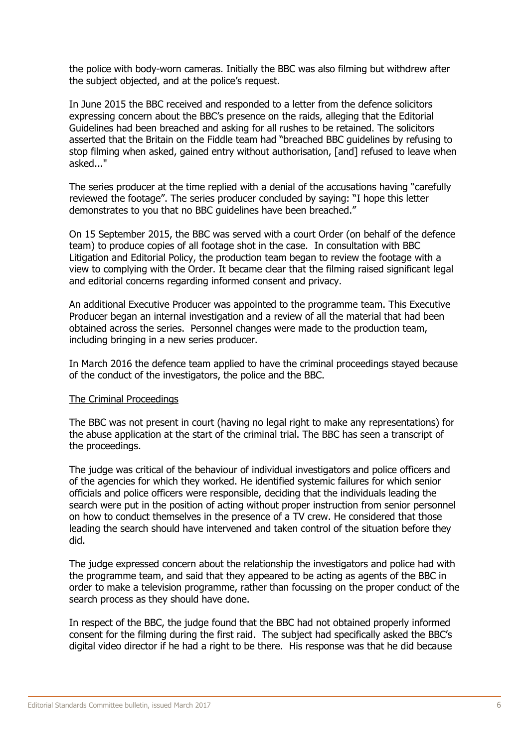the police with body-worn cameras. Initially the BBC was also filming but withdrew after the subject objected, and at the police's request.

In June 2015 the BBC received and responded to a letter from the defence solicitors expressing concern about the BBC's presence on the raids, alleging that the Editorial Guidelines had been breached and asking for all rushes to be retained. The solicitors asserted that the Britain on the Fiddle team had "breached BBC guidelines by refusing to stop filming when asked, gained entry without authorisation, [and] refused to leave when asked..."

The series producer at the time replied with a denial of the accusations having "carefully reviewed the footage". The series producer concluded by saying: "I hope this letter demonstrates to you that no BBC guidelines have been breached."

On 15 September 2015, the BBC was served with a court Order (on behalf of the defence team) to produce copies of all footage shot in the case. In consultation with BBC Litigation and Editorial Policy, the production team began to review the footage with a view to complying with the Order. It became clear that the filming raised significant legal and editorial concerns regarding informed consent and privacy.

An additional Executive Producer was appointed to the programme team. This Executive Producer began an internal investigation and a review of all the material that had been obtained across the series. Personnel changes were made to the production team, including bringing in a new series producer.

In March 2016 the defence team applied to have the criminal proceedings stayed because of the conduct of the investigators, the police and the BBC.

<u>The Criminal Proceedings</u>

The BBC was not present in court (having no legal right to make any representations) for the abuse application at the start of the criminal trial. The BBC has seen a transcript of the proceedings.

The judge was critical of the behaviour of individual investigators and police officers and of the agencies for which they worked. He identified systemic failures for which senior officials and police officers were responsible, deciding that the individuals leading the search were put in the position of acting without proper instruction from senior personnel on how to conduct themselves in the presence of a TV crew. He considered that those leading the search should have intervened and taken control of the situation before they did.

The judge expressed concern about the relationship the investigators and police had with the programme team, and said that they appeared to be acting as agents of the BBC in order to make a television programme, rather than focussing on the proper conduct of the search process as they should have done.

In respect of the BBC, the judge found that the BBC had not obtained properly informed consent for the filming during the first raid. The subject had specifically asked the BBC's digital video director if he had a right to be there. His response was that he did because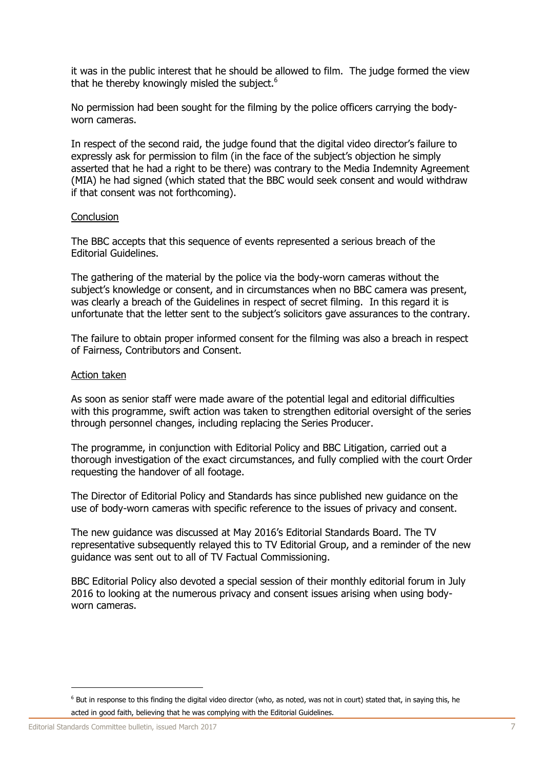it was in the public interest that he should be allowed to film. The judge formed the view that he thereby knowingly misled the subject.[6]

No permission had been sought for the filming by the police officers carrying the body-worn cameras.

In respect of the second raid, the judge found that the digital video director's failure to expressly ask for permission to film (in the face of the subject's objection he simply asserted that he had a right to be there) was contrary to the Media Indemnity Agreement (MIA) he had signed (which stated that the BBC would seek consent and would withdraw if that consent was not forthcoming).

Conclusion

The BBC accepts that this sequence of events represented a serious breach of the Editorial Guidelines.

The gathering of the material by the police via the body-worn cameras without the subject's knowledge or consent, and in circumstances when no BBC camera was present, was clearly a breach of the Guidelines in respect of secret filming. In this regard it is unfortunate that the letter sent to the subject's solicitors gave assurances to the contrary.

The failure to obtain proper informed consent for the filming was also a breach in respect of Fairness, Contributors and Consent.

Action taken

As soon as senior staff were made aware of the potential legal and editorial difficulties with this programme, swift action was taken to strengthen editorial oversight of the series through personnel changes, including replacing the Series Producer.

The programme, in conjunction with Editorial Policy and BBC Litigation, carried out a thorough investigation of the exact circumstances, and fully complied with the court Order requesting the handover of all footage.

The Director of Editorial Policy and Standards has since published new guidance on the use of body-worn cameras with specific reference to the issues of privacy and consent.

The new guidance was discussed at May 2016's Editorial Standards Board. The TV representative subsequently relayed this to TV Editorial Group, and a reminder of the new guidance was sent out to all of TV Factual Commissioning.

BBC Editorial Policy also devoted a special session of their monthly editorial forum in July 2016 to looking at the numerous privacy and consent issues arising when using body-worn cameras.

[6] But in response to this finding the digital video director (who, as noted, was not in court) stated that, in saying this, he acted in good faith, believing that he was complying with the Editorial Guidelines.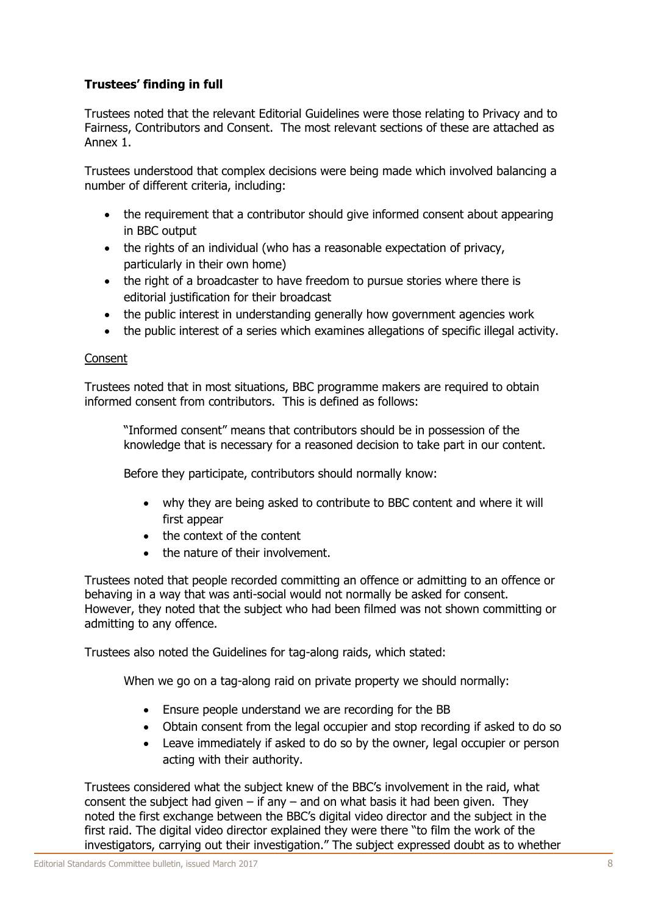**Trustees' finding in full**

Trustees noted that the relevant Editorial Guidelines were those relating to Privacy and to Fairness, Contributors and Consent. The most relevant sections of these are attached as Annex 1.

Trustees understood that complex decisions were being made which involved balancing a number of different criteria, including:

- the requirement that a contributor should give informed consent about appearing in BBC output
- the rights of an individual (who has a reasonable expectation of privacy, particularly in their own home)
- the right of a broadcaster to have freedom to pursue stories where there is editorial justification for their broadcast
- the public interest in understanding generally how government agencies work
- the public interest of a series which examines allegations of specific illegal activity.

<u>Consent</u>

Trustees noted that in most situations, BBC programme makers are required to obtain informed consent from contributors. This is defined as follows:

> "Informed consent" means that contributors should be in possession of the knowledge that is necessary for a reasoned decision to take part in our content.
>
> Before they participate, contributors should normally know:
>
> - why they are being asked to contribute to BBC content and where it will first appear
> - the context of the content
> - the nature of their involvement.

Trustees noted that people recorded committing an offence or admitting to an offence or behaving in a way that was anti-social would not normally be asked for consent. However, they noted that the subject who had been filmed was not shown committing or admitting to any offence.

Trustees also noted the Guidelines for tag-along raids, which stated:

> When we go on a tag-along raid on private property we should normally:
>
> - Ensure people understand we are recording for the BB
> - Obtain consent from the legal occupier and stop recording if asked to do so
> - Leave immediately if asked to do so by the owner, legal occupier or person acting with their authority.

Trustees considered what the subject knew of the BBC's involvement in the raid, what consent the subject had given – if any – and on what basis it had been given. They noted the first exchange between the BBC's digital video director and the subject in the first raid. The digital video director explained they were there "to film the work of the investigators, carrying out their investigation." The subject expressed doubt as to whether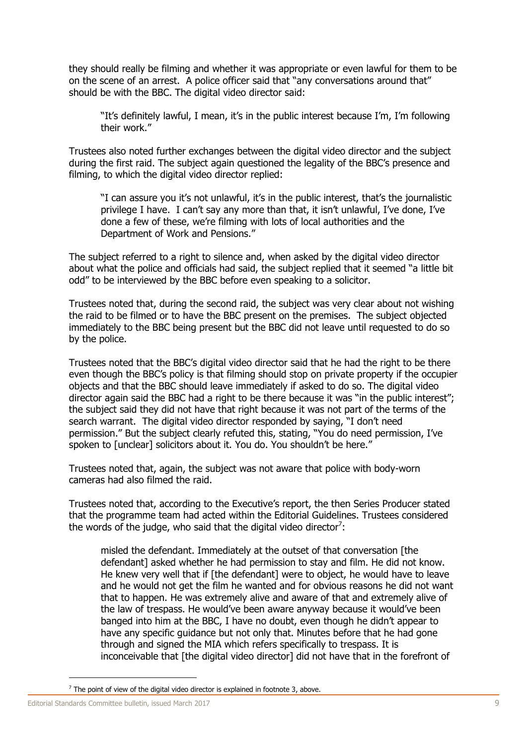they should really be filming and whether it was appropriate or even lawful for them to be on the scene of an arrest. A police officer said that "any conversations around that" should be with the BBC. The digital video director said:

> "It's definitely lawful, I mean, it's in the public interest because I'm, I'm following their work."

Trustees also noted further exchanges between the digital video director and the subject during the first raid. The subject again questioned the legality of the BBC's presence and filming, to which the digital video director replied:

> "I can assure you it's not unlawful, it's in the public interest, that's the journalistic privilege I have. I can't say any more than that, it isn't unlawful, I've done, I've done a few of these, we're filming with lots of local authorities and the Department of Work and Pensions."

The subject referred to a right to silence and, when asked by the digital video director about what the police and officials had said, the subject replied that it seemed "a little bit odd" to be interviewed by the BBC before even speaking to a solicitor.

Trustees noted that, during the second raid, the subject was very clear about not wishing the raid to be filmed or to have the BBC present on the premises. The subject objected immediately to the BBC being present but the BBC did not leave until requested to do so by the police.

Trustees noted that the BBC's digital video director said that he had the right to be there even though the BBC's policy is that filming should stop on private property if the occupier objects and that the BBC should leave immediately if asked to do so. The digital video director again said the BBC had a right to be there because it was "in the public interest"; the subject said they did not have that right because it was not part of the terms of the search warrant. The digital video director responded by saying, "I don't need permission." But the subject clearly refuted this, stating, "You do need permission, I've spoken to [unclear] solicitors about it. You do. You shouldn't be here."

Trustees noted that, again, the subject was not aware that police with body-worn cameras had also filmed the raid.

Trustees noted that, according to the Executive's report, the then Series Producer stated that the programme team had acted within the Editorial Guidelines. Trustees considered the words of the judge, who said that the digital video director[7]:

> misled the defendant. Immediately at the outset of that conversation [the defendant] asked whether he had permission to stay and film. He did not know. He knew very well that if [the defendant] were to object, he would have to leave and he would not get the film he wanted and for obvious reasons he did not want that to happen. He was extremely alive and aware of that and extremely alive of the law of trespass. He would've been aware anyway because it would've been banged into him at the BBC, I have no doubt, even though he didn't appear to have any specific guidance but not only that. Minutes before that he had gone through and signed the MIA which refers specifically to trespass. It is inconceivable that [the digital video director] did not have that in the forefront of

[7] The point of view of the digital video director is explained in footnote 3, above.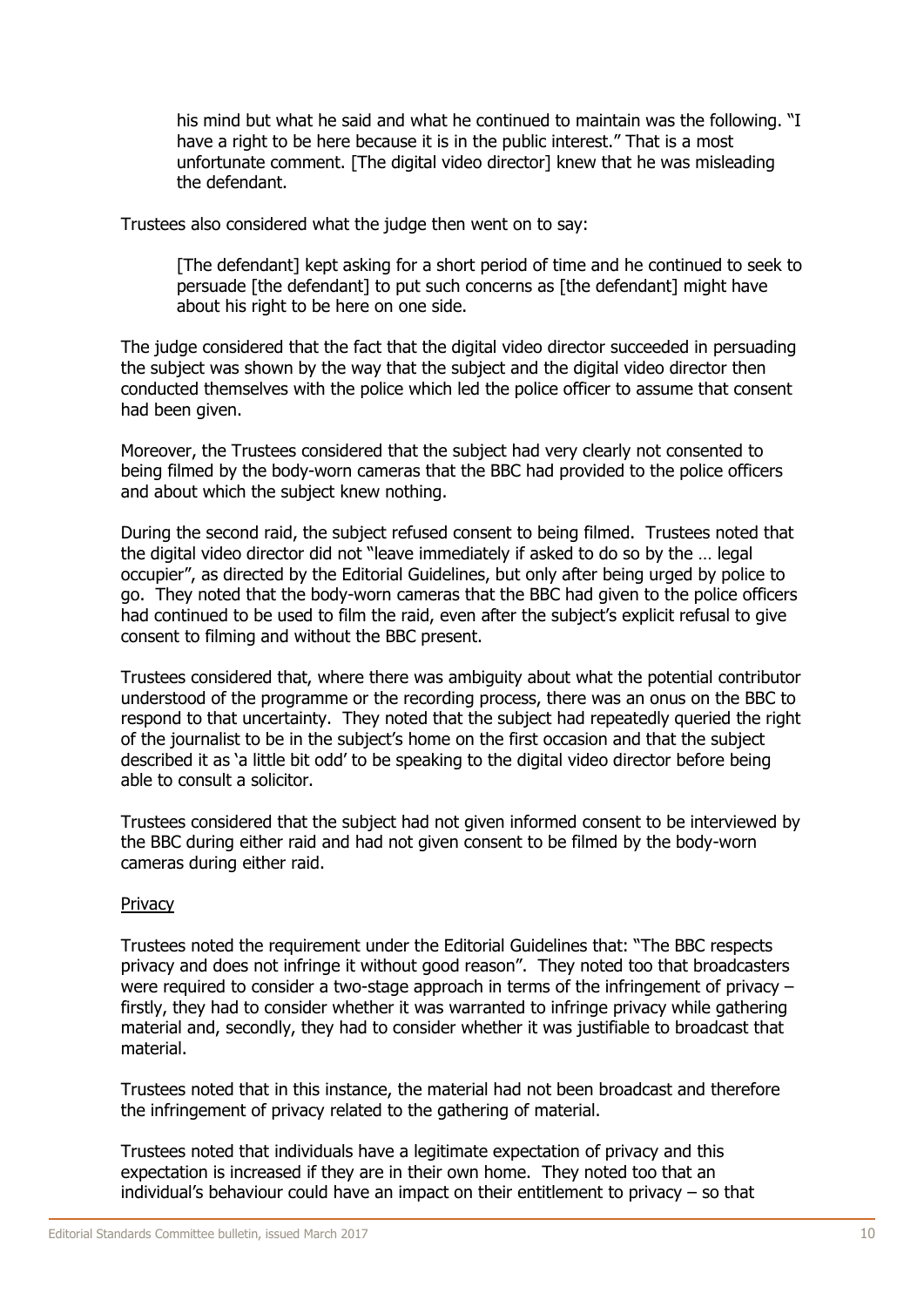> his mind but what he said and what he continued to maintain was the following. "I have a right to be here because it is in the public interest." That is a most unfortunate comment. [The digital video director] knew that he was misleading the defendant.

Trustees also considered what the judge then went on to say:

> [The defendant] kept asking for a short period of time and he continued to seek to persuade [the defendant] to put such concerns as [the defendant] might have about his right to be here on one side.

The judge considered that the fact that the digital video director succeeded in persuading the subject was shown by the way that the subject and the digital video director then conducted themselves with the police which led the police officer to assume that consent had been given.

Moreover, the Trustees considered that the subject had very clearly not consented to being filmed by the body-worn cameras that the BBC had provided to the police officers and about which the subject knew nothing.

During the second raid, the subject refused consent to being filmed. Trustees noted that the digital video director did not "leave immediately if asked to do so by the … legal occupier", as directed by the Editorial Guidelines, but only after being urged by police to go. They noted that the body-worn cameras that the BBC had given to the police officers had continued to be used to film the raid, even after the subject's explicit refusal to give consent to filming and without the BBC present.

Trustees considered that, where there was ambiguity about what the potential contributor understood of the programme or the recording process, there was an onus on the BBC to respond to that uncertainty. They noted that the subject had repeatedly queried the right of the journalist to be in the subject's home on the first occasion and that the subject described it as 'a little bit odd' to be speaking to the digital video director before being able to consult a solicitor.

Trustees considered that the subject had not given informed consent to be interviewed by the BBC during either raid and had not given consent to be filmed by the body-worn cameras during either raid.

<u>Privacy</u>

Trustees noted the requirement under the Editorial Guidelines that: "The BBC respects privacy and does not infringe it without good reason". They noted too that broadcasters were required to consider a two-stage approach in terms of the infringement of privacy – firstly, they had to consider whether it was warranted to infringe privacy while gathering material and, secondly, they had to consider whether it was justifiable to broadcast that material.

Trustees noted that in this instance, the material had not been broadcast and therefore the infringement of privacy related to the gathering of material.

Trustees noted that individuals have a legitimate expectation of privacy and this expectation is increased if they are in their own home. They noted too that an individual's behaviour could have an impact on their entitlement to privacy – so that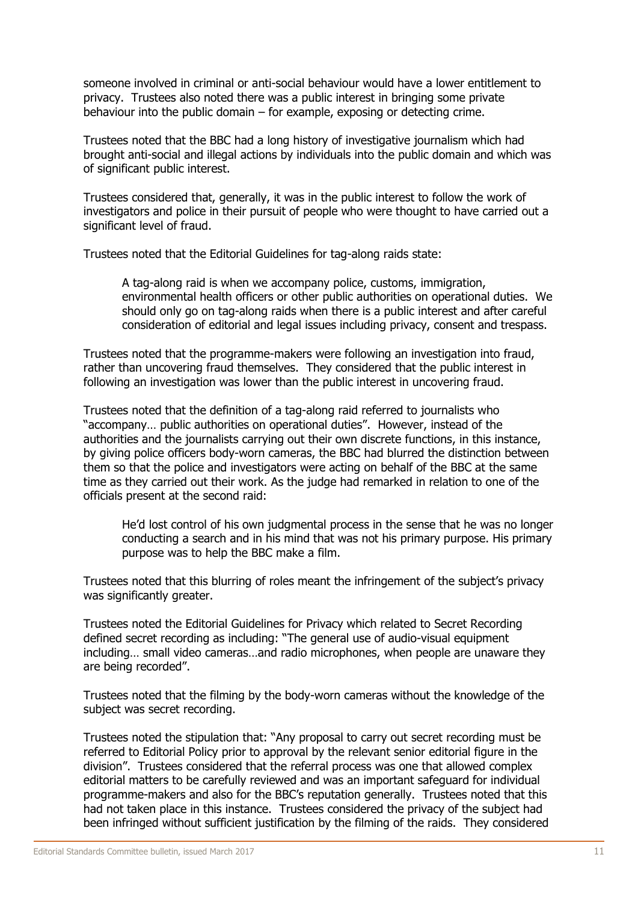someone involved in criminal or anti-social behaviour would have a lower entitlement to privacy. Trustees also noted there was a public interest in bringing some private behaviour into the public domain – for example, exposing or detecting crime.

Trustees noted that the BBC had a long history of investigative journalism which had brought anti-social and illegal actions by individuals into the public domain and which was of significant public interest.

Trustees considered that, generally, it was in the public interest to follow the work of investigators and police in their pursuit of people who were thought to have carried out a significant level of fraud.

Trustees noted that the Editorial Guidelines for tag-along raids state:

> A tag-along raid is when we accompany police, customs, immigration, environmental health officers or other public authorities on operational duties. We should only go on tag-along raids when there is a public interest and after careful consideration of editorial and legal issues including privacy, consent and trespass.

Trustees noted that the programme-makers were following an investigation into fraud, rather than uncovering fraud themselves. They considered that the public interest in following an investigation was lower than the public interest in uncovering fraud.

Trustees noted that the definition of a tag-along raid referred to journalists who "accompany… public authorities on operational duties". However, instead of the authorities and the journalists carrying out their own discrete functions, in this instance, by giving police officers body-worn cameras, the BBC had blurred the distinction between them so that the police and investigators were acting on behalf of the BBC at the same time as they carried out their work. As the judge had remarked in relation to one of the officials present at the second raid:

> He'd lost control of his own judgmental process in the sense that he was no longer conducting a search and in his mind that was not his primary purpose. His primary purpose was to help the BBC make a film.

Trustees noted that this blurring of roles meant the infringement of the subject's privacy was significantly greater.

Trustees noted the Editorial Guidelines for Privacy which related to Secret Recording defined secret recording as including: "The general use of audio-visual equipment including… small video cameras…and radio microphones, when people are unaware they are being recorded".

Trustees noted that the filming by the body-worn cameras without the knowledge of the subject was secret recording.

Trustees noted the stipulation that: "Any proposal to carry out secret recording must be referred to Editorial Policy prior to approval by the relevant senior editorial figure in the division". Trustees considered that the referral process was one that allowed complex editorial matters to be carefully reviewed and was an important safeguard for individual programme-makers and also for the BBC's reputation generally. Trustees noted that this had not taken place in this instance. Trustees considered the privacy of the subject had been infringed without sufficient justification by the filming of the raids. They considered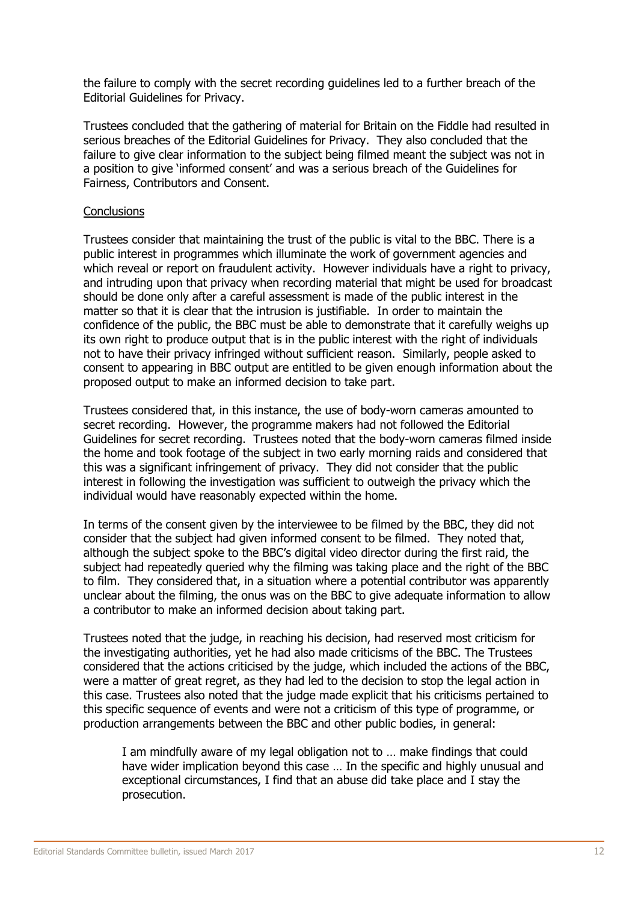the failure to comply with the secret recording guidelines led to a further breach of the Editorial Guidelines for Privacy.

Trustees concluded that the gathering of material for Britain on the Fiddle had resulted in serious breaches of the Editorial Guidelines for Privacy. They also concluded that the failure to give clear information to the subject being filmed meant the subject was not in a position to give 'informed consent' and was a serious breach of the Guidelines for Fairness, Contributors and Consent.

Conclusions

Trustees consider that maintaining the trust of the public is vital to the BBC. There is a public interest in programmes which illuminate the work of government agencies and which reveal or report on fraudulent activity. However individuals have a right to privacy, and intruding upon that privacy when recording material that might be used for broadcast should be done only after a careful assessment is made of the public interest in the matter so that it is clear that the intrusion is justifiable. In order to maintain the confidence of the public, the BBC must be able to demonstrate that it carefully weighs up its own right to produce output that is in the public interest with the right of individuals not to have their privacy infringed without sufficient reason. Similarly, people asked to consent to appearing in BBC output are entitled to be given enough information about the proposed output to make an informed decision to take part.

Trustees considered that, in this instance, the use of body-worn cameras amounted to secret recording. However, the programme makers had not followed the Editorial Guidelines for secret recording. Trustees noted that the body-worn cameras filmed inside the home and took footage of the subject in two early morning raids and considered that this was a significant infringement of privacy. They did not consider that the public interest in following the investigation was sufficient to outweigh the privacy which the individual would have reasonably expected within the home.

In terms of the consent given by the interviewee to be filmed by the BBC, they did not consider that the subject had given informed consent to be filmed. They noted that, although the subject spoke to the BBC's digital video director during the first raid, the subject had repeatedly queried why the filming was taking place and the right of the BBC to film. They considered that, in a situation where a potential contributor was apparently unclear about the filming, the onus was on the BBC to give adequate information to allow a contributor to make an informed decision about taking part.

Trustees noted that the judge, in reaching his decision, had reserved most criticism for the investigating authorities, yet he had also made criticisms of the BBC. The Trustees considered that the actions criticised by the judge, which included the actions of the BBC, were a matter of great regret, as they had led to the decision to stop the legal action in this case. Trustees also noted that the judge made explicit that his criticisms pertained to this specific sequence of events and were not a criticism of this type of programme, or production arrangements between the BBC and other public bodies, in general:

> I am mindfully aware of my legal obligation not to … make findings that could have wider implication beyond this case … In the specific and highly unusual and exceptional circumstances, I find that an abuse did take place and I stay the prosecution.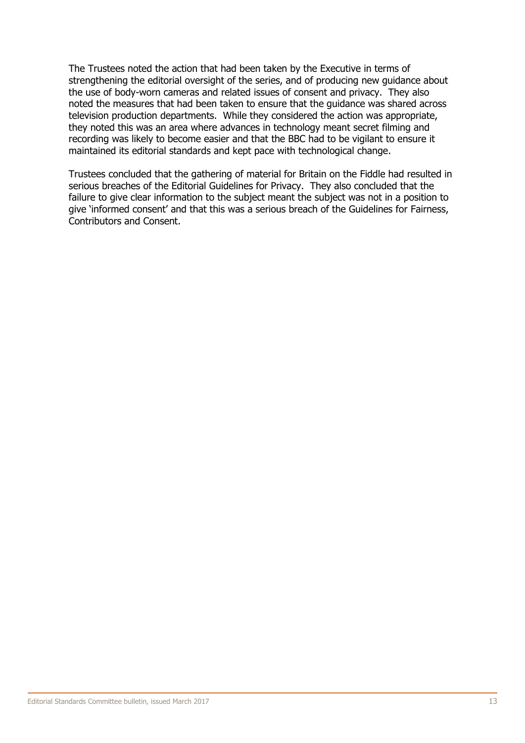The Trustees noted the action that had been taken by the Executive in terms of strengthening the editorial oversight of the series, and of producing new guidance about the use of body-worn cameras and related issues of consent and privacy. They also noted the measures that had been taken to ensure that the guidance was shared across television production departments. While they considered the action was appropriate, they noted this was an area where advances in technology meant secret filming and recording was likely to become easier and that the BBC had to be vigilant to ensure it maintained its editorial standards and kept pace with technological change.

Trustees concluded that the gathering of material for Britain on the Fiddle had resulted in serious breaches of the Editorial Guidelines for Privacy. They also concluded that the failure to give clear information to the subject meant the subject was not in a position to give 'informed consent' and that this was a serious breach of the Guidelines for Fairness, Contributors and Consent.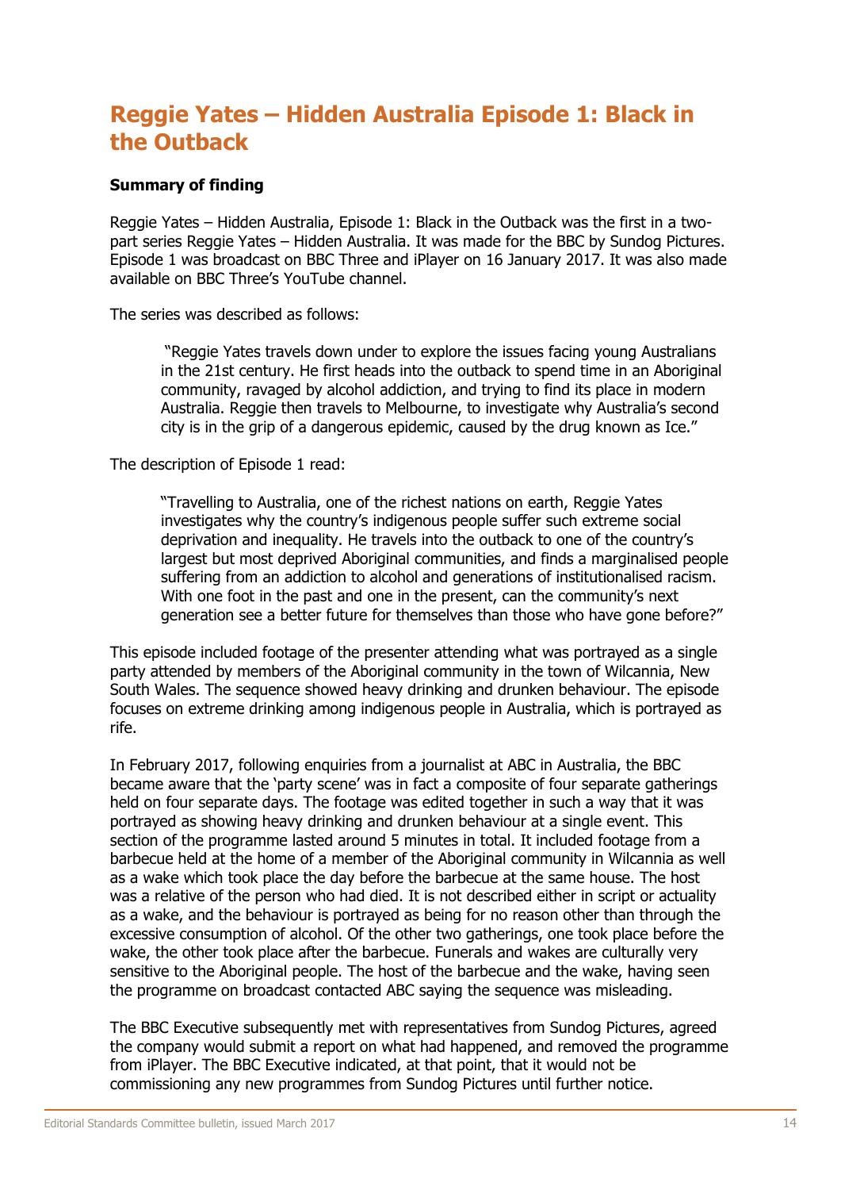# Reggie Yates – Hidden Australia Episode 1: Black in the Outback

**Summary of finding**

Reggie Yates – Hidden Australia, Episode 1: Black in the Outback was the first in a two-part series Reggie Yates – Hidden Australia. It was made for the BBC by Sundog Pictures. Episode 1 was broadcast on BBC Three and iPlayer on 16 January 2017. It was also made available on BBC Three's YouTube channel.

The series was described as follows:

> "Reggie Yates travels down under to explore the issues facing young Australians in the 21st century. He first heads into the outback to spend time in an Aboriginal community, ravaged by alcohol addiction, and trying to find its place in modern Australia. Reggie then travels to Melbourne, to investigate why Australia's second city is in the grip of a dangerous epidemic, caused by the drug known as Ice."

The description of Episode 1 read:

> "Travelling to Australia, one of the richest nations on earth, Reggie Yates investigates why the country's indigenous people suffer such extreme social deprivation and inequality. He travels into the outback to one of the country's largest but most deprived Aboriginal communities, and finds a marginalised people suffering from an addiction to alcohol and generations of institutionalised racism. With one foot in the past and one in the present, can the community's next generation see a better future for themselves than those who have gone before?"

This episode included footage of the presenter attending what was portrayed as a single party attended by members of the Aboriginal community in the town of Wilcannia, New South Wales. The sequence showed heavy drinking and drunken behaviour. The episode focuses on extreme drinking among indigenous people in Australia, which is portrayed as rife.

In February 2017, following enquiries from a journalist at ABC in Australia, the BBC became aware that the 'party scene' was in fact a composite of four separate gatherings held on four separate days. The footage was edited together in such a way that it was portrayed as showing heavy drinking and drunken behaviour at a single event. This section of the programme lasted around 5 minutes in total. It included footage from a barbecue held at the home of a member of the Aboriginal community in Wilcannia as well as a wake which took place the day before the barbecue at the same house. The host was a relative of the person who had died. It is not described either in script or actuality as a wake, and the behaviour is portrayed as being for no reason other than through the excessive consumption of alcohol. Of the other two gatherings, one took place before the wake, the other took place after the barbecue. Funerals and wakes are culturally very sensitive to the Aboriginal people. The host of the barbecue and the wake, having seen the programme on broadcast contacted ABC saying the sequence was misleading.

The BBC Executive subsequently met with representatives from Sundog Pictures, agreed the company would submit a report on what had happened, and removed the programme from iPlayer. The BBC Executive indicated, at that point, that it would not be commissioning any new programmes from Sundog Pictures until further notice.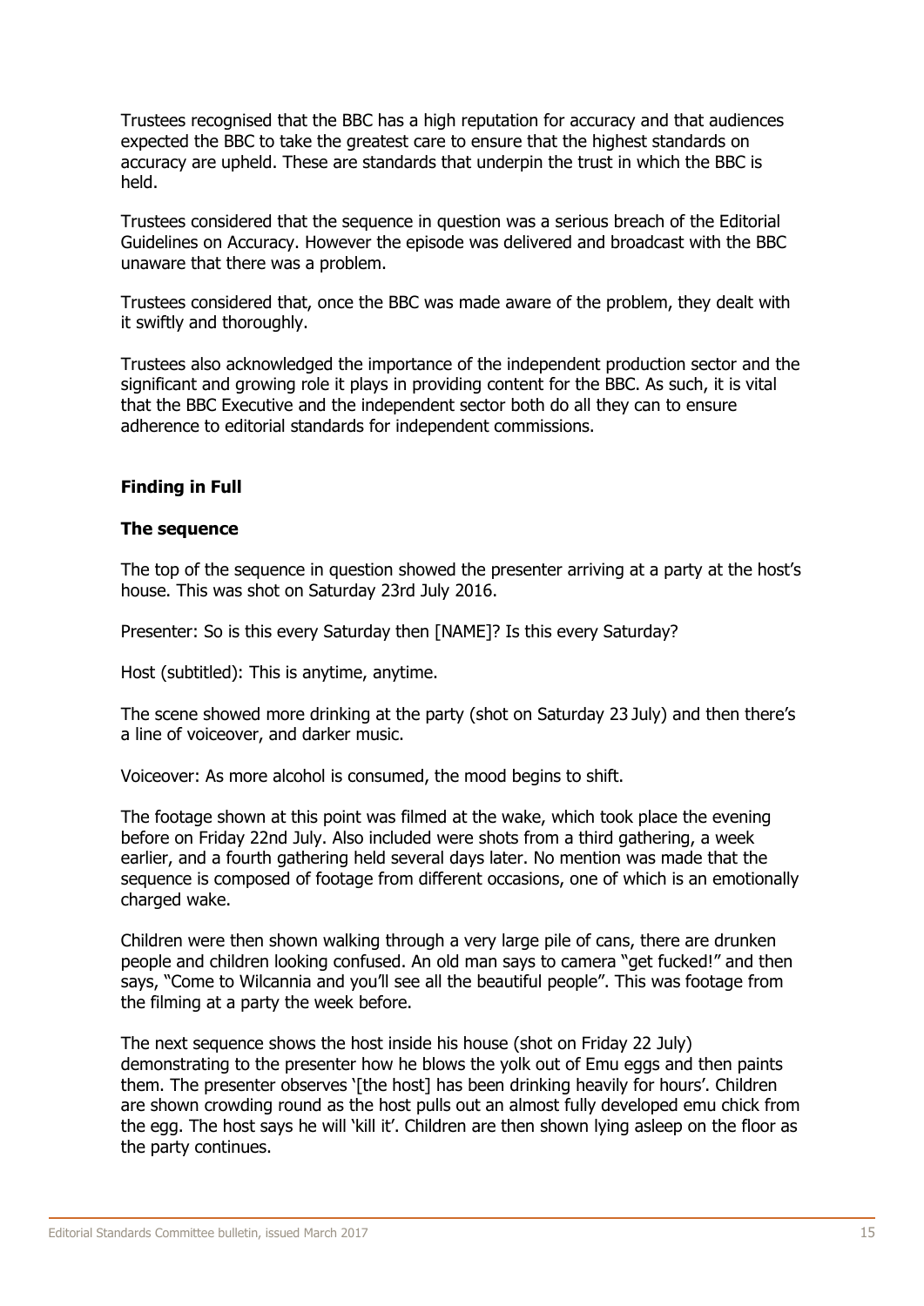Trustees recognised that the BBC has a high reputation for accuracy and that audiences expected the BBC to take the greatest care to ensure that the highest standards on accuracy are upheld. These are standards that underpin the trust in which the BBC is held.

Trustees considered that the sequence in question was a serious breach of the Editorial Guidelines on Accuracy. However the episode was delivered and broadcast with the BBC unaware that there was a problem.

Trustees considered that, once the BBC was made aware of the problem, they dealt with it swiftly and thoroughly.

Trustees also acknowledged the importance of the independent production sector and the significant and growing role it plays in providing content for the BBC. As such, it is vital that the BBC Executive and the independent sector both do all they can to ensure adherence to editorial standards for independent commissions.

**Finding in Full**

**The sequence**

The top of the sequence in question showed the presenter arriving at a party at the host's house. This was shot on Saturday 23rd July 2016.

Presenter: So is this every Saturday then [NAME]? Is this every Saturday?

Host (subtitled): This is anytime, anytime.

The scene showed more drinking at the party (shot on Saturday 23 July) and then there's a line of voiceover, and darker music.

Voiceover: As more alcohol is consumed, the mood begins to shift.

The footage shown at this point was filmed at the wake, which took place the evening before on Friday 22nd July. Also included were shots from a third gathering, a week earlier, and a fourth gathering held several days later. No mention was made that the sequence is composed of footage from different occasions, one of which is an emotionally charged wake.

Children were then shown walking through a very large pile of cans, there are drunken people and children looking confused. An old man says to camera "get fucked!" and then says, "Come to Wilcannia and you'll see all the beautiful people". This was footage from the filming at a party the week before.

The next sequence shows the host inside his house (shot on Friday 22 July) demonstrating to the presenter how he blows the yolk out of Emu eggs and then paints them. The presenter observes '[the host] has been drinking heavily for hours'. Children are shown crowding round as the host pulls out an almost fully developed emu chick from the egg. The host says he will 'kill it'. Children are then shown lying asleep on the floor as the party continues.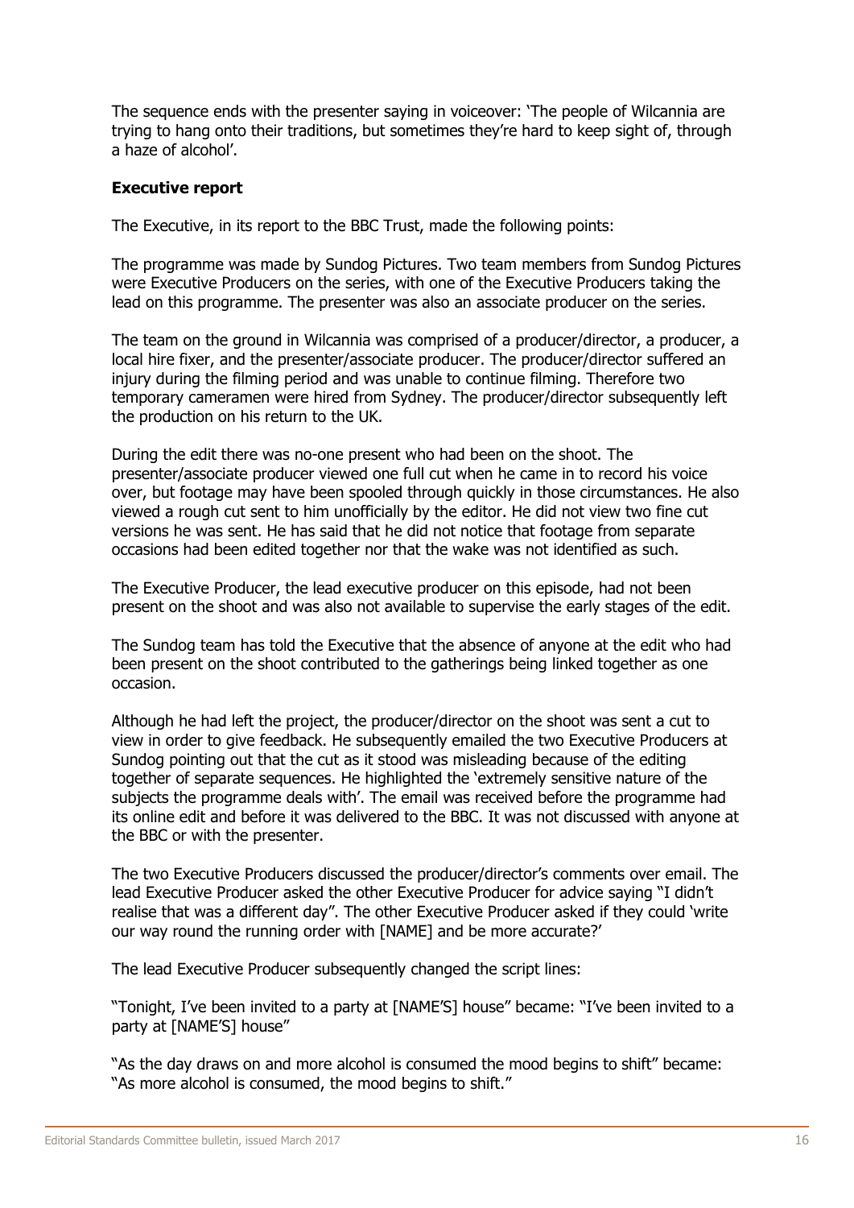The sequence ends with the presenter saying in voiceover: 'The people of Wilcannia are trying to hang onto their traditions, but sometimes they're hard to keep sight of, through a haze of alcohol'.

**Executive report**

The Executive, in its report to the BBC Trust, made the following points:

The programme was made by Sundog Pictures. Two team members from Sundog Pictures were Executive Producers on the series, with one of the Executive Producers taking the lead on this programme. The presenter was also an associate producer on the series.

The team on the ground in Wilcannia was comprised of a producer/director, a producer, a local hire fixer, and the presenter/associate producer. The producer/director suffered an injury during the filming period and was unable to continue filming. Therefore two temporary cameramen were hired from Sydney. The producer/director subsequently left the production on his return to the UK.

During the edit there was no-one present who had been on the shoot. The presenter/associate producer viewed one full cut when he came in to record his voice over, but footage may have been spooled through quickly in those circumstances. He also viewed a rough cut sent to him unofficially by the editor. He did not view two fine cut versions he was sent. He has said that he did not notice that footage from separate occasions had been edited together nor that the wake was not identified as such.

The Executive Producer, the lead executive producer on this episode, had not been present on the shoot and was also not available to supervise the early stages of the edit.

The Sundog team has told the Executive that the absence of anyone at the edit who had been present on the shoot contributed to the gatherings being linked together as one occasion.

Although he had left the project, the producer/director on the shoot was sent a cut to view in order to give feedback. He subsequently emailed the two Executive Producers at Sundog pointing out that the cut as it stood was misleading because of the editing together of separate sequences. He highlighted the 'extremely sensitive nature of the subjects the programme deals with'. The email was received before the programme had its online edit and before it was delivered to the BBC. It was not discussed with anyone at the BBC or with the presenter.

The two Executive Producers discussed the producer/director's comments over email. The lead Executive Producer asked the other Executive Producer for advice saying "I didn't realise that was a different day". The other Executive Producer asked if they could 'write our way round the running order with [NAME] and be more accurate?'

The lead Executive Producer subsequently changed the script lines:

"Tonight, I've been invited to a party at [NAME'S] house" became: "I've been invited to a party at [NAME'S] house"

"As the day draws on and more alcohol is consumed the mood begins to shift" became: "As more alcohol is consumed, the mood begins to shift."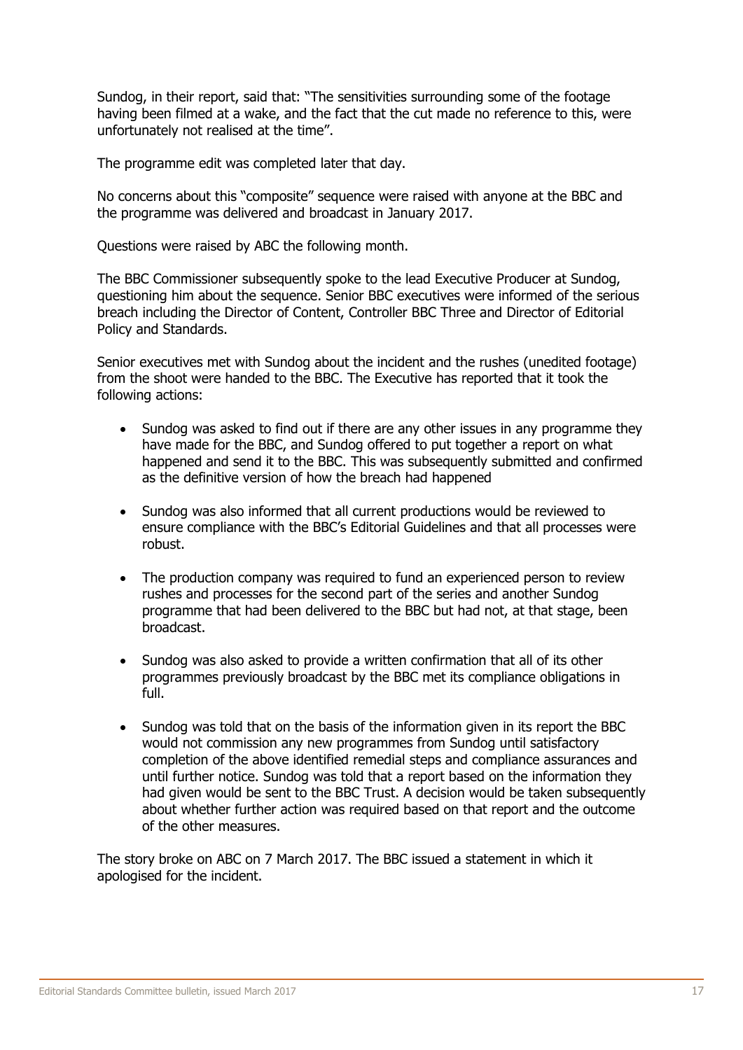Sundog, in their report, said that: "The sensitivities surrounding some of the footage having been filmed at a wake, and the fact that the cut made no reference to this, were unfortunately not realised at the time".

The programme edit was completed later that day.

No concerns about this "composite" sequence were raised with anyone at the BBC and the programme was delivered and broadcast in January 2017.

Questions were raised by ABC the following month.

The BBC Commissioner subsequently spoke to the lead Executive Producer at Sundog, questioning him about the sequence. Senior BBC executives were informed of the serious breach including the Director of Content, Controller BBC Three and Director of Editorial Policy and Standards.

Senior executives met with Sundog about the incident and the rushes (unedited footage) from the shoot were handed to the BBC. The Executive has reported that it took the following actions:

- Sundog was asked to find out if there are any other issues in any programme they have made for the BBC, and Sundog offered to put together a report on what happened and send it to the BBC. This was subsequently submitted and confirmed as the definitive version of how the breach had happened

- Sundog was also informed that all current productions would be reviewed to ensure compliance with the BBC's Editorial Guidelines and that all processes were robust.

- The production company was required to fund an experienced person to review rushes and processes for the second part of the series and another Sundog programme that had been delivered to the BBC but had not, at that stage, been broadcast.

- Sundog was also asked to provide a written confirmation that all of its other programmes previously broadcast by the BBC met its compliance obligations in full.

- Sundog was told that on the basis of the information given in its report the BBC would not commission any new programmes from Sundog until satisfactory completion of the above identified remedial steps and compliance assurances and until further notice. Sundog was told that a report based on the information they had given would be sent to the BBC Trust. A decision would be taken subsequently about whether further action was required based on that report and the outcome of the other measures.

The story broke on ABC on 7 March 2017. The BBC issued a statement in which it apologised for the incident.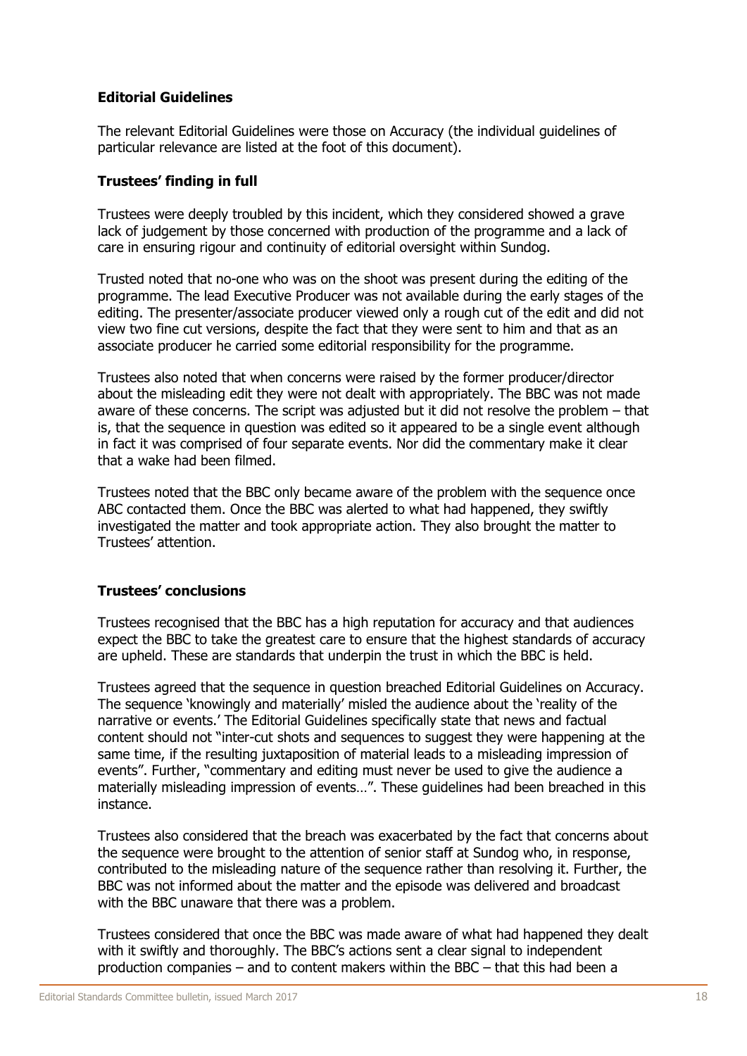**Editorial Guidelines**

The relevant Editorial Guidelines were those on Accuracy (the individual guidelines of particular relevance are listed at the foot of this document).

**Trustees' finding in full**

Trustees were deeply troubled by this incident, which they considered showed a grave lack of judgement by those concerned with production of the programme and a lack of care in ensuring rigour and continuity of editorial oversight within Sundog.

Trusted noted that no-one who was on the shoot was present during the editing of the programme. The lead Executive Producer was not available during the early stages of the editing. The presenter/associate producer viewed only a rough cut of the edit and did not view two fine cut versions, despite the fact that they were sent to him and that as an associate producer he carried some editorial responsibility for the programme.

Trustees also noted that when concerns were raised by the former producer/director about the misleading edit they were not dealt with appropriately. The BBC was not made aware of these concerns. The script was adjusted but it did not resolve the problem – that is, that the sequence in question was edited so it appeared to be a single event although in fact it was comprised of four separate events. Nor did the commentary make it clear that a wake had been filmed.

Trustees noted that the BBC only became aware of the problem with the sequence once ABC contacted them. Once the BBC was alerted to what had happened, they swiftly investigated the matter and took appropriate action. They also brought the matter to Trustees' attention.

**Trustees' conclusions**

Trustees recognised that the BBC has a high reputation for accuracy and that audiences expect the BBC to take the greatest care to ensure that the highest standards of accuracy are upheld. These are standards that underpin the trust in which the BBC is held.

Trustees agreed that the sequence in question breached Editorial Guidelines on Accuracy. The sequence 'knowingly and materially' misled the audience about the 'reality of the narrative or events.' The Editorial Guidelines specifically state that news and factual content should not "inter-cut shots and sequences to suggest they were happening at the same time, if the resulting juxtaposition of material leads to a misleading impression of events". Further, "commentary and editing must never be used to give the audience a materially misleading impression of events…". These guidelines had been breached in this instance.

Trustees also considered that the breach was exacerbated by the fact that concerns about the sequence were brought to the attention of senior staff at Sundog who, in response, contributed to the misleading nature of the sequence rather than resolving it. Further, the BBC was not informed about the matter and the episode was delivered and broadcast with the BBC unaware that there was a problem.

Trustees considered that once the BBC was made aware of what had happened they dealt with it swiftly and thoroughly. The BBC's actions sent a clear signal to independent production companies – and to content makers within the BBC – that this had been a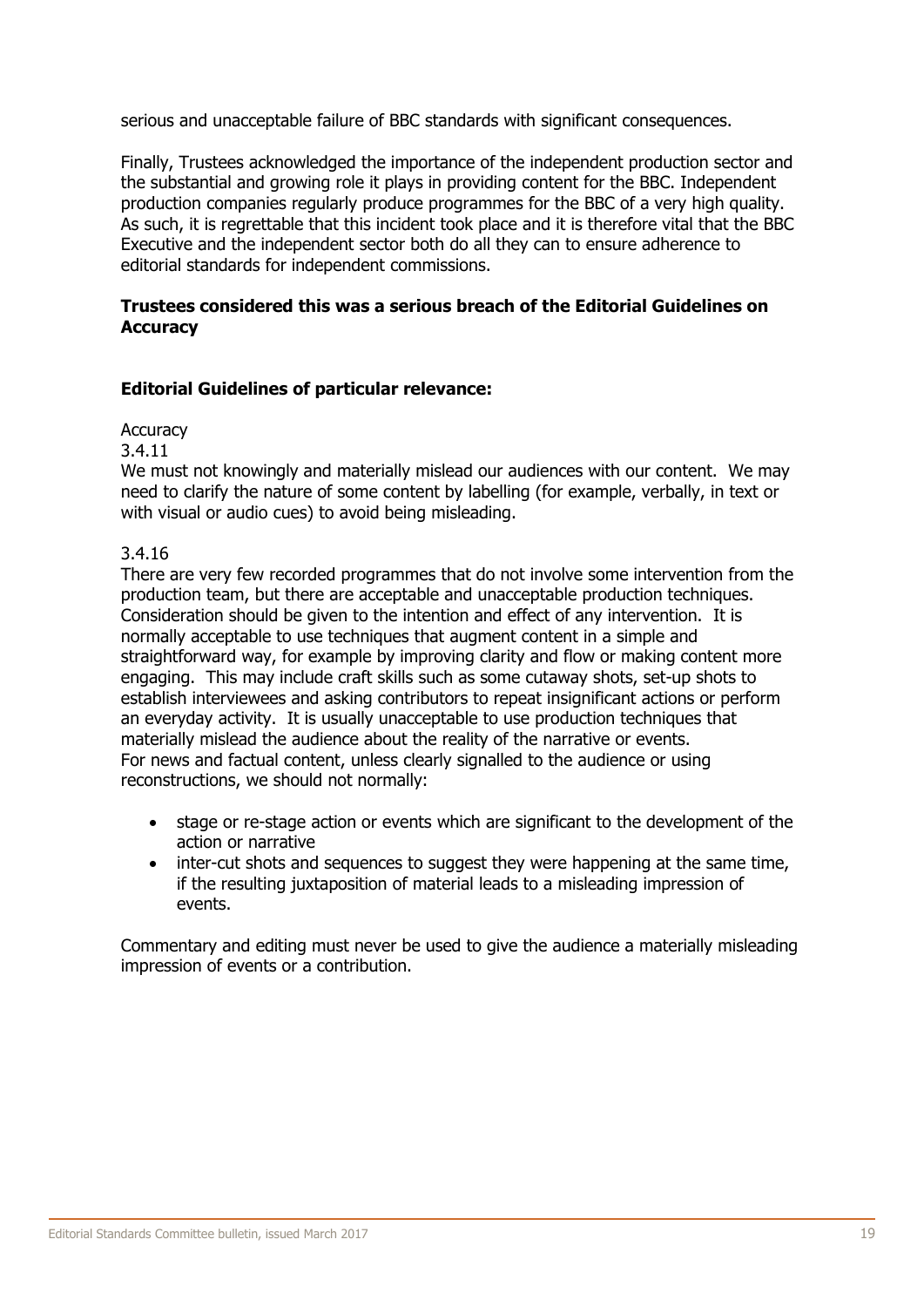serious and unacceptable failure of BBC standards with significant consequences.

Finally, Trustees acknowledged the importance of the independent production sector and the substantial and growing role it plays in providing content for the BBC. Independent production companies regularly produce programmes for the BBC of a very high quality. As such, it is regrettable that this incident took place and it is therefore vital that the BBC Executive and the independent sector both do all they can to ensure adherence to editorial standards for independent commissions.

**Trustees considered this was a serious breach of the Editorial Guidelines on Accuracy**

**Editorial Guidelines of particular relevance:**

Accuracy

3.4.11

We must not knowingly and materially mislead our audiences with our content. We may need to clarify the nature of some content by labelling (for example, verbally, in text or with visual or audio cues) to avoid being misleading.

3.4.16

There are very few recorded programmes that do not involve some intervention from the production team, but there are acceptable and unacceptable production techniques. Consideration should be given to the intention and effect of any intervention. It is normally acceptable to use techniques that augment content in a simple and straightforward way, for example by improving clarity and flow or making content more engaging. This may include craft skills such as some cutaway shots, set-up shots to establish interviewees and asking contributors to repeat insignificant actions or perform an everyday activity. It is usually unacceptable to use production techniques that materially mislead the audience about the reality of the narrative or events.
For news and factual content, unless clearly signalled to the audience or using reconstructions, we should not normally:

- stage or re-stage action or events which are significant to the development of the action or narrative
- inter-cut shots and sequences to suggest they were happening at the same time, if the resulting juxtaposition of material leads to a misleading impression of events.

Commentary and editing must never be used to give the audience a materially misleading impression of events or a contribution.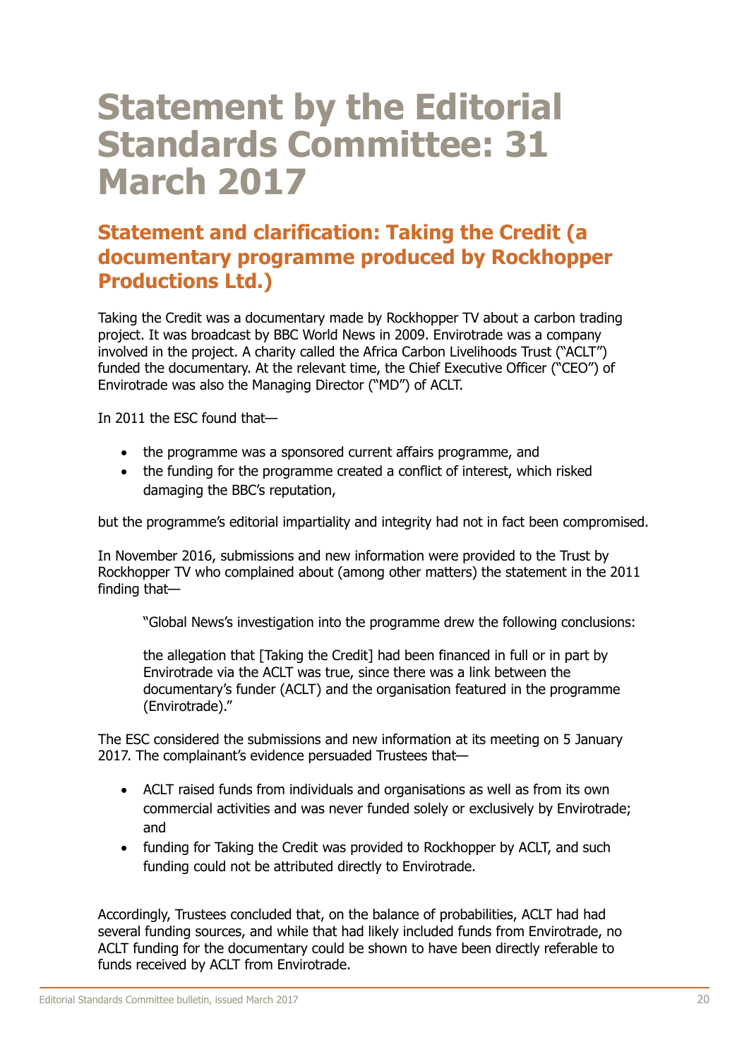# Statement by the Editorial Standards Committee: 31 March 2017

## Statement and clarification: Taking the Credit (a documentary programme produced by Rockhopper Productions Ltd.)

Taking the Credit was a documentary made by Rockhopper TV about a carbon trading project. It was broadcast by BBC World News in 2009. Envirotrade was a company involved in the project. A charity called the Africa Carbon Livelihoods Trust ("ACLT") funded the documentary. At the relevant time, the Chief Executive Officer ("CEO") of Envirotrade was also the Managing Director ("MD") of ACLT.

In 2011 the ESC found that—

- the programme was a sponsored current affairs programme, and
- the funding for the programme created a conflict of interest, which risked damaging the BBC's reputation,

but the programme's editorial impartiality and integrity had not in fact been compromised.

In November 2016, submissions and new information were provided to the Trust by Rockhopper TV who complained about (among other matters) the statement in the 2011 finding that—

> "Global News's investigation into the programme drew the following conclusions:
>
> the allegation that [Taking the Credit] had been financed in full or in part by Envirotrade via the ACLT was true, since there was a link between the documentary's funder (ACLT) and the organisation featured in the programme (Envirotrade)."

The ESC considered the submissions and new information at its meeting on 5 January 2017. The complainant's evidence persuaded Trustees that—

- ACLT raised funds from individuals and organisations as well as from its own commercial activities and was never funded solely or exclusively by Envirotrade; and
- funding for Taking the Credit was provided to Rockhopper by ACLT, and such funding could not be attributed directly to Envirotrade.

Accordingly, Trustees concluded that, on the balance of probabilities, ACLT had had several funding sources, and while that had likely included funds from Envirotrade, no ACLT funding for the documentary could be shown to have been directly referable to funds received by ACLT from Envirotrade.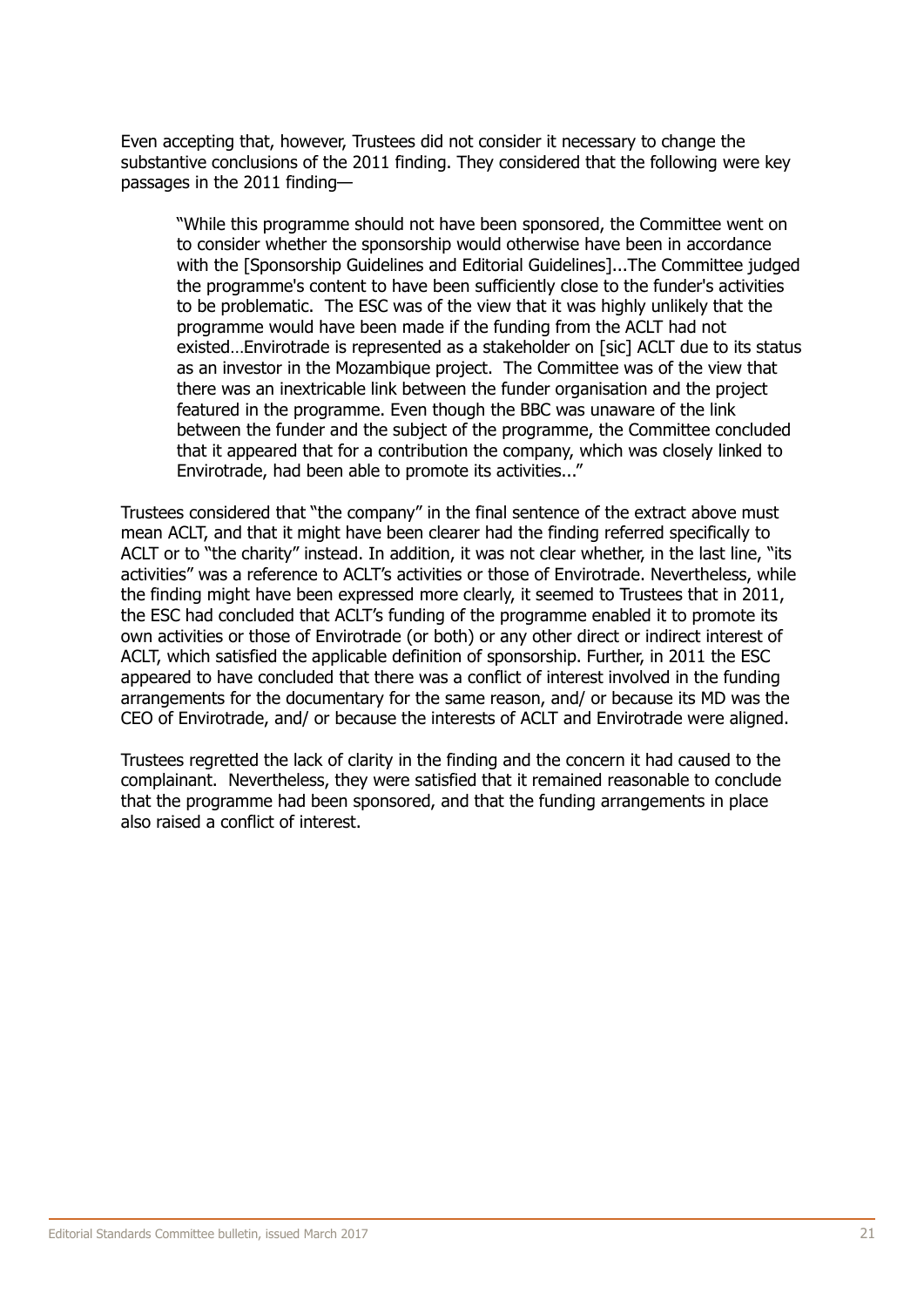Even accepting that, however, Trustees did not consider it necessary to change the substantive conclusions of the 2011 finding. They considered that the following were key passages in the 2011 finding—

> "While this programme should not have been sponsored, the Committee went on to consider whether the sponsorship would otherwise have been in accordance with the [Sponsorship Guidelines and Editorial Guidelines]...The Committee judged the programme's content to have been sufficiently close to the funder's activities to be problematic. The ESC was of the view that it was highly unlikely that the programme would have been made if the funding from the ACLT had not existed…Envirotrade is represented as a stakeholder on [sic] ACLT due to its status as an investor in the Mozambique project. The Committee was of the view that there was an inextricable link between the funder organisation and the project featured in the programme. Even though the BBC was unaware of the link between the funder and the subject of the programme, the Committee concluded that it appeared that for a contribution the company, which was closely linked to Envirotrade, had been able to promote its activities..."

Trustees considered that "the company" in the final sentence of the extract above must mean ACLT, and that it might have been clearer had the finding referred specifically to ACLT or to "the charity" instead. In addition, it was not clear whether, in the last line, "its activities" was a reference to ACLT's activities or those of Envirotrade. Nevertheless, while the finding might have been expressed more clearly, it seemed to Trustees that in 2011, the ESC had concluded that ACLT's funding of the programme enabled it to promote its own activities or those of Envirotrade (or both) or any other direct or indirect interest of ACLT, which satisfied the applicable definition of sponsorship. Further, in 2011 the ESC appeared to have concluded that there was a conflict of interest involved in the funding arrangements for the documentary for the same reason, and/ or because its MD was the CEO of Envirotrade, and/ or because the interests of ACLT and Envirotrade were aligned.

Trustees regretted the lack of clarity in the finding and the concern it had caused to the complainant. Nevertheless, they were satisfied that it remained reasonable to conclude that the programme had been sponsored, and that the funding arrangements in place also raised a conflict of interest.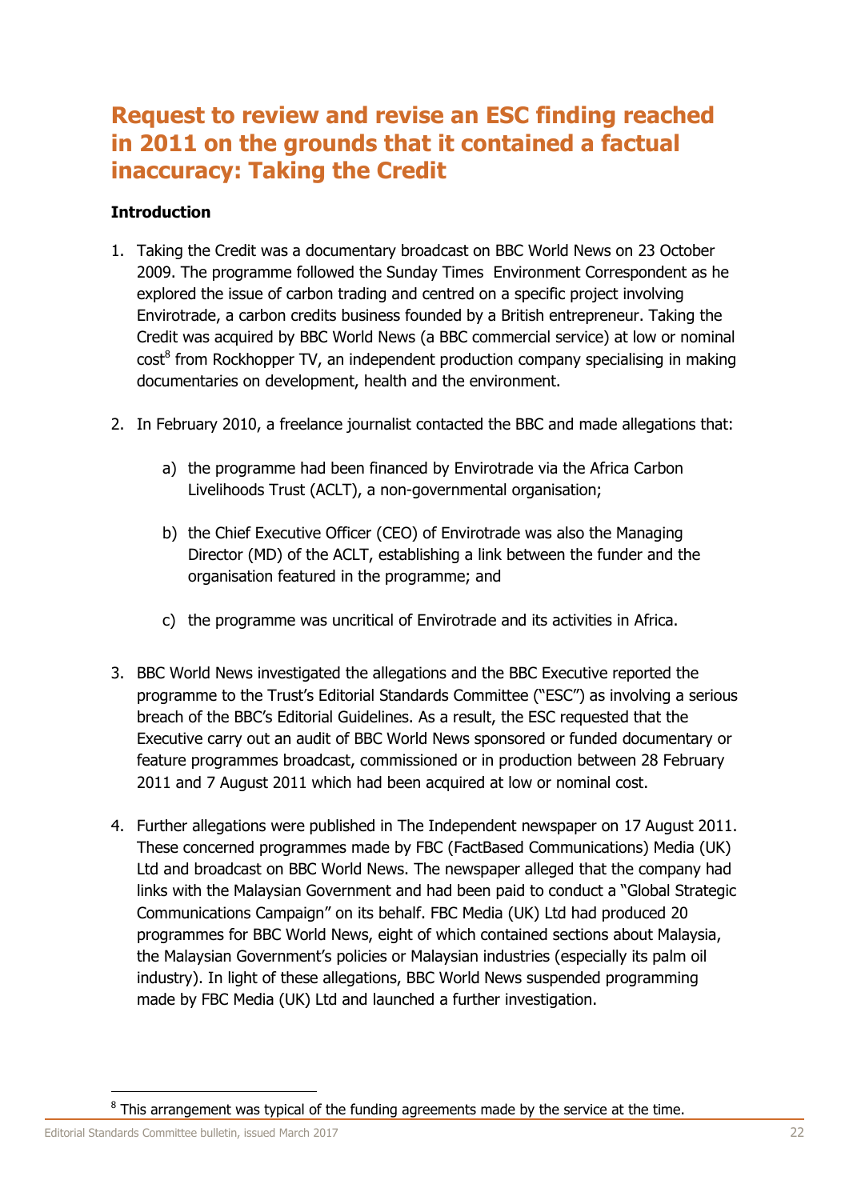## Request to review and revise an ESC finding reached in 2011 on the grounds that it contained a factual inaccuracy: Taking the Credit

**Introduction**

1. Taking the Credit was a documentary broadcast on BBC World News on 23 October 2009. The programme followed the Sunday Times Environment Correspondent as he explored the issue of carbon trading and centred on a specific project involving Envirotrade, a carbon credits business founded by a British entrepreneur. Taking the Credit was acquired by BBC World News (a BBC commercial service) at low or nominal cost[8] from Rockhopper TV, an independent production company specialising in making documentaries on development, health and the environment.

2. In February 2010, a freelance journalist contacted the BBC and made allegations that:

    a) the programme had been financed by Envirotrade via the Africa Carbon Livelihoods Trust (ACLT), a non-governmental organisation;

    b) the Chief Executive Officer (CEO) of Envirotrade was also the Managing Director (MD) of the ACLT, establishing a link between the funder and the organisation featured in the programme; and

    c) the programme was uncritical of Envirotrade and its activities in Africa.

3. BBC World News investigated the allegations and the BBC Executive reported the programme to the Trust's Editorial Standards Committee ("ESC") as involving a serious breach of the BBC's Editorial Guidelines. As a result, the ESC requested that the Executive carry out an audit of BBC World News sponsored or funded documentary or feature programmes broadcast, commissioned or in production between 28 February 2011 and 7 August 2011 which had been acquired at low or nominal cost.

4. Further allegations were published in The Independent newspaper on 17 August 2011. These concerned programmes made by FBC (FactBased Communications) Media (UK) Ltd and broadcast on BBC World News. The newspaper alleged that the company had links with the Malaysian Government and had been paid to conduct a "Global Strategic Communications Campaign" on its behalf. FBC Media (UK) Ltd had produced 20 programmes for BBC World News, eight of which contained sections about Malaysia, the Malaysian Government's policies or Malaysian industries (especially its palm oil industry). In light of these allegations, BBC World News suspended programming made by FBC Media (UK) Ltd and launched a further investigation.

[8] This arrangement was typical of the funding agreements made by the service at the time.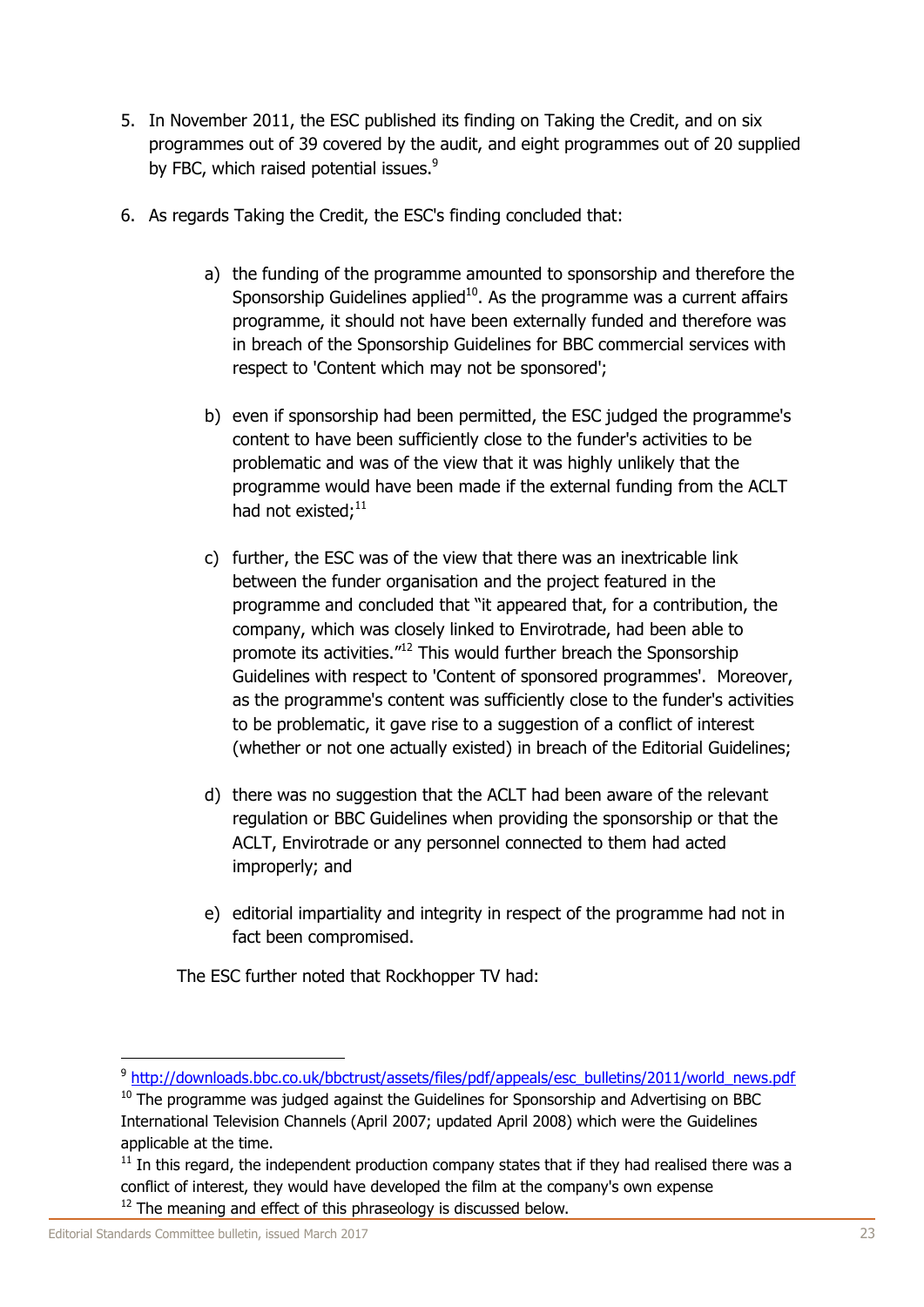5. In November 2011, the ESC published its finding on Taking the Credit, and on six programmes out of 39 covered by the audit, and eight programmes out of 20 supplied by FBC, which raised potential issues.[9]

6. As regards Taking the Credit, the ESC's finding concluded that:

    a) the funding of the programme amounted to sponsorship and therefore the Sponsorship Guidelines applied[10]. As the programme was a current affairs programme, it should not have been externally funded and therefore was in breach of the Sponsorship Guidelines for BBC commercial services with respect to 'Content which may not be sponsored';

    b) even if sponsorship had been permitted, the ESC judged the programme's content to have been sufficiently close to the funder's activities to be problematic and was of the view that it was highly unlikely that the programme would have been made if the external funding from the ACLT had not existed;[11]

    c) further, the ESC was of the view that there was an inextricable link between the funder organisation and the project featured in the programme and concluded that "it appeared that, for a contribution, the company, which was closely linked to Envirotrade, had been able to promote its activities."[12] This would further breach the Sponsorship Guidelines with respect to 'Content of sponsored programmes'. Moreover, as the programme's content was sufficiently close to the funder's activities to be problematic, it gave rise to a suggestion of a conflict of interest (whether or not one actually existed) in breach of the Editorial Guidelines;

    d) there was no suggestion that the ACLT had been aware of the relevant regulation or BBC Guidelines when providing the sponsorship or that the ACLT, Envirotrade or any personnel connected to them had acted improperly; and

    e) editorial impartiality and integrity in respect of the programme had not in fact been compromised.

    The ESC further noted that Rockhopper TV had:

---

[9] http://downloads.bbc.co.uk/bbctrust/assets/files/pdf/appeals/esc_bulletins/2011/world_news.pdf

[10] The programme was judged against the Guidelines for Sponsorship and Advertising on BBC International Television Channels (April 2007; updated April 2008) which were the Guidelines applicable at the time.

[11] In this regard, the independent production company states that if they had realised there was a conflict of interest, they would have developed the film at the company's own expense

[12] The meaning and effect of this phraseology is discussed below.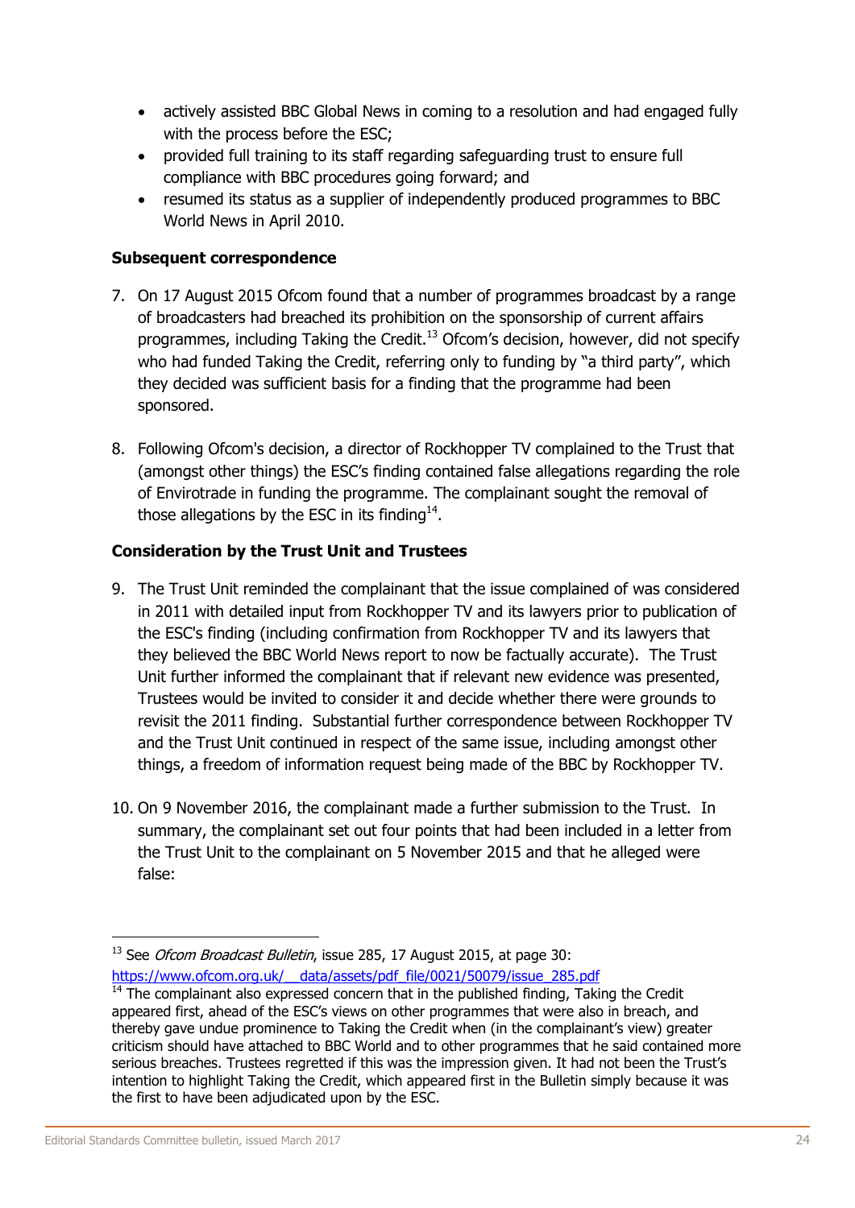- actively assisted BBC Global News in coming to a resolution and had engaged fully with the process before the ESC;
- provided full training to its staff regarding safeguarding trust to ensure full compliance with BBC procedures going forward; and
- resumed its status as a supplier of independently produced programmes to BBC World News in April 2010.

**Subsequent correspondence**

7. On 17 August 2015 Ofcom found that a number of programmes broadcast by a range of broadcasters had breached its prohibition on the sponsorship of current affairs programmes, including Taking the Credit.[13] Ofcom's decision, however, did not specify who had funded Taking the Credit, referring only to funding by "a third party", which they decided was sufficient basis for a finding that the programme had been sponsored.

8. Following Ofcom's decision, a director of Rockhopper TV complained to the Trust that (amongst other things) the ESC's finding contained false allegations regarding the role of Envirotrade in funding the programme. The complainant sought the removal of those allegations by the ESC in its finding[14].

**Consideration by the Trust Unit and Trustees**

9. The Trust Unit reminded the complainant that the issue complained of was considered in 2011 with detailed input from Rockhopper TV and its lawyers prior to publication of the ESC's finding (including confirmation from Rockhopper TV and its lawyers that they believed the BBC World News report to now be factually accurate). The Trust Unit further informed the complainant that if relevant new evidence was presented, Trustees would be invited to consider it and decide whether there were grounds to revisit the 2011 finding. Substantial further correspondence between Rockhopper TV and the Trust Unit continued in respect of the same issue, including amongst other things, a freedom of information request being made of the BBC by Rockhopper TV.

10. On 9 November 2016, the complainant made a further submission to the Trust. In summary, the complainant set out four points that had been included in a letter from the Trust Unit to the complainant on 5 November 2015 and that he alleged were false:

---

[13] See *Ofcom Broadcast Bulletin*, issue 285, 17 August 2015, at page 30: https://www.ofcom.org.uk/__data/assets/pdf_file/0021/50079/issue_285.pdf

[14] The complainant also expressed concern that in the published finding, Taking the Credit appeared first, ahead of the ESC's views on other programmes that were also in breach, and thereby gave undue prominence to Taking the Credit when (in the complainant's view) greater criticism should have attached to BBC World and to other programmes that he said contained more serious breaches. Trustees regretted if this was the impression given. It had not been the Trust's intention to highlight Taking the Credit, which appeared first in the Bulletin simply because it was the first to have been adjudicated upon by the ESC.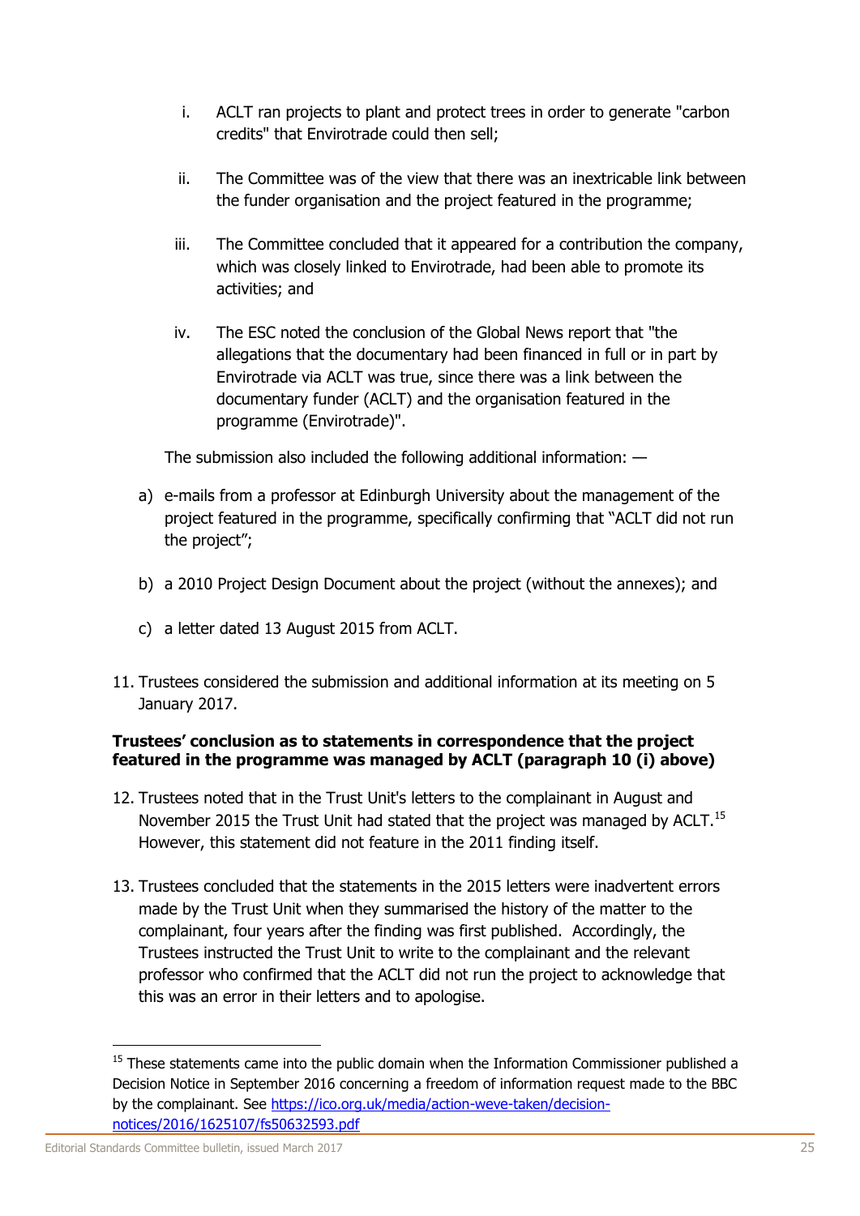i. ACLT ran projects to plant and protect trees in order to generate "carbon credits" that Envirotrade could then sell;

ii. The Committee was of the view that there was an inextricable link between the funder organisation and the project featured in the programme;

iii. The Committee concluded that it appeared for a contribution the company, which was closely linked to Envirotrade, had been able to promote its activities; and

iv. The ESC noted the conclusion of the Global News report that "the allegations that the documentary had been financed in full or in part by Envirotrade via ACLT was true, since there was a link between the documentary funder (ACLT) and the organisation featured in the programme (Envirotrade)".

The submission also included the following additional information: —

a) e-mails from a professor at Edinburgh University about the management of the project featured in the programme, specifically confirming that "ACLT did not run the project";

b) a 2010 Project Design Document about the project (without the annexes); and

c) a letter dated 13 August 2015 from ACLT.

11. Trustees considered the submission and additional information at its meeting on 5 January 2017.

**Trustees' conclusion as to statements in correspondence that the project featured in the programme was managed by ACLT (paragraph 10 (i) above)**

12. Trustees noted that in the Trust Unit's letters to the complainant in August and November 2015 the Trust Unit had stated that the project was managed by ACLT.[15] However, this statement did not feature in the 2011 finding itself.

13. Trustees concluded that the statements in the 2015 letters were inadvertent errors made by the Trust Unit when they summarised the history of the matter to the complainant, four years after the finding was first published. Accordingly, the Trustees instructed the Trust Unit to write to the complainant and the relevant professor who confirmed that the ACLT did not run the project to acknowledge that this was an error in their letters and to apologise.

[15] These statements came into the public domain when the Information Commissioner published a Decision Notice in September 2016 concerning a freedom of information request made to the BBC by the complainant. See https://ico.org.uk/media/action-weve-taken/decision-notices/2016/1625107/fs50632593.pdf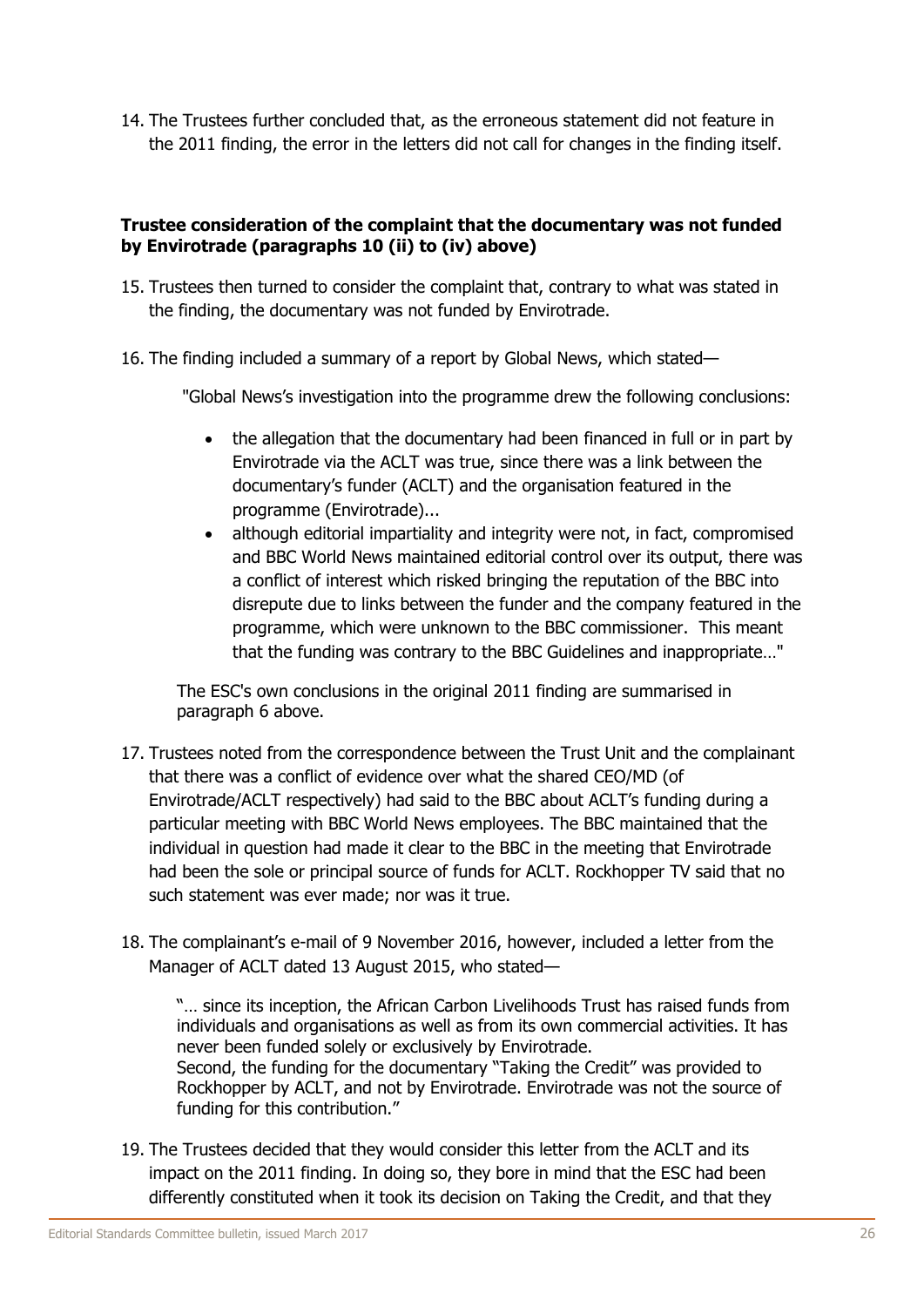14. The Trustees further concluded that, as the erroneous statement did not feature in the 2011 finding, the error in the letters did not call for changes in the finding itself.

**Trustee consideration of the complaint that the documentary was not funded by Envirotrade (paragraphs 10 (ii) to (iv) above)**

15. Trustees then turned to consider the complaint that, contrary to what was stated in the finding, the documentary was not funded by Envirotrade.

16. The finding included a summary of a report by Global News, which stated—

    "Global News's investigation into the programme drew the following conclusions:

    - the allegation that the documentary had been financed in full or in part by Envirotrade via the ACLT was true, since there was a link between the documentary's funder (ACLT) and the organisation featured in the programme (Envirotrade)...
    - although editorial impartiality and integrity were not, in fact, compromised and BBC World News maintained editorial control over its output, there was a conflict of interest which risked bringing the reputation of the BBC into disrepute due to links between the funder and the company featured in the programme, which were unknown to the BBC commissioner. This meant that the funding was contrary to the BBC Guidelines and inappropriate…"

    The ESC's own conclusions in the original 2011 finding are summarised in paragraph 6 above.

17. Trustees noted from the correspondence between the Trust Unit and the complainant that there was a conflict of evidence over what the shared CEO/MD (of Envirotrade/ACLT respectively) had said to the BBC about ACLT's funding during a particular meeting with BBC World News employees. The BBC maintained that the individual in question had made it clear to the BBC in the meeting that Envirotrade had been the sole or principal source of funds for ACLT. Rockhopper TV said that no such statement was ever made; nor was it true.

18. The complainant's e-mail of 9 November 2016, however, included a letter from the Manager of ACLT dated 13 August 2015, who stated—

    "… since its inception, the African Carbon Livelihoods Trust has raised funds from individuals and organisations as well as from its own commercial activities. It has never been funded solely or exclusively by Envirotrade.
    Second, the funding for the documentary "Taking the Credit" was provided to Rockhopper by ACLT, and not by Envirotrade. Envirotrade was not the source of funding for this contribution."

19. The Trustees decided that they would consider this letter from the ACLT and its impact on the 2011 finding. In doing so, they bore in mind that the ESC had been differently constituted when it took its decision on Taking the Credit, and that they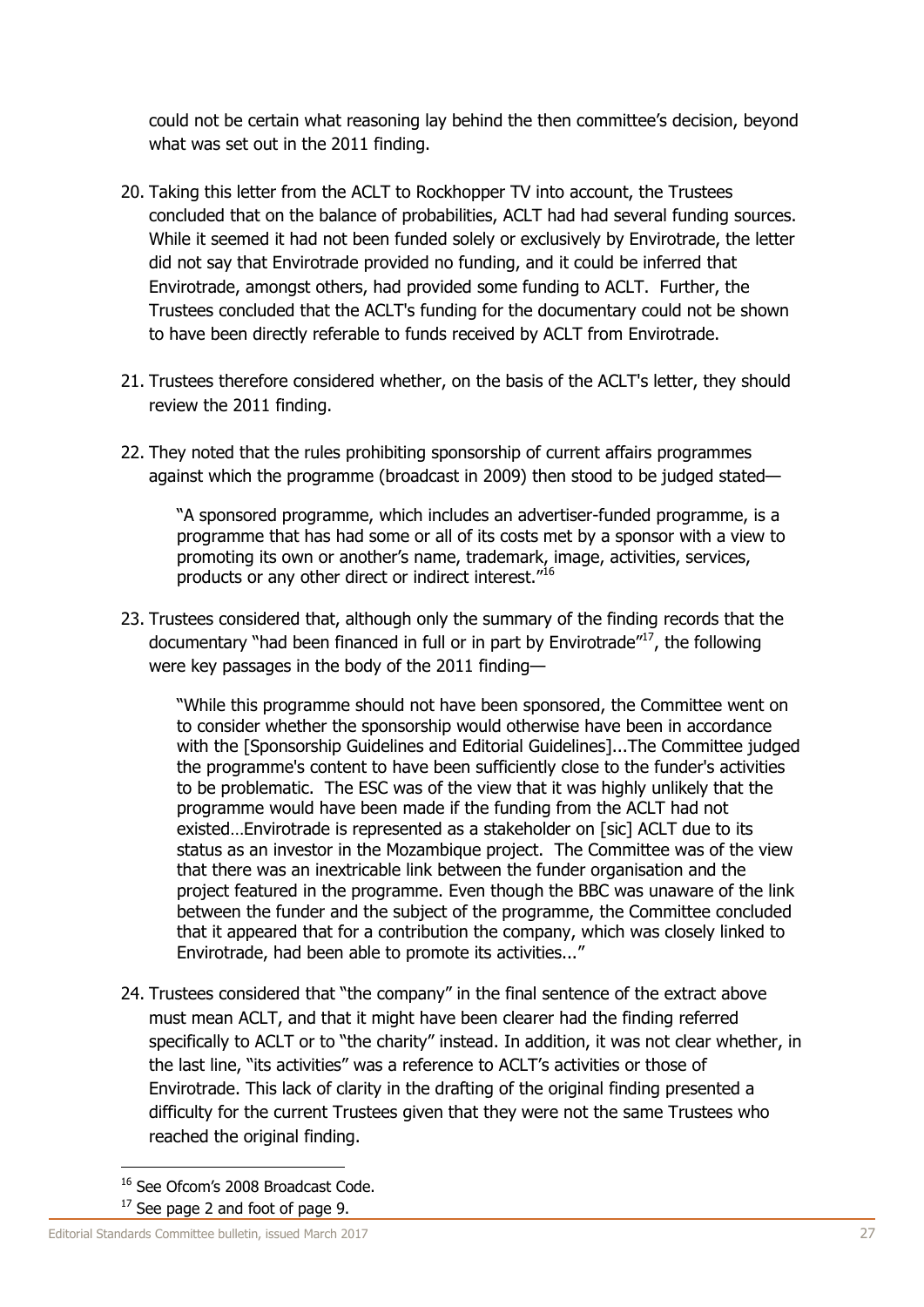could not be certain what reasoning lay behind the then committee's decision, beyond what was set out in the 2011 finding.

20. Taking this letter from the ACLT to Rockhopper TV into account, the Trustees concluded that on the balance of probabilities, ACLT had had several funding sources. While it seemed it had not been funded solely or exclusively by Envirotrade, the letter did not say that Envirotrade provided no funding, and it could be inferred that Envirotrade, amongst others, had provided some funding to ACLT. Further, the Trustees concluded that the ACLT's funding for the documentary could not be shown to have been directly referable to funds received by ACLT from Envirotrade.

21. Trustees therefore considered whether, on the basis of the ACLT's letter, they should review the 2011 finding.

22. They noted that the rules prohibiting sponsorship of current affairs programmes against which the programme (broadcast in 2009) then stood to be judged stated—

    "A sponsored programme, which includes an advertiser-funded programme, is a programme that has had some or all of its costs met by a sponsor with a view to promoting its own or another's name, trademark, image, activities, services, products or any other direct or indirect interest."[16]

23. Trustees considered that, although only the summary of the finding records that the documentary "had been financed in full or in part by Envirotrade"[17], the following were key passages in the body of the 2011 finding—

    "While this programme should not have been sponsored, the Committee went on to consider whether the sponsorship would otherwise have been in accordance with the [Sponsorship Guidelines and Editorial Guidelines]...The Committee judged the programme's content to have been sufficiently close to the funder's activities to be problematic. The ESC was of the view that it was highly unlikely that the programme would have been made if the funding from the ACLT had not existed…Envirotrade is represented as a stakeholder on [sic] ACLT due to its status as an investor in the Mozambique project. The Committee was of the view that there was an inextricable link between the funder organisation and the project featured in the programme. Even though the BBC was unaware of the link between the funder and the subject of the programme, the Committee concluded that it appeared that for a contribution the company, which was closely linked to Envirotrade, had been able to promote its activities..."

24. Trustees considered that "the company" in the final sentence of the extract above must mean ACLT, and that it might have been clearer had the finding referred specifically to ACLT or to "the charity" instead. In addition, it was not clear whether, in the last line, "its activities" was a reference to ACLT's activities or those of Envirotrade. This lack of clarity in the drafting of the original finding presented a difficulty for the current Trustees given that they were not the same Trustees who reached the original finding.

---

[16] See Ofcom's 2008 Broadcast Code.

[17] See page 2 and foot of page 9.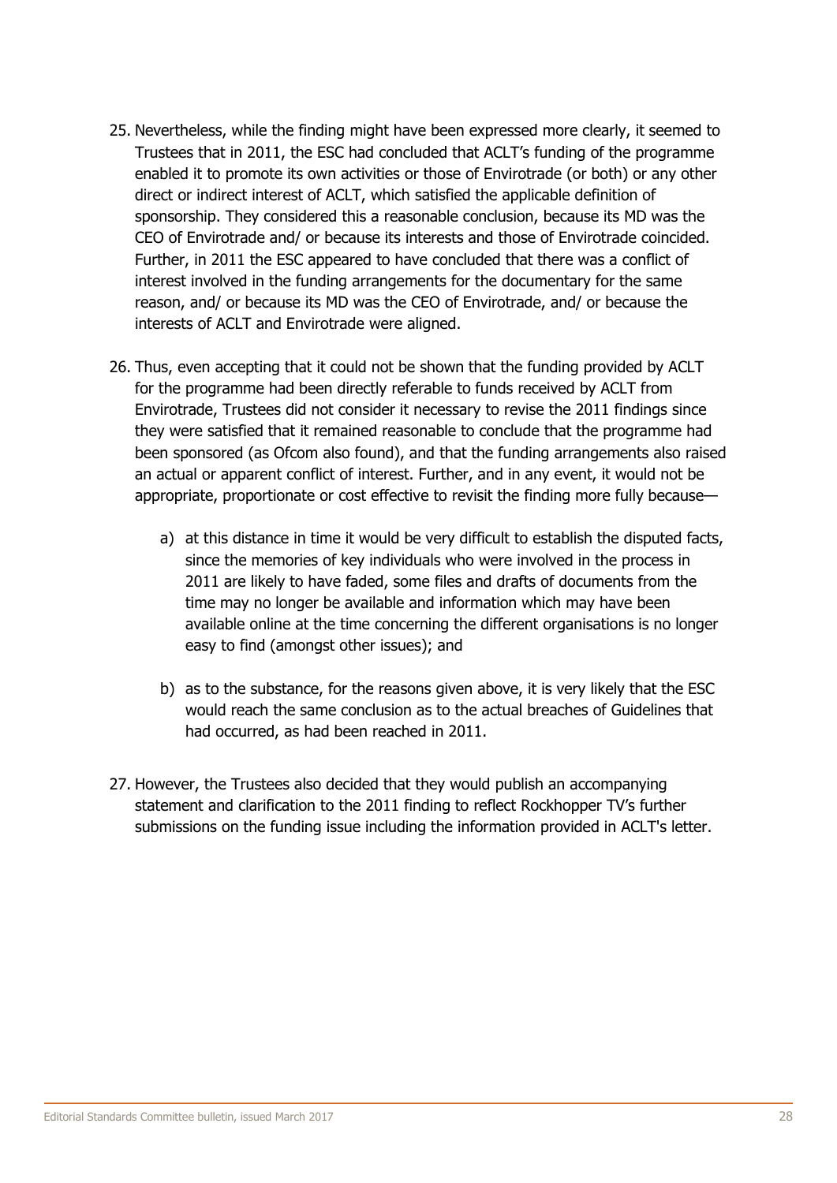25. Nevertheless, while the finding might have been expressed more clearly, it seemed to Trustees that in 2011, the ESC had concluded that ACLT's funding of the programme enabled it to promote its own activities or those of Envirotrade (or both) or any other direct or indirect interest of ACLT, which satisfied the applicable definition of sponsorship. They considered this a reasonable conclusion, because its MD was the CEO of Envirotrade and/ or because its interests and those of Envirotrade coincided. Further, in 2011 the ESC appeared to have concluded that there was a conflict of interest involved in the funding arrangements for the documentary for the same reason, and/ or because its MD was the CEO of Envirotrade, and/ or because the interests of ACLT and Envirotrade were aligned.

26. Thus, even accepting that it could not be shown that the funding provided by ACLT for the programme had been directly referable to funds received by ACLT from Envirotrade, Trustees did not consider it necessary to revise the 2011 findings since they were satisfied that it remained reasonable to conclude that the programme had been sponsored (as Ofcom also found), and that the funding arrangements also raised an actual or apparent conflict of interest. Further, and in any event, it would not be appropriate, proportionate or cost effective to revisit the finding more fully because—

    a) at this distance in time it would be very difficult to establish the disputed facts, since the memories of key individuals who were involved in the process in 2011 are likely to have faded, some files and drafts of documents from the time may no longer be available and information which may have been available online at the time concerning the different organisations is no longer easy to find (amongst other issues); and

    b) as to the substance, for the reasons given above, it is very likely that the ESC would reach the same conclusion as to the actual breaches of Guidelines that had occurred, as had been reached in 2011.

27. However, the Trustees also decided that they would publish an accompanying statement and clarification to the 2011 finding to reflect Rockhopper TV's further submissions on the funding issue including the information provided in ACLT's letter.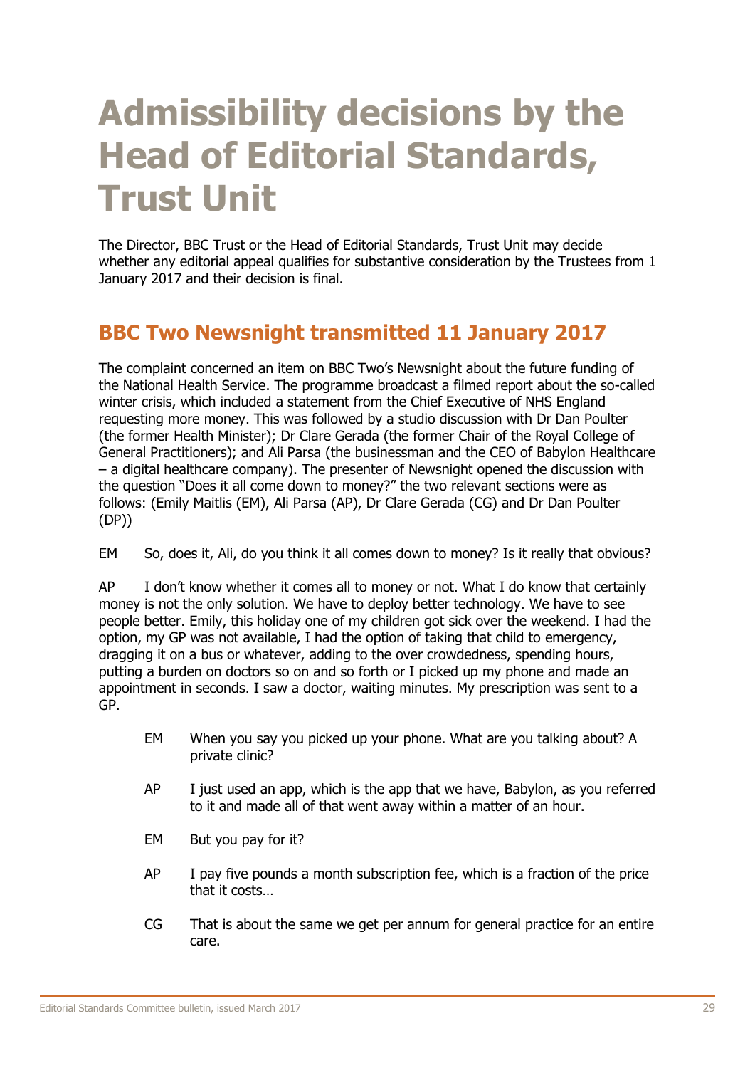# Admissibility decisions by the Head of Editorial Standards, Trust Unit

The Director, BBC Trust or the Head of Editorial Standards, Trust Unit may decide whether any editorial appeal qualifies for substantive consideration by the Trustees from 1 January 2017 and their decision is final.

## BBC Two Newsnight transmitted 11 January 2017

The complaint concerned an item on BBC Two's Newsnight about the future funding of the National Health Service. The programme broadcast a filmed report about the so-called winter crisis, which included a statement from the Chief Executive of NHS England requesting more money. This was followed by a studio discussion with Dr Dan Poulter (the former Health Minister); Dr Clare Gerada (the former Chair of the Royal College of General Practitioners); and Ali Parsa (the businessman and the CEO of Babylon Healthcare – a digital healthcare company). The presenter of Newsnight opened the discussion with the question "Does it all come down to money?" the two relevant sections were as follows: (Emily Maitlis (EM), Ali Parsa (AP), Dr Clare Gerada (CG) and Dr Dan Poulter (DP))

EM So, does it, Ali, do you think it all comes down to money? Is it really that obvious?

AP I don't know whether it comes all to money or not. What I do know that certainly money is not the only solution. We have to deploy better technology. We have to see people better. Emily, this holiday one of my children got sick over the weekend. I had the option, my GP was not available, I had the option of taking that child to emergency, dragging it on a bus or whatever, adding to the over crowdedness, spending hours, putting a burden on doctors so on and so forth or I picked up my phone and made an appointment in seconds. I saw a doctor, waiting minutes. My prescription was sent to a GP.

> EM When you say you picked up your phone. What are you talking about? A private clinic?
>
> AP I just used an app, which is the app that we have, Babylon, as you referred to it and made all of that went away within a matter of an hour.
>
> EM But you pay for it?
>
> AP I pay five pounds a month subscription fee, which is a fraction of the price that it costs…
>
> CG That is about the same we get per annum for general practice for an entire care.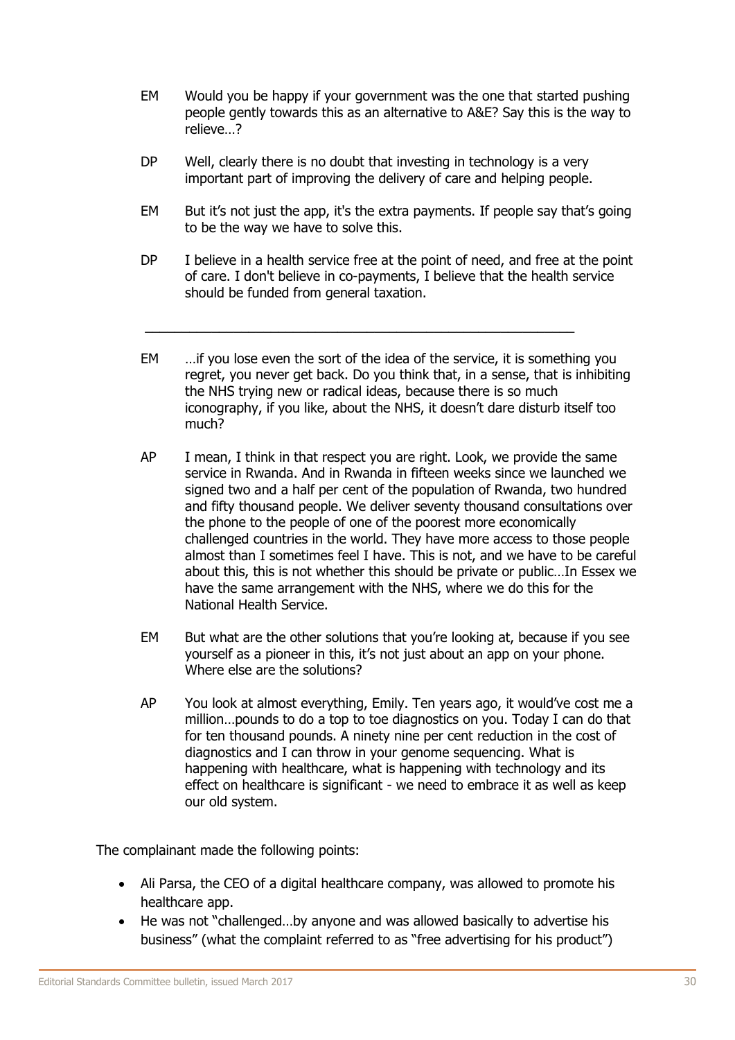EM Would you be happy if your government was the one that started pushing people gently towards this as an alternative to A&E? Say this is the way to relieve…?

DP Well, clearly there is no doubt that investing in technology is a very important part of improving the delivery of care and helping people.

EM But it's not just the app, it's the extra payments. If people say that's going to be the way we have to solve this.

DP I believe in a health service free at the point of need, and free at the point of care. I don't believe in co-payments, I believe that the health service should be funded from general taxation.

---

EM …if you lose even the sort of the idea of the service, it is something you regret, you never get back. Do you think that, in a sense, that is inhibiting the NHS trying new or radical ideas, because there is so much iconography, if you like, about the NHS, it doesn't dare disturb itself too much?

AP I mean, I think in that respect you are right. Look, we provide the same service in Rwanda. And in Rwanda in fifteen weeks since we launched we signed two and a half per cent of the population of Rwanda, two hundred and fifty thousand people. We deliver seventy thousand consultations over the phone to the people of one of the poorest more economically challenged countries in the world. They have more access to those people almost than I sometimes feel I have. This is not, and we have to be careful about this, this is not whether this should be private or public…In Essex we have the same arrangement with the NHS, where we do this for the National Health Service.

EM But what are the other solutions that you're looking at, because if you see yourself as a pioneer in this, it's not just about an app on your phone. Where else are the solutions?

AP You look at almost everything, Emily. Ten years ago, it would've cost me a million…pounds to do a top to toe diagnostics on you. Today I can do that for ten thousand pounds. A ninety nine per cent reduction in the cost of diagnostics and I can throw in your genome sequencing. What is happening with healthcare, what is happening with technology and its effect on healthcare is significant - we need to embrace it as well as keep our old system.

The complainant made the following points:

- Ali Parsa, the CEO of a digital healthcare company, was allowed to promote his healthcare app.
- He was not "challenged…by anyone and was allowed basically to advertise his business" (what the complaint referred to as "free advertising for his product")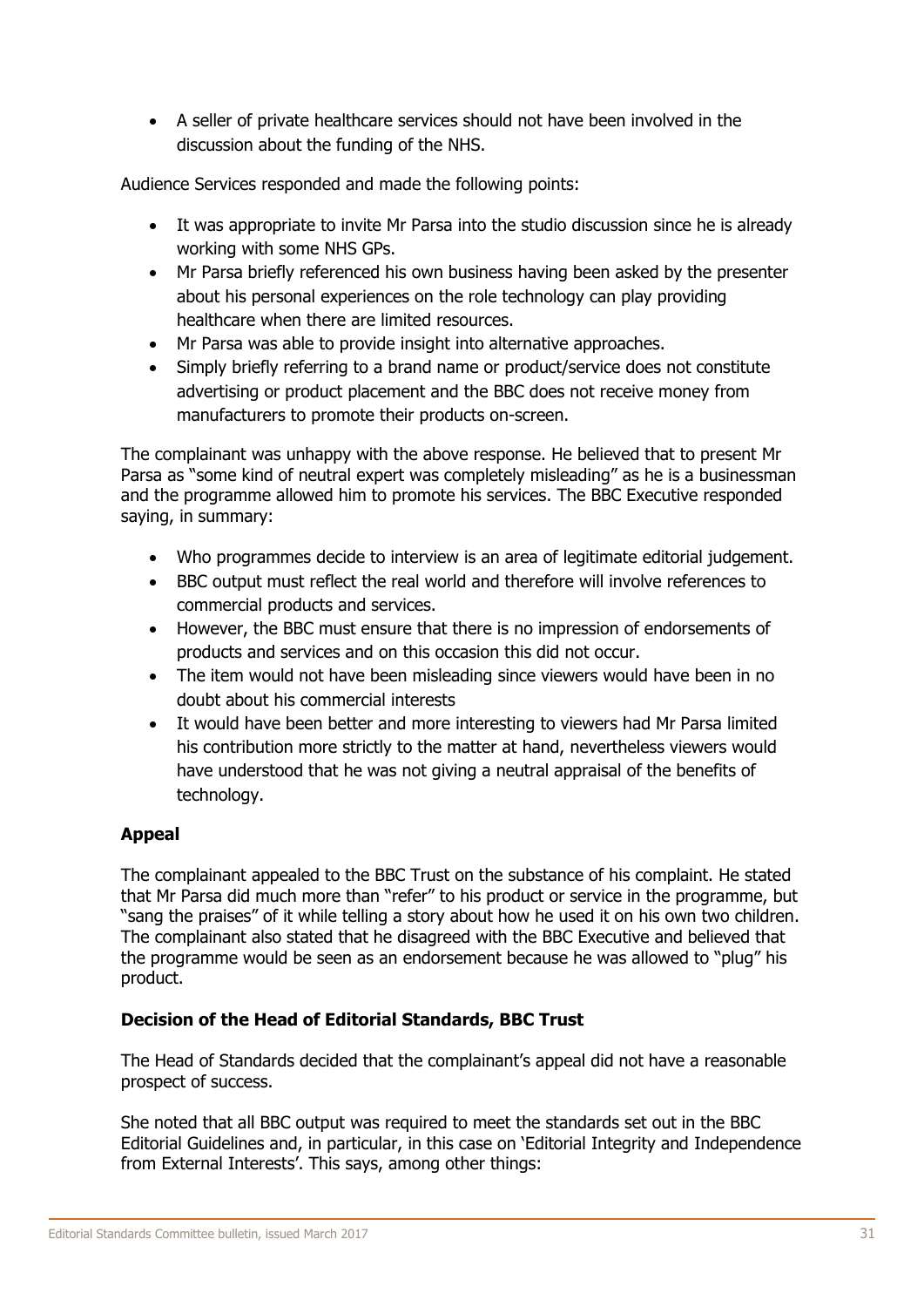- A seller of private healthcare services should not have been involved in the discussion about the funding of the NHS.

Audience Services responded and made the following points:

- It was appropriate to invite Mr Parsa into the studio discussion since he is already working with some NHS GPs.
- Mr Parsa briefly referenced his own business having been asked by the presenter about his personal experiences on the role technology can play providing healthcare when there are limited resources.
- Mr Parsa was able to provide insight into alternative approaches.
- Simply briefly referring to a brand name or product/service does not constitute advertising or product placement and the BBC does not receive money from manufacturers to promote their products on-screen.

The complainant was unhappy with the above response. He believed that to present Mr Parsa as "some kind of neutral expert was completely misleading" as he is a businessman and the programme allowed him to promote his services. The BBC Executive responded saying, in summary:

- Who programmes decide to interview is an area of legitimate editorial judgement.
- BBC output must reflect the real world and therefore will involve references to commercial products and services.
- However, the BBC must ensure that there is no impression of endorsements of products and services and on this occasion this did not occur.
- The item would not have been misleading since viewers would have been in no doubt about his commercial interests
- It would have been better and more interesting to viewers had Mr Parsa limited his contribution more strictly to the matter at hand, nevertheless viewers would have understood that he was not giving a neutral appraisal of the benefits of technology.

**Appeal**

The complainant appealed to the BBC Trust on the substance of his complaint. He stated that Mr Parsa did much more than "refer" to his product or service in the programme, but "sang the praises" of it while telling a story about how he used it on his own two children. The complainant also stated that he disagreed with the BBC Executive and believed that the programme would be seen as an endorsement because he was allowed to "plug" his product.

**Decision of the Head of Editorial Standards, BBC Trust**

The Head of Standards decided that the complainant's appeal did not have a reasonable prospect of success.

She noted that all BBC output was required to meet the standards set out in the BBC Editorial Guidelines and, in particular, in this case on 'Editorial Integrity and Independence from External Interests'. This says, among other things: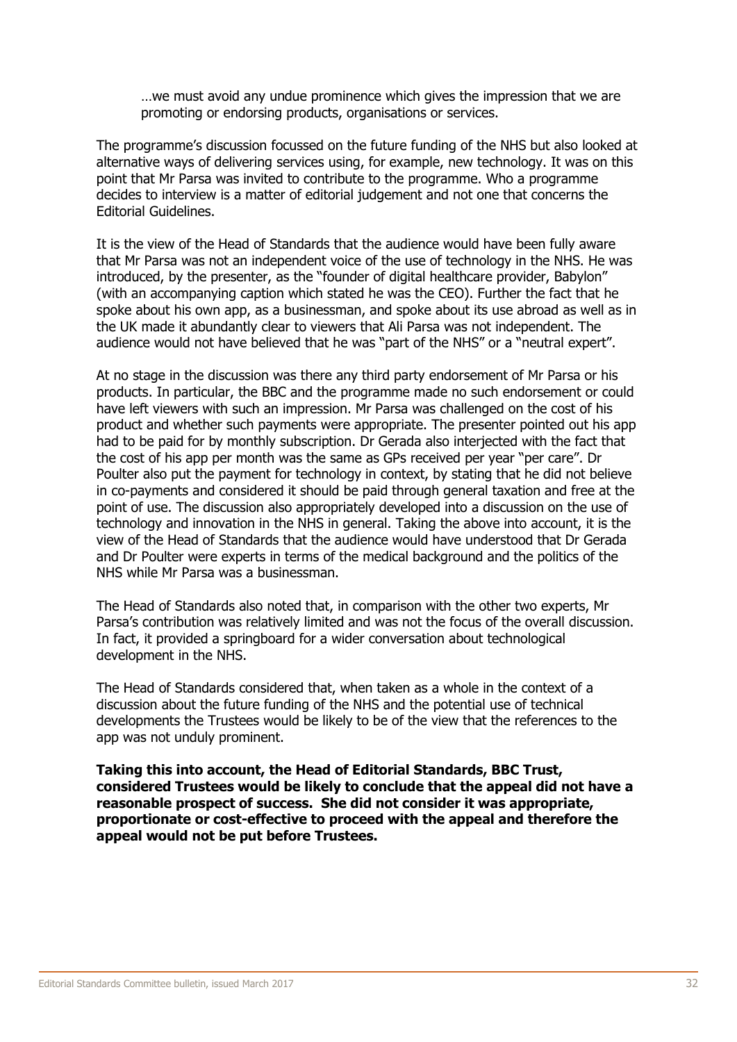> …we must avoid any undue prominence which gives the impression that we are promoting or endorsing products, organisations or services.

The programme's discussion focussed on the future funding of the NHS but also looked at alternative ways of delivering services using, for example, new technology. It was on this point that Mr Parsa was invited to contribute to the programme. Who a programme decides to interview is a matter of editorial judgement and not one that concerns the Editorial Guidelines.

It is the view of the Head of Standards that the audience would have been fully aware that Mr Parsa was not an independent voice of the use of technology in the NHS. He was introduced, by the presenter, as the "founder of digital healthcare provider, Babylon" (with an accompanying caption which stated he was the CEO). Further the fact that he spoke about his own app, as a businessman, and spoke about its use abroad as well as in the UK made it abundantly clear to viewers that Ali Parsa was not independent. The audience would not have believed that he was "part of the NHS" or a "neutral expert".

At no stage in the discussion was there any third party endorsement of Mr Parsa or his products. In particular, the BBC and the programme made no such endorsement or could have left viewers with such an impression. Mr Parsa was challenged on the cost of his product and whether such payments were appropriate. The presenter pointed out his app had to be paid for by monthly subscription. Dr Gerada also interjected with the fact that the cost of his app per month was the same as GPs received per year "per care". Dr Poulter also put the payment for technology in context, by stating that he did not believe in co-payments and considered it should be paid through general taxation and free at the point of use. The discussion also appropriately developed into a discussion on the use of technology and innovation in the NHS in general. Taking the above into account, it is the view of the Head of Standards that the audience would have understood that Dr Gerada and Dr Poulter were experts in terms of the medical background and the politics of the NHS while Mr Parsa was a businessman.

The Head of Standards also noted that, in comparison with the other two experts, Mr Parsa's contribution was relatively limited and was not the focus of the overall discussion. In fact, it provided a springboard for a wider conversation about technological development in the NHS.

The Head of Standards considered that, when taken as a whole in the context of a discussion about the future funding of the NHS and the potential use of technical developments the Trustees would be likely to be of the view that the references to the app was not unduly prominent.

**Taking this into account, the Head of Editorial Standards, BBC Trust, considered Trustees would be likely to conclude that the appeal did not have a reasonable prospect of success. She did not consider it was appropriate, proportionate or cost-effective to proceed with the appeal and therefore the appeal would not be put before Trustees.**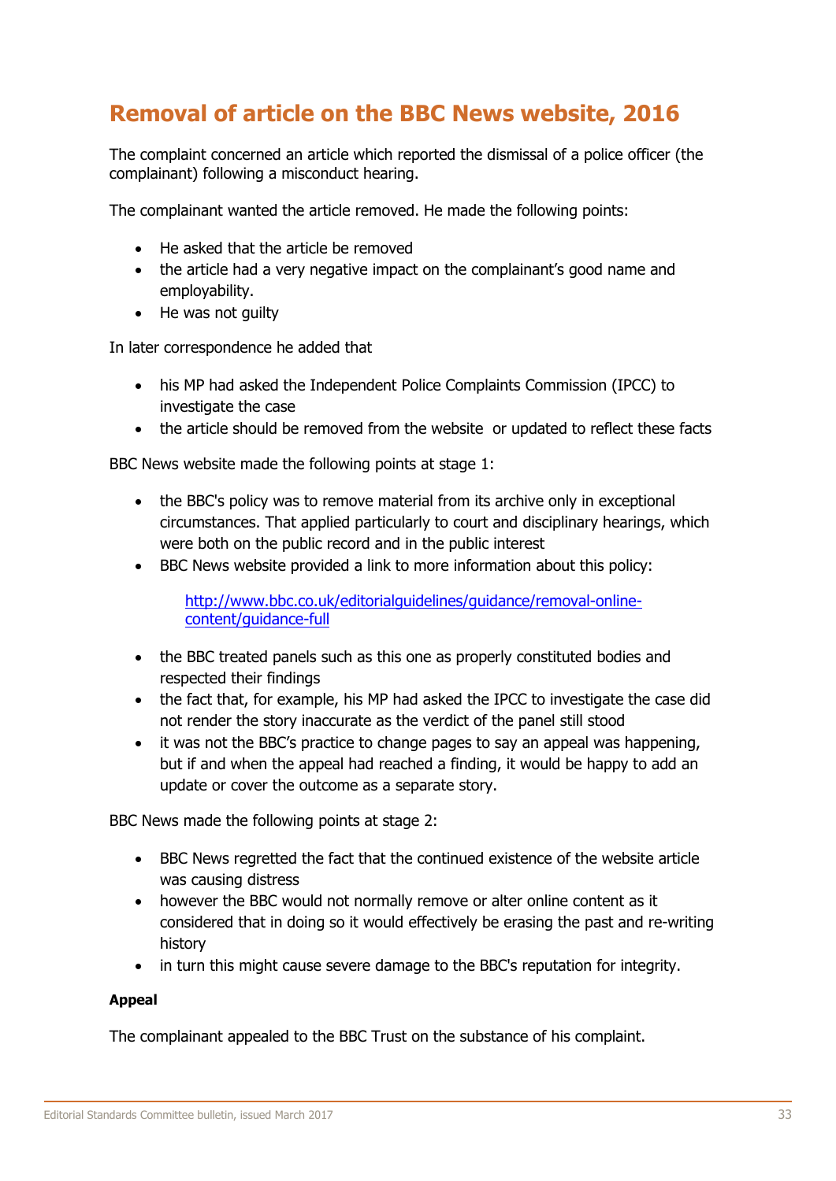## Removal of article on the BBC News website, 2016

The complaint concerned an article which reported the dismissal of a police officer (the complainant) following a misconduct hearing.

The complainant wanted the article removed. He made the following points:

- He asked that the article be removed
- the article had a very negative impact on the complainant's good name and employability.
- He was not guilty

In later correspondence he added that

- his MP had asked the Independent Police Complaints Commission (IPCC) to investigate the case
- the article should be removed from the website or updated to reflect these facts

BBC News website made the following points at stage 1:

- the BBC's policy was to remove material from its archive only in exceptional circumstances. That applied particularly to court and disciplinary hearings, which were both on the public record and in the public interest
- BBC News website provided a link to more information about this policy:

  http://www.bbc.co.uk/editorialguidelines/guidance/removal-online-content/guidance-full

- the BBC treated panels such as this one as properly constituted bodies and respected their findings
- the fact that, for example, his MP had asked the IPCC to investigate the case did not render the story inaccurate as the verdict of the panel still stood
- it was not the BBC's practice to change pages to say an appeal was happening, but if and when the appeal had reached a finding, it would be happy to add an update or cover the outcome as a separate story.

BBC News made the following points at stage 2:

- BBC News regretted the fact that the continued existence of the website article was causing distress
- however the BBC would not normally remove or alter online content as it considered that in doing so it would effectively be erasing the past and re-writing history
- in turn this might cause severe damage to the BBC's reputation for integrity.

**Appeal**

The complainant appealed to the BBC Trust on the substance of his complaint.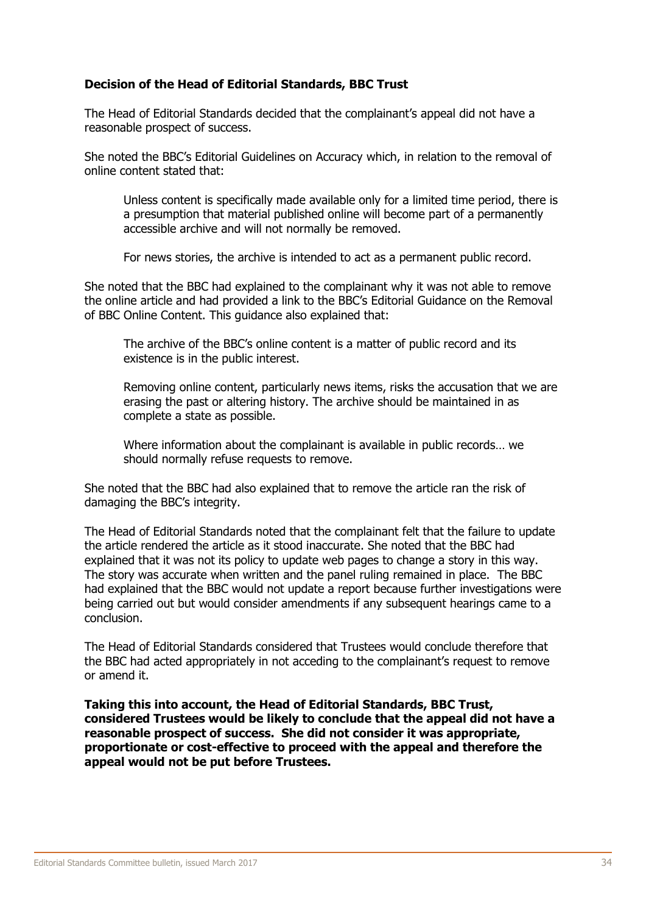**Decision of the Head of Editorial Standards, BBC Trust**

The Head of Editorial Standards decided that the complainant's appeal did not have a reasonable prospect of success.

She noted the BBC's Editorial Guidelines on Accuracy which, in relation to the removal of online content stated that:

> Unless content is specifically made available only for a limited time period, there is a presumption that material published online will become part of a permanently accessible archive and will not normally be removed.
>
> For news stories, the archive is intended to act as a permanent public record.

She noted that the BBC had explained to the complainant why it was not able to remove the online article and had provided a link to the BBC's Editorial Guidance on the Removal of BBC Online Content. This guidance also explained that:

> The archive of the BBC's online content is a matter of public record and its existence is in the public interest.
>
> Removing online content, particularly news items, risks the accusation that we are erasing the past or altering history. The archive should be maintained in as complete a state as possible.
>
> Where information about the complainant is available in public records… we should normally refuse requests to remove.

She noted that the BBC had also explained that to remove the article ran the risk of damaging the BBC's integrity.

The Head of Editorial Standards noted that the complainant felt that the failure to update the article rendered the article as it stood inaccurate. She noted that the BBC had explained that it was not its policy to update web pages to change a story in this way. The story was accurate when written and the panel ruling remained in place. The BBC had explained that the BBC would not update a report because further investigations were being carried out but would consider amendments if any subsequent hearings came to a conclusion.

The Head of Editorial Standards considered that Trustees would conclude therefore that the BBC had acted appropriately in not acceding to the complainant's request to remove or amend it.

**Taking this into account, the Head of Editorial Standards, BBC Trust, considered Trustees would be likely to conclude that the appeal did not have a reasonable prospect of success. She did not consider it was appropriate, proportionate or cost-effective to proceed with the appeal and therefore the appeal would not be put before Trustees.**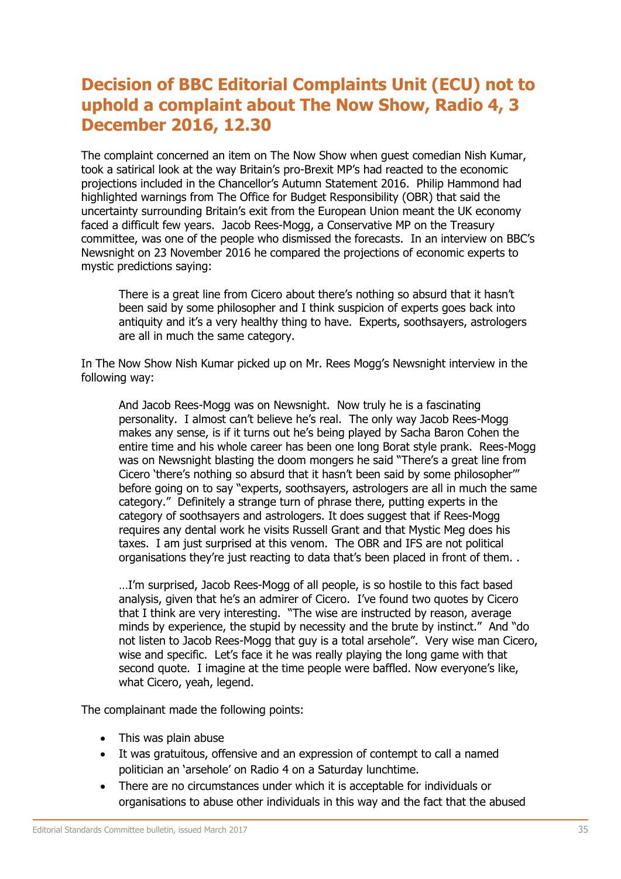## Decision of BBC Editorial Complaints Unit (ECU) not to uphold a complaint about The Now Show, Radio 4, 3 December 2016, 12.30

The complaint concerned an item on The Now Show when guest comedian Nish Kumar, took a satirical look at the way Britain's pro-Brexit MP's had reacted to the economic projections included in the Chancellor's Autumn Statement 2016. Philip Hammond had highlighted warnings from The Office for Budget Responsibility (OBR) that said the uncertainty surrounding Britain's exit from the European Union meant the UK economy faced a difficult few years. Jacob Rees-Mogg, a Conservative MP on the Treasury committee, was one of the people who dismissed the forecasts. In an interview on BBC's Newsnight on 23 November 2016 he compared the projections of economic experts to mystic predictions saying:

> There is a great line from Cicero about there's nothing so absurd that it hasn't been said by some philosopher and I think suspicion of experts goes back into antiquity and it's a very healthy thing to have. Experts, soothsayers, astrologers are all in much the same category.

In The Now Show Nish Kumar picked up on Mr. Rees Mogg's Newsnight interview in the following way:

> And Jacob Rees-Mogg was on Newsnight. Now truly he is a fascinating personality. I almost can't believe he's real. The only way Jacob Rees-Mogg makes any sense, is if it turns out he's being played by Sacha Baron Cohen the entire time and his whole career has been one long Borat style prank. Rees-Mogg was on Newsnight blasting the doom mongers he said "There's a great line from Cicero 'there's nothing so absurd that it hasn't been said by some philosopher'" before going on to say "experts, soothsayers, astrologers are all in much the same category." Definitely a strange turn of phrase there, putting experts in the category of soothsayers and astrologers. It does suggest that if Rees-Mogg requires any dental work he visits Russell Grant and that Mystic Meg does his taxes. I am just surprised at this venom. The OBR and IFS are not political organisations they're just reacting to data that's been placed in front of them. .
>
> …I'm surprised, Jacob Rees-Mogg of all people, is so hostile to this fact based analysis, given that he's an admirer of Cicero. I've found two quotes by Cicero that I think are very interesting. "The wise are instructed by reason, average minds by experience, the stupid by necessity and the brute by instinct." And "do not listen to Jacob Rees-Mogg that guy is a total arsehole". Very wise man Cicero, wise and specific. Let's face it he was really playing the long game with that second quote. I imagine at the time people were baffled. Now everyone's like, what Cicero, yeah, legend.

The complainant made the following points:

- This was plain abuse
- It was gratuitous, offensive and an expression of contempt to call a named politician an 'arsehole' on Radio 4 on a Saturday lunchtime.
- There are no circumstances under which it is acceptable for individuals or organisations to abuse other individuals in this way and the fact that the abused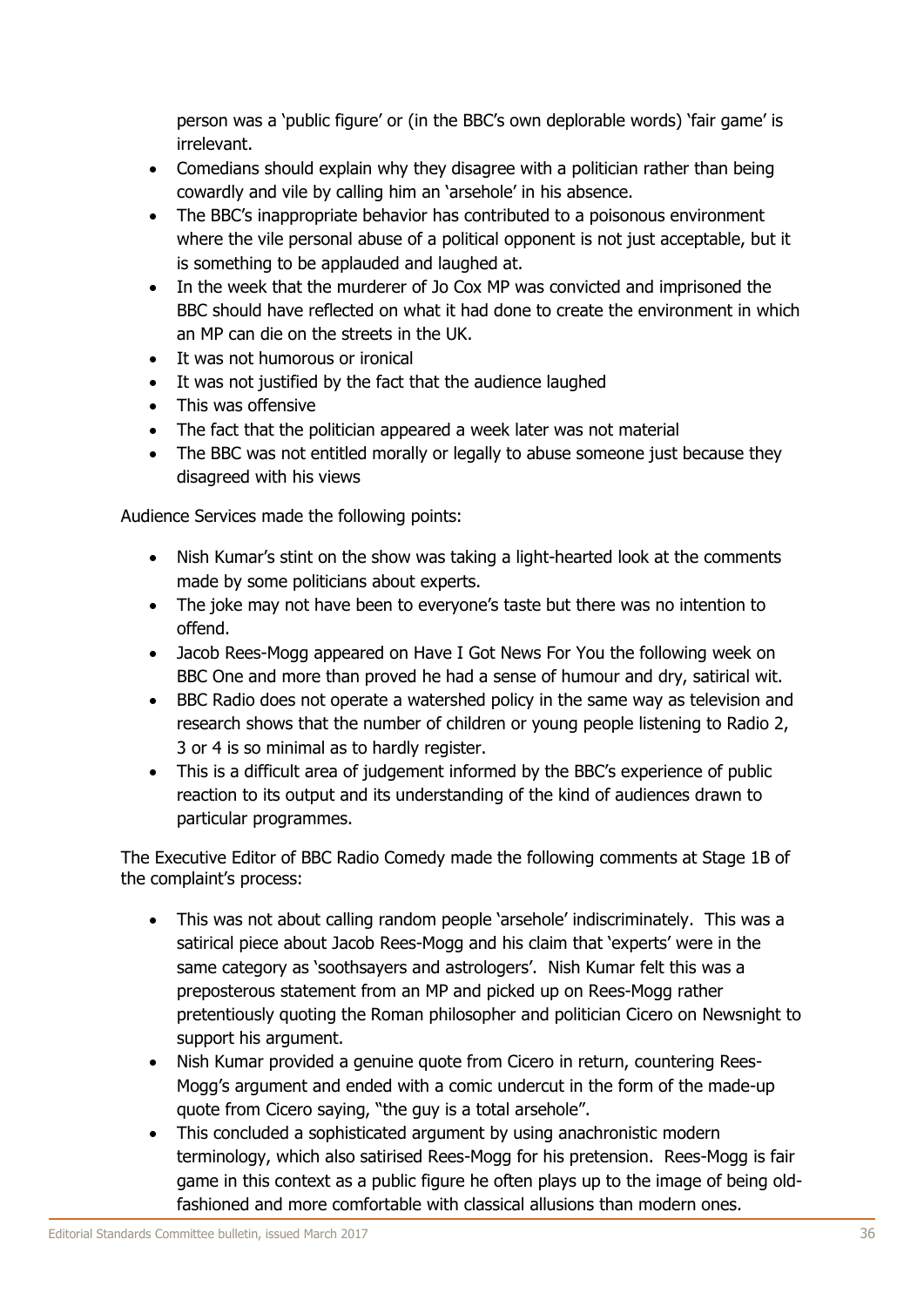person was a 'public figure' or (in the BBC's own deplorable words) 'fair game' is irrelevant.

- Comedians should explain why they disagree with a politician rather than being cowardly and vile by calling him an 'arsehole' in his absence.
- The BBC's inappropriate behavior has contributed to a poisonous environment where the vile personal abuse of a political opponent is not just acceptable, but it is something to be applauded and laughed at.
- In the week that the murderer of Jo Cox MP was convicted and imprisoned the BBC should have reflected on what it had done to create the environment in which an MP can die on the streets in the UK.
- It was not humorous or ironical
- It was not justified by the fact that the audience laughed
- This was offensive
- The fact that the politician appeared a week later was not material
- The BBC was not entitled morally or legally to abuse someone just because they disagreed with his views

Audience Services made the following points:

- Nish Kumar's stint on the show was taking a light-hearted look at the comments made by some politicians about experts.
- The joke may not have been to everyone's taste but there was no intention to offend.
- Jacob Rees-Mogg appeared on Have I Got News For You the following week on BBC One and more than proved he had a sense of humour and dry, satirical wit.
- BBC Radio does not operate a watershed policy in the same way as television and research shows that the number of children or young people listening to Radio 2, 3 or 4 is so minimal as to hardly register.
- This is a difficult area of judgement informed by the BBC's experience of public reaction to its output and its understanding of the kind of audiences drawn to particular programmes.

The Executive Editor of BBC Radio Comedy made the following comments at Stage 1B of the complaint's process:

- This was not about calling random people 'arsehole' indiscriminately. This was a satirical piece about Jacob Rees-Mogg and his claim that 'experts' were in the same category as 'soothsayers and astrologers'. Nish Kumar felt this was a preposterous statement from an MP and picked up on Rees-Mogg rather pretentiously quoting the Roman philosopher and politician Cicero on Newsnight to support his argument.
- Nish Kumar provided a genuine quote from Cicero in return, countering Rees-Mogg's argument and ended with a comic undercut in the form of the made-up quote from Cicero saying, "the guy is a total arsehole".
- This concluded a sophisticated argument by using anachronistic modern terminology, which also satirised Rees-Mogg for his pretension. Rees-Mogg is fair game in this context as a public figure he often plays up to the image of being old-fashioned and more comfortable with classical allusions than modern ones.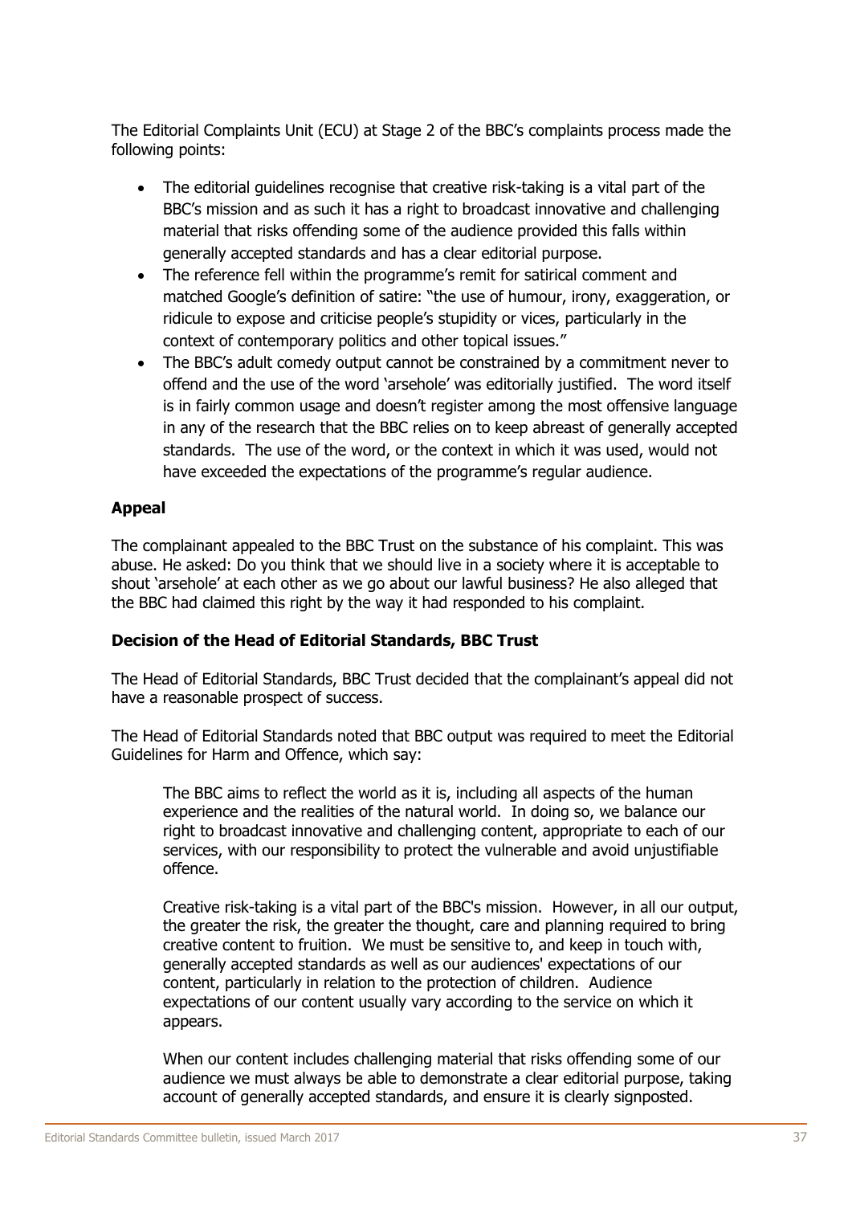The Editorial Complaints Unit (ECU) at Stage 2 of the BBC's complaints process made the following points:

- The editorial guidelines recognise that creative risk-taking is a vital part of the BBC's mission and as such it has a right to broadcast innovative and challenging material that risks offending some of the audience provided this falls within generally accepted standards and has a clear editorial purpose.
- The reference fell within the programme's remit for satirical comment and matched Google's definition of satire: "the use of humour, irony, exaggeration, or ridicule to expose and criticise people's stupidity or vices, particularly in the context of contemporary politics and other topical issues."
- The BBC's adult comedy output cannot be constrained by a commitment never to offend and the use of the word 'arsehole' was editorially justified. The word itself is in fairly common usage and doesn't register among the most offensive language in any of the research that the BBC relies on to keep abreast of generally accepted standards. The use of the word, or the context in which it was used, would not have exceeded the expectations of the programme's regular audience.

### Appeal

The complainant appealed to the BBC Trust on the substance of his complaint. This was abuse. He asked: Do you think that we should live in a society where it is acceptable to shout 'arsehole' at each other as we go about our lawful business? He also alleged that the BBC had claimed this right by the way it had responded to his complaint.

### Decision of the Head of Editorial Standards, BBC Trust

The Head of Editorial Standards, BBC Trust decided that the complainant's appeal did not have a reasonable prospect of success.

The Head of Editorial Standards noted that BBC output was required to meet the Editorial Guidelines for Harm and Offence, which say:

> The BBC aims to reflect the world as it is, including all aspects of the human experience and the realities of the natural world. In doing so, we balance our right to broadcast innovative and challenging content, appropriate to each of our services, with our responsibility to protect the vulnerable and avoid unjustifiable offence.
>
> Creative risk-taking is a vital part of the BBC's mission. However, in all our output, the greater the risk, the greater the thought, care and planning required to bring creative content to fruition. We must be sensitive to, and keep in touch with, generally accepted standards as well as our audiences' expectations of our content, particularly in relation to the protection of children. Audience expectations of our content usually vary according to the service on which it appears.
>
> When our content includes challenging material that risks offending some of our audience we must always be able to demonstrate a clear editorial purpose, taking account of generally accepted standards, and ensure it is clearly signposted.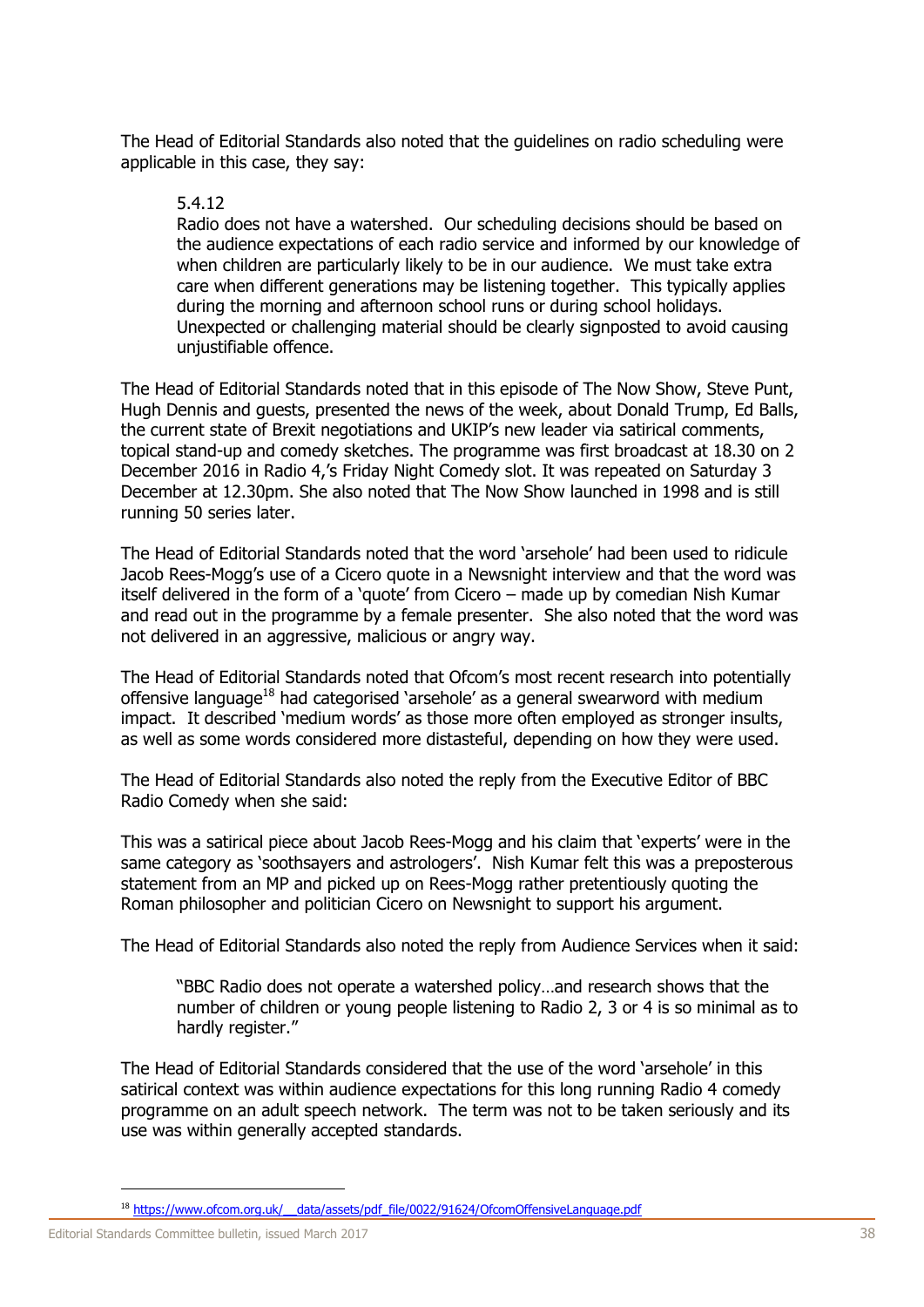The Head of Editorial Standards also noted that the guidelines on radio scheduling were applicable in this case, they say:

> 5.4.12
>
> Radio does not have a watershed. Our scheduling decisions should be based on the audience expectations of each radio service and informed by our knowledge of when children are particularly likely to be in our audience. We must take extra care when different generations may be listening together. This typically applies during the morning and afternoon school runs or during school holidays. Unexpected or challenging material should be clearly signposted to avoid causing unjustifiable offence.

The Head of Editorial Standards noted that in this episode of The Now Show, Steve Punt, Hugh Dennis and guests, presented the news of the week, about Donald Trump, Ed Balls, the current state of Brexit negotiations and UKIP's new leader via satirical comments, topical stand-up and comedy sketches. The programme was first broadcast at 18.30 on 2 December 2016 in Radio 4,'s Friday Night Comedy slot. It was repeated on Saturday 3 December at 12.30pm. She also noted that The Now Show launched in 1998 and is still running 50 series later.

The Head of Editorial Standards noted that the word 'arsehole' had been used to ridicule Jacob Rees-Mogg's use of a Cicero quote in a Newsnight interview and that the word was itself delivered in the form of a 'quote' from Cicero – made up by comedian Nish Kumar and read out in the programme by a female presenter. She also noted that the word was not delivered in an aggressive, malicious or angry way.

The Head of Editorial Standards noted that Ofcom's most recent research into potentially offensive language[18] had categorised 'arsehole' as a general swearword with medium impact. It described 'medium words' as those more often employed as stronger insults, as well as some words considered more distasteful, depending on how they were used.

The Head of Editorial Standards also noted the reply from the Executive Editor of BBC Radio Comedy when she said:

This was a satirical piece about Jacob Rees-Mogg and his claim that 'experts' were in the same category as 'soothsayers and astrologers'. Nish Kumar felt this was a preposterous statement from an MP and picked up on Rees-Mogg rather pretentiously quoting the Roman philosopher and politician Cicero on Newsnight to support his argument.

The Head of Editorial Standards also noted the reply from Audience Services when it said:

> "BBC Radio does not operate a watershed policy…and research shows that the number of children or young people listening to Radio 2, 3 or 4 is so minimal as to hardly register."

The Head of Editorial Standards considered that the use of the word 'arsehole' in this satirical context was within audience expectations for this long running Radio 4 comedy programme on an adult speech network. The term was not to be taken seriously and its use was within generally accepted standards.

---

[18] https://www.ofcom.org.uk/__data/assets/pdf_file/0022/91624/OfcomOffensiveLanguage.pdf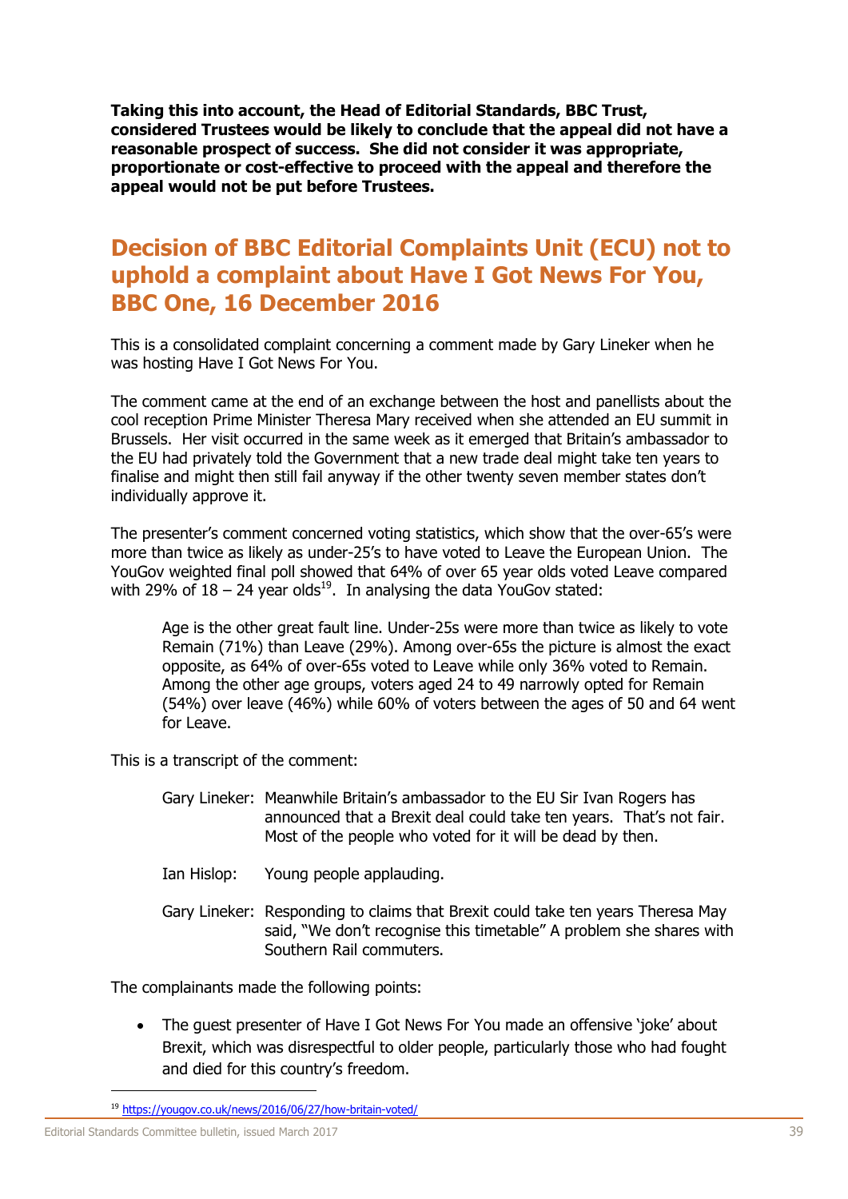**Taking this into account, the Head of Editorial Standards, BBC Trust, considered Trustees would be likely to conclude that the appeal did not have a reasonable prospect of success. She did not consider it was appropriate, proportionate or cost-effective to proceed with the appeal and therefore the appeal would not be put before Trustees.**

## Decision of BBC Editorial Complaints Unit (ECU) not to uphold a complaint about Have I Got News For You, BBC One, 16 December 2016

This is a consolidated complaint concerning a comment made by Gary Lineker when he was hosting Have I Got News For You.

The comment came at the end of an exchange between the host and panellists about the cool reception Prime Minister Theresa Mary received when she attended an EU summit in Brussels. Her visit occurred in the same week as it emerged that Britain's ambassador to the EU had privately told the Government that a new trade deal might take ten years to finalise and might then still fail anyway if the other twenty seven member states don't individually approve it.

The presenter's comment concerned voting statistics, which show that the over-65's were more than twice as likely as under-25's to have voted to Leave the European Union. The YouGov weighted final poll showed that 64% of over 65 year olds voted Leave compared with 29% of 18 – 24 year olds[19]. In analysing the data YouGov stated:

> Age is the other great fault line. Under-25s were more than twice as likely to vote Remain (71%) than Leave (29%). Among over-65s the picture is almost the exact opposite, as 64% of over-65s voted to Leave while only 36% voted to Remain. Among the other age groups, voters aged 24 to 49 narrowly opted for Remain (54%) over leave (46%) while 60% of voters between the ages of 50 and 64 went for Leave.

This is a transcript of the comment:

> Gary Lineker: Meanwhile Britain's ambassador to the EU Sir Ivan Rogers has announced that a Brexit deal could take ten years. That's not fair. Most of the people who voted for it will be dead by then.
>
> Ian Hislop: Young people applauding.
>
> Gary Lineker: Responding to claims that Brexit could take ten years Theresa May said, "We don't recognise this timetable" A problem she shares with Southern Rail commuters.

The complainants made the following points:

- The guest presenter of Have I Got News For You made an offensive 'joke' about Brexit, which was disrespectful to older people, particularly those who had fought and died for this country's freedom.

---

[19] https://yougov.co.uk/news/2016/06/27/how-britain-voted/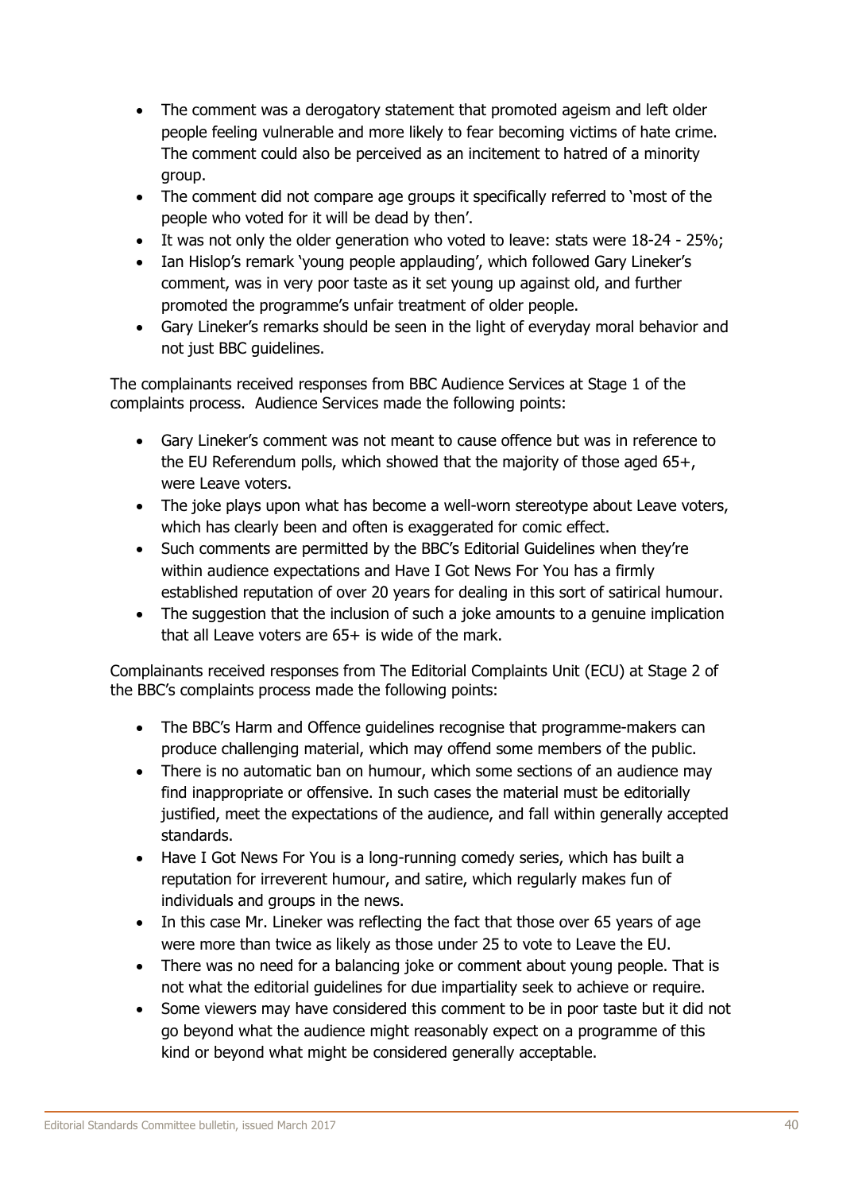- The comment was a derogatory statement that promoted ageism and left older people feeling vulnerable and more likely to fear becoming victims of hate crime. The comment could also be perceived as an incitement to hatred of a minority group.
- The comment did not compare age groups it specifically referred to 'most of the people who voted for it will be dead by then'.
- It was not only the older generation who voted to leave: stats were 18-24 - 25%;
- Ian Hislop's remark 'young people applauding', which followed Gary Lineker's comment, was in very poor taste as it set young up against old, and further promoted the programme's unfair treatment of older people.
- Gary Lineker's remarks should be seen in the light of everyday moral behavior and not just BBC guidelines.

The complainants received responses from BBC Audience Services at Stage 1 of the complaints process. Audience Services made the following points:

- Gary Lineker's comment was not meant to cause offence but was in reference to the EU Referendum polls, which showed that the majority of those aged 65+, were Leave voters.
- The joke plays upon what has become a well-worn stereotype about Leave voters, which has clearly been and often is exaggerated for comic effect.
- Such comments are permitted by the BBC's Editorial Guidelines when they're within audience expectations and Have I Got News For You has a firmly established reputation of over 20 years for dealing in this sort of satirical humour.
- The suggestion that the inclusion of such a joke amounts to a genuine implication that all Leave voters are 65+ is wide of the mark.

Complainants received responses from The Editorial Complaints Unit (ECU) at Stage 2 of the BBC's complaints process made the following points:

- The BBC's Harm and Offence guidelines recognise that programme-makers can produce challenging material, which may offend some members of the public.
- There is no automatic ban on humour, which some sections of an audience may find inappropriate or offensive. In such cases the material must be editorially justified, meet the expectations of the audience, and fall within generally accepted standards.
- Have I Got News For You is a long-running comedy series, which has built a reputation for irreverent humour, and satire, which regularly makes fun of individuals and groups in the news.
- In this case Mr. Lineker was reflecting the fact that those over 65 years of age were more than twice as likely as those under 25 to vote to Leave the EU.
- There was no need for a balancing joke or comment about young people. That is not what the editorial guidelines for due impartiality seek to achieve or require.
- Some viewers may have considered this comment to be in poor taste but it did not go beyond what the audience might reasonably expect on a programme of this kind or beyond what might be considered generally acceptable.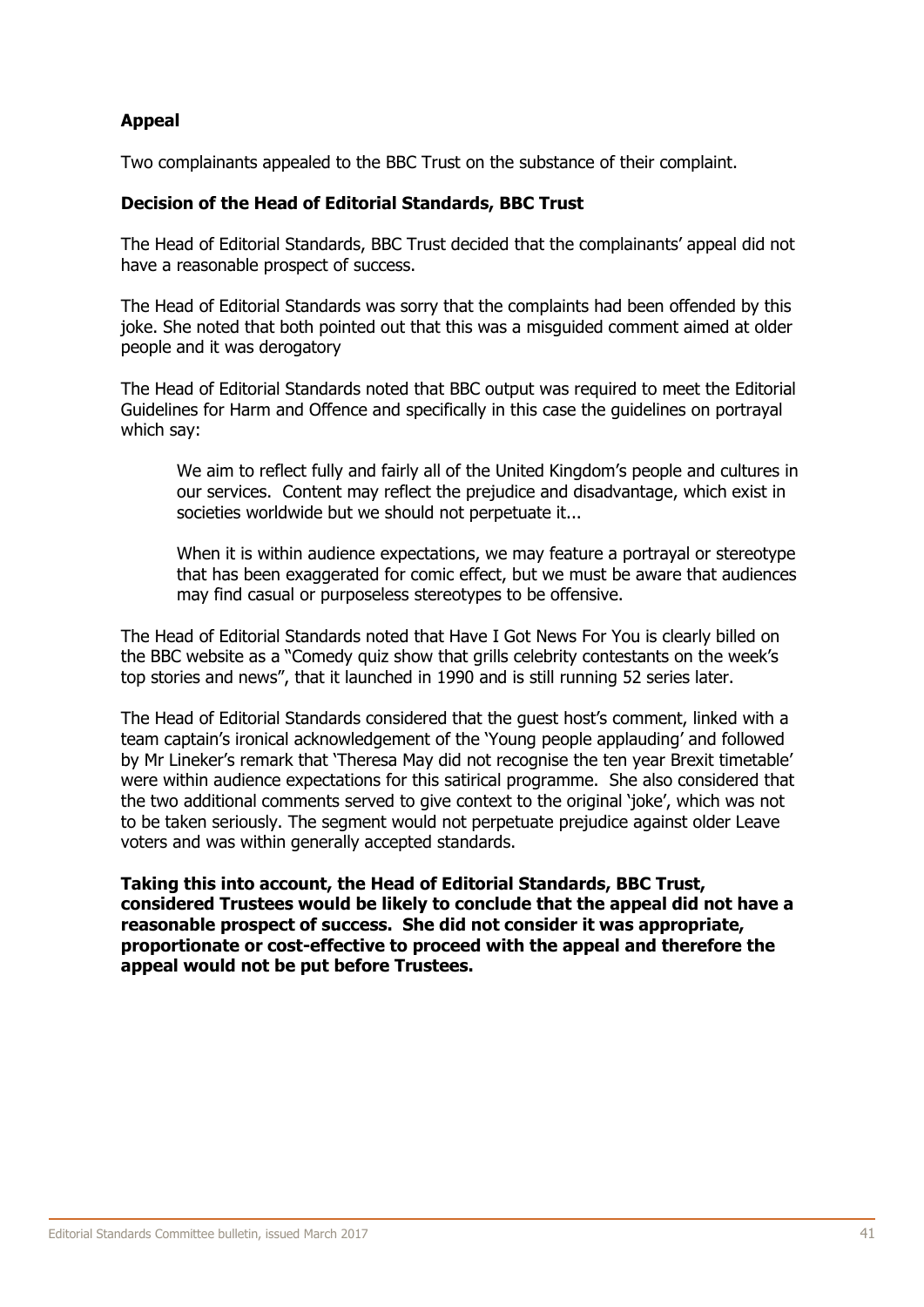### Appeal

Two complainants appealed to the BBC Trust on the substance of their complaint.

### Decision of the Head of Editorial Standards, BBC Trust

The Head of Editorial Standards, BBC Trust decided that the complainants' appeal did not have a reasonable prospect of success.

The Head of Editorial Standards was sorry that the complaints had been offended by this joke. She noted that both pointed out that this was a misguided comment aimed at older people and it was derogatory

The Head of Editorial Standards noted that BBC output was required to meet the Editorial Guidelines for Harm and Offence and specifically in this case the guidelines on portrayal which say:

> We aim to reflect fully and fairly all of the United Kingdom's people and cultures in our services. Content may reflect the prejudice and disadvantage, which exist in societies worldwide but we should not perpetuate it...
>
> When it is within audience expectations, we may feature a portrayal or stereotype that has been exaggerated for comic effect, but we must be aware that audiences may find casual or purposeless stereotypes to be offensive.

The Head of Editorial Standards noted that Have I Got News For You is clearly billed on the BBC website as a "Comedy quiz show that grills celebrity contestants on the week's top stories and news", that it launched in 1990 and is still running 52 series later.

The Head of Editorial Standards considered that the guest host's comment, linked with a team captain's ironical acknowledgement of the 'Young people applauding' and followed by Mr Lineker's remark that 'Theresa May did not recognise the ten year Brexit timetable' were within audience expectations for this satirical programme. She also considered that the two additional comments served to give context to the original 'joke', which was not to be taken seriously. The segment would not perpetuate prejudice against older Leave voters and was within generally accepted standards.

**Taking this into account, the Head of Editorial Standards, BBC Trust, considered Trustees would be likely to conclude that the appeal did not have a reasonable prospect of success. She did not consider it was appropriate, proportionate or cost-effective to proceed with the appeal and therefore the appeal would not be put before Trustees.**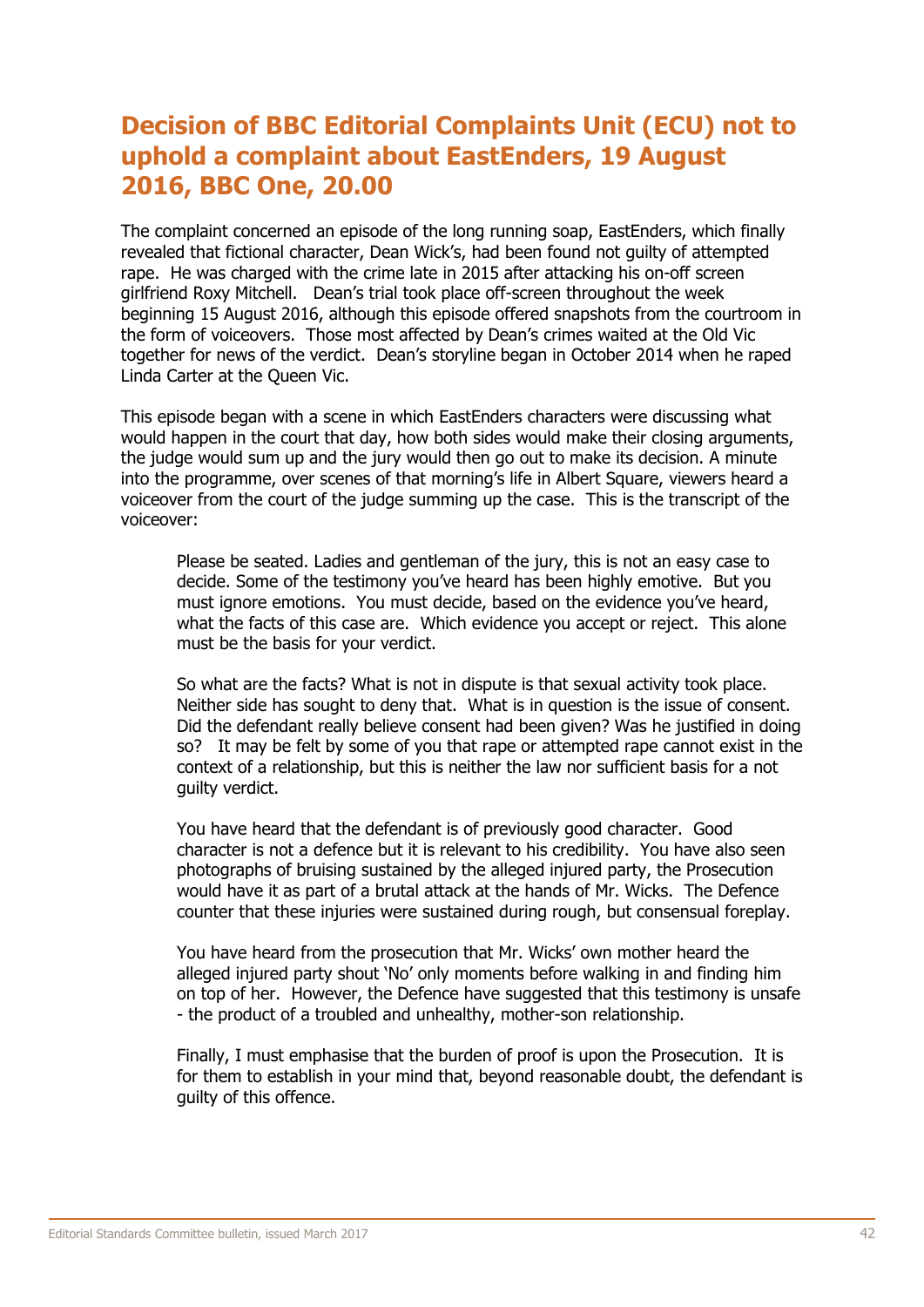## Decision of BBC Editorial Complaints Unit (ECU) not to uphold a complaint about EastEnders, 19 August 2016, BBC One, 20.00

The complaint concerned an episode of the long running soap, EastEnders, which finally revealed that fictional character, Dean Wick's, had been found not guilty of attempted rape. He was charged with the crime late in 2015 after attacking his on-off screen girlfriend Roxy Mitchell. Dean's trial took place off-screen throughout the week beginning 15 August 2016, although this episode offered snapshots from the courtroom in the form of voiceovers. Those most affected by Dean's crimes waited at the Old Vic together for news of the verdict. Dean's storyline began in October 2014 when he raped Linda Carter at the Queen Vic.

This episode began with a scene in which EastEnders characters were discussing what would happen in the court that day, how both sides would make their closing arguments, the judge would sum up and the jury would then go out to make its decision. A minute into the programme, over scenes of that morning's life in Albert Square, viewers heard a voiceover from the court of the judge summing up the case. This is the transcript of the voiceover:

> Please be seated. Ladies and gentleman of the jury, this is not an easy case to decide. Some of the testimony you've heard has been highly emotive. But you must ignore emotions. You must decide, based on the evidence you've heard, what the facts of this case are. Which evidence you accept or reject. This alone must be the basis for your verdict.
>
> So what are the facts? What is not in dispute is that sexual activity took place. Neither side has sought to deny that. What is in question is the issue of consent. Did the defendant really believe consent had been given? Was he justified in doing so? It may be felt by some of you that rape or attempted rape cannot exist in the context of a relationship, but this is neither the law nor sufficient basis for a not guilty verdict.
>
> You have heard that the defendant is of previously good character. Good character is not a defence but it is relevant to his credibility. You have also seen photographs of bruising sustained by the alleged injured party, the Prosecution would have it as part of a brutal attack at the hands of Mr. Wicks. The Defence counter that these injuries were sustained during rough, but consensual foreplay.
>
> You have heard from the prosecution that Mr. Wicks' own mother heard the alleged injured party shout 'No' only moments before walking in and finding him on top of her. However, the Defence have suggested that this testimony is unsafe - the product of a troubled and unhealthy, mother-son relationship.
>
> Finally, I must emphasise that the burden of proof is upon the Prosecution. It is for them to establish in your mind that, beyond reasonable doubt, the defendant is guilty of this offence.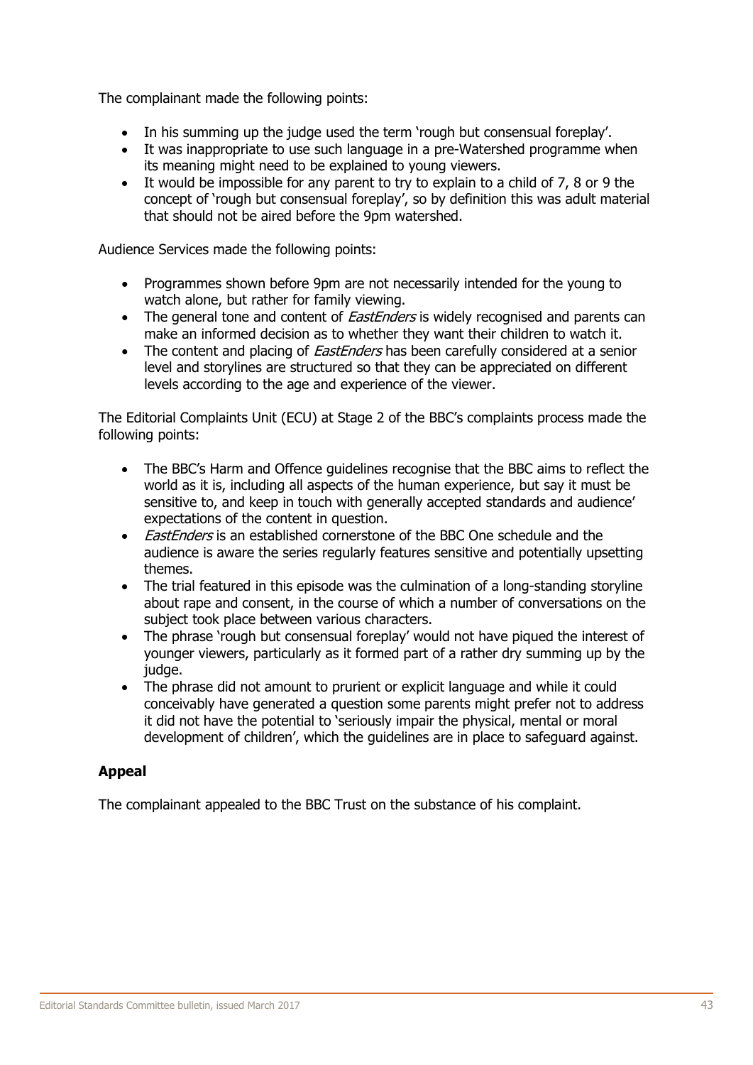The complainant made the following points:

- In his summing up the judge used the term 'rough but consensual foreplay'.
- It was inappropriate to use such language in a pre-Watershed programme when its meaning might need to be explained to young viewers.
- It would be impossible for any parent to try to explain to a child of 7, 8 or 9 the concept of 'rough but consensual foreplay', so by definition this was adult material that should not be aired before the 9pm watershed.

Audience Services made the following points:

- Programmes shown before 9pm are not necessarily intended for the young to watch alone, but rather for family viewing.
- The general tone and content of *EastEnders* is widely recognised and parents can make an informed decision as to whether they want their children to watch it.
- The content and placing of *EastEnders* has been carefully considered at a senior level and storylines are structured so that they can be appreciated on different levels according to the age and experience of the viewer.

The Editorial Complaints Unit (ECU) at Stage 2 of the BBC's complaints process made the following points:

- The BBC's Harm and Offence guidelines recognise that the BBC aims to reflect the world as it is, including all aspects of the human experience, but say it must be sensitive to, and keep in touch with generally accepted standards and audience' expectations of the content in question.
- *EastEnders* is an established cornerstone of the BBC One schedule and the audience is aware the series regularly features sensitive and potentially upsetting themes.
- The trial featured in this episode was the culmination of a long-standing storyline about rape and consent, in the course of which a number of conversations on the subject took place between various characters.
- The phrase 'rough but consensual foreplay' would not have piqued the interest of younger viewers, particularly as it formed part of a rather dry summing up by the judge.
- The phrase did not amount to prurient or explicit language and while it could conceivably have generated a question some parents might prefer not to address it did not have the potential to 'seriously impair the physical, mental or moral development of children', which the guidelines are in place to safeguard against.

**Appeal**

The complainant appealed to the BBC Trust on the substance of his complaint.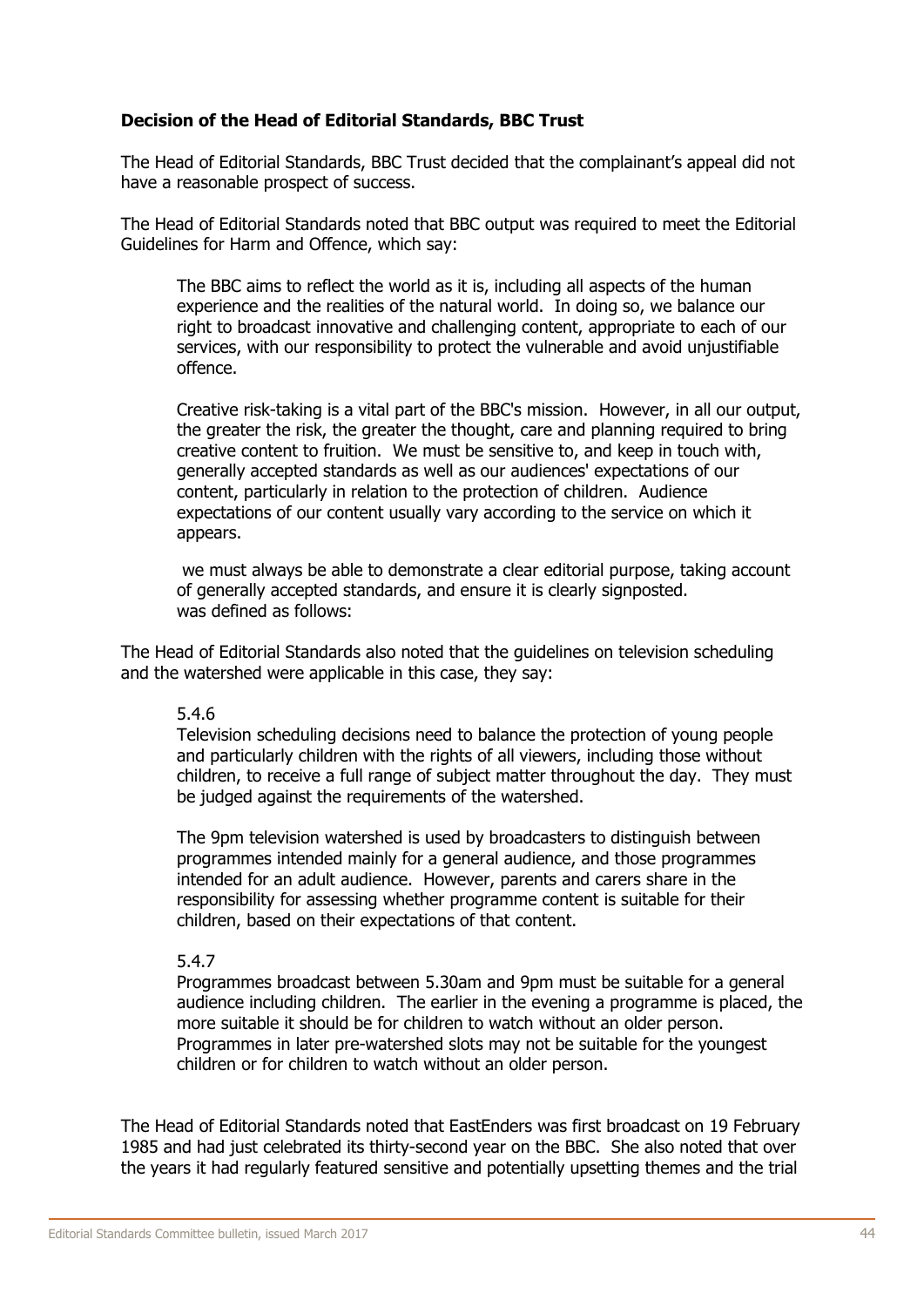**Decision of the Head of Editorial Standards, BBC Trust**

The Head of Editorial Standards, BBC Trust decided that the complainant's appeal did not have a reasonable prospect of success.

The Head of Editorial Standards noted that BBC output was required to meet the Editorial Guidelines for Harm and Offence, which say:

> The BBC aims to reflect the world as it is, including all aspects of the human experience and the realities of the natural world. In doing so, we balance our right to broadcast innovative and challenging content, appropriate to each of our services, with our responsibility to protect the vulnerable and avoid unjustifiable offence.
>
> Creative risk-taking is a vital part of the BBC's mission. However, in all our output, the greater the risk, the greater the thought, care and planning required to bring creative content to fruition. We must be sensitive to, and keep in touch with, generally accepted standards as well as our audiences' expectations of our content, particularly in relation to the protection of children. Audience expectations of our content usually vary according to the service on which it appears.
>
> we must always be able to demonstrate a clear editorial purpose, taking account of generally accepted standards, and ensure it is clearly signposted. was defined as follows:

The Head of Editorial Standards also noted that the guidelines on television scheduling and the watershed were applicable in this case, they say:

> 5.4.6
> Television scheduling decisions need to balance the protection of young people and particularly children with the rights of all viewers, including those without children, to receive a full range of subject matter throughout the day. They must be judged against the requirements of the watershed.
>
> The 9pm television watershed is used by broadcasters to distinguish between programmes intended mainly for a general audience, and those programmes intended for an adult audience. However, parents and carers share in the responsibility for assessing whether programme content is suitable for their children, based on their expectations of that content.
>
> 5.4.7
> Programmes broadcast between 5.30am and 9pm must be suitable for a general audience including children. The earlier in the evening a programme is placed, the more suitable it should be for children to watch without an older person. Programmes in later pre-watershed slots may not be suitable for the youngest children or for children to watch without an older person.

The Head of Editorial Standards noted that EastEnders was first broadcast on 19 February 1985 and had just celebrated its thirty-second year on the BBC. She also noted that over the years it had regularly featured sensitive and potentially upsetting themes and the trial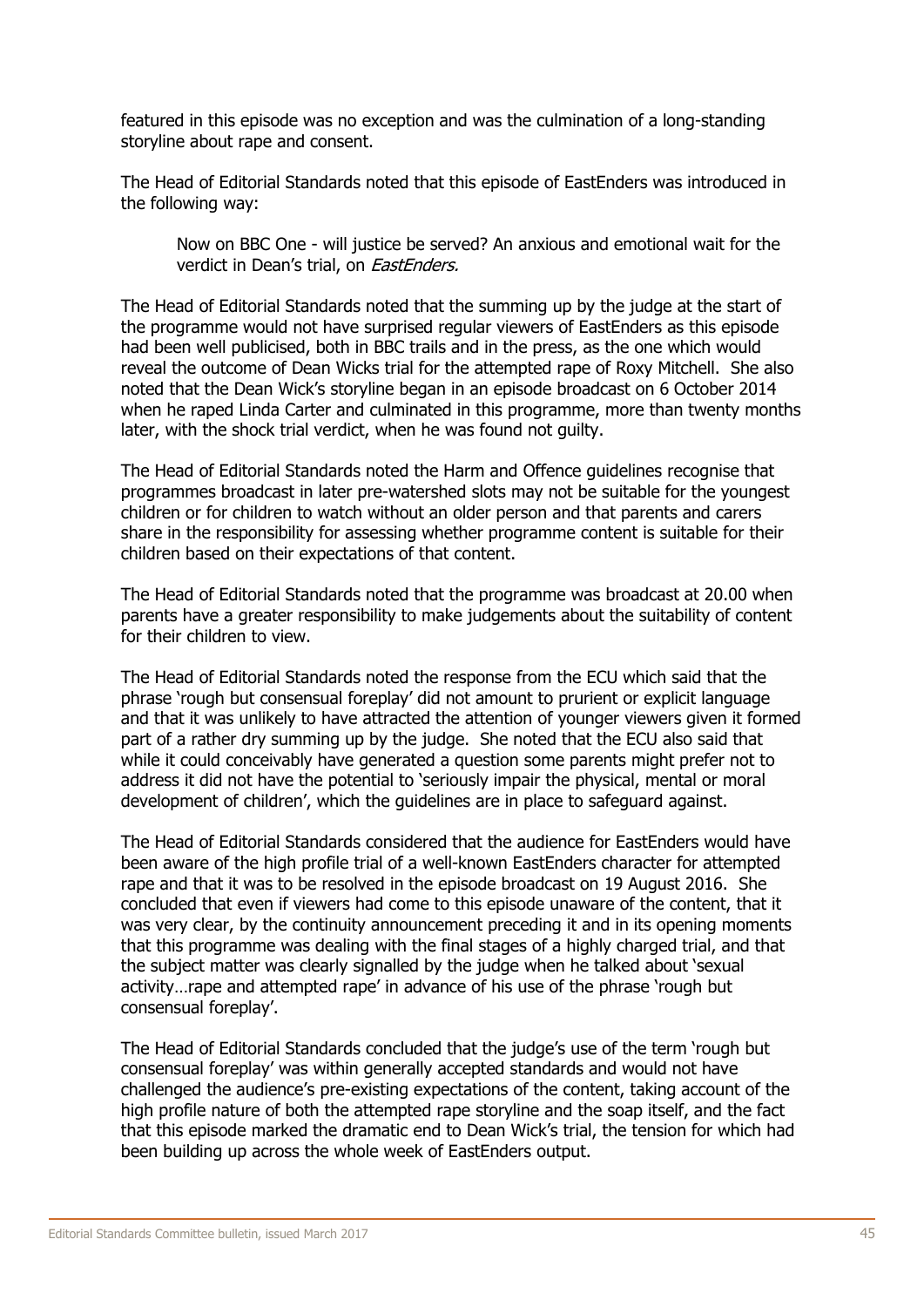featured in this episode was no exception and was the culmination of a long-standing storyline about rape and consent.

The Head of Editorial Standards noted that this episode of EastEnders was introduced in the following way:

> Now on BBC One - will justice be served? An anxious and emotional wait for the verdict in Dean's trial, on *EastEnders.*

The Head of Editorial Standards noted that the summing up by the judge at the start of the programme would not have surprised regular viewers of EastEnders as this episode had been well publicised, both in BBC trails and in the press, as the one which would reveal the outcome of Dean Wicks trial for the attempted rape of Roxy Mitchell. She also noted that the Dean Wick's storyline began in an episode broadcast on 6 October 2014 when he raped Linda Carter and culminated in this programme, more than twenty months later, with the shock trial verdict, when he was found not guilty.

The Head of Editorial Standards noted the Harm and Offence guidelines recognise that programmes broadcast in later pre-watershed slots may not be suitable for the youngest children or for children to watch without an older person and that parents and carers share in the responsibility for assessing whether programme content is suitable for their children based on their expectations of that content.

The Head of Editorial Standards noted that the programme was broadcast at 20.00 when parents have a greater responsibility to make judgements about the suitability of content for their children to view.

The Head of Editorial Standards noted the response from the ECU which said that the phrase 'rough but consensual foreplay' did not amount to prurient or explicit language and that it was unlikely to have attracted the attention of younger viewers given it formed part of a rather dry summing up by the judge. She noted that the ECU also said that while it could conceivably have generated a question some parents might prefer not to address it did not have the potential to 'seriously impair the physical, mental or moral development of children', which the guidelines are in place to safeguard against.

The Head of Editorial Standards considered that the audience for EastEnders would have been aware of the high profile trial of a well-known EastEnders character for attempted rape and that it was to be resolved in the episode broadcast on 19 August 2016. She concluded that even if viewers had come to this episode unaware of the content, that it was very clear, by the continuity announcement preceding it and in its opening moments that this programme was dealing with the final stages of a highly charged trial, and that the subject matter was clearly signalled by the judge when he talked about 'sexual activity…rape and attempted rape' in advance of his use of the phrase 'rough but consensual foreplay'.

The Head of Editorial Standards concluded that the judge's use of the term 'rough but consensual foreplay' was within generally accepted standards and would not have challenged the audience's pre-existing expectations of the content, taking account of the high profile nature of both the attempted rape storyline and the soap itself, and the fact that this episode marked the dramatic end to Dean Wick's trial, the tension for which had been building up across the whole week of EastEnders output.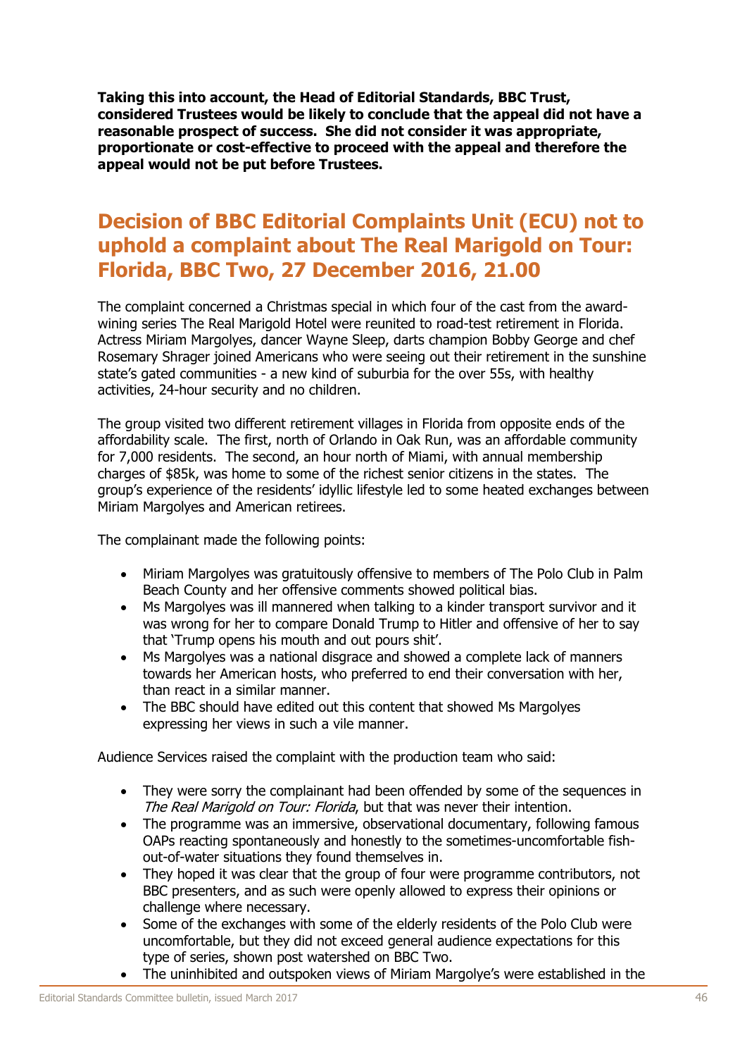**Taking this into account, the Head of Editorial Standards, BBC Trust, considered Trustees would be likely to conclude that the appeal did not have a reasonable prospect of success. She did not consider it was appropriate, proportionate or cost-effective to proceed with the appeal and therefore the appeal would not be put before Trustees.**

## Decision of BBC Editorial Complaints Unit (ECU) not to uphold a complaint about The Real Marigold on Tour: Florida, BBC Two, 27 December 2016, 21.00

The complaint concerned a Christmas special in which four of the cast from the award-wining series The Real Marigold Hotel were reunited to road-test retirement in Florida. Actress Miriam Margolyes, dancer Wayne Sleep, darts champion Bobby George and chef Rosemary Shrager joined Americans who were seeing out their retirement in the sunshine state's gated communities - a new kind of suburbia for the over 55s, with healthy activities, 24-hour security and no children.

The group visited two different retirement villages in Florida from opposite ends of the affordability scale. The first, north of Orlando in Oak Run, was an affordable community for 7,000 residents. The second, an hour north of Miami, with annual membership charges of $85k, was home to some of the richest senior citizens in the states. The group's experience of the residents' idyllic lifestyle led to some heated exchanges between Miriam Margolyes and American retirees.

The complainant made the following points:

- Miriam Margolyes was gratuitously offensive to members of The Polo Club in Palm Beach County and her offensive comments showed political bias.
- Ms Margolyes was ill mannered when talking to a kinder transport survivor and it was wrong for her to compare Donald Trump to Hitler and offensive of her to say that 'Trump opens his mouth and out pours shit'.
- Ms Margolyes was a national disgrace and showed a complete lack of manners towards her American hosts, who preferred to end their conversation with her, than react in a similar manner.
- The BBC should have edited out this content that showed Ms Margolyes expressing her views in such a vile manner.

Audience Services raised the complaint with the production team who said:

- They were sorry the complainant had been offended by some of the sequences in *The Real Marigold on Tour: Florida*, but that was never their intention.
- The programme was an immersive, observational documentary, following famous OAPs reacting spontaneously and honestly to the sometimes-uncomfortable fish-out-of-water situations they found themselves in.
- They hoped it was clear that the group of four were programme contributors, not BBC presenters, and as such were openly allowed to express their opinions or challenge where necessary.
- Some of the exchanges with some of the elderly residents of the Polo Club were uncomfortable, but they did not exceed general audience expectations for this type of series, shown post watershed on BBC Two.
- The uninhibited and outspoken views of Miriam Margolye's were established in the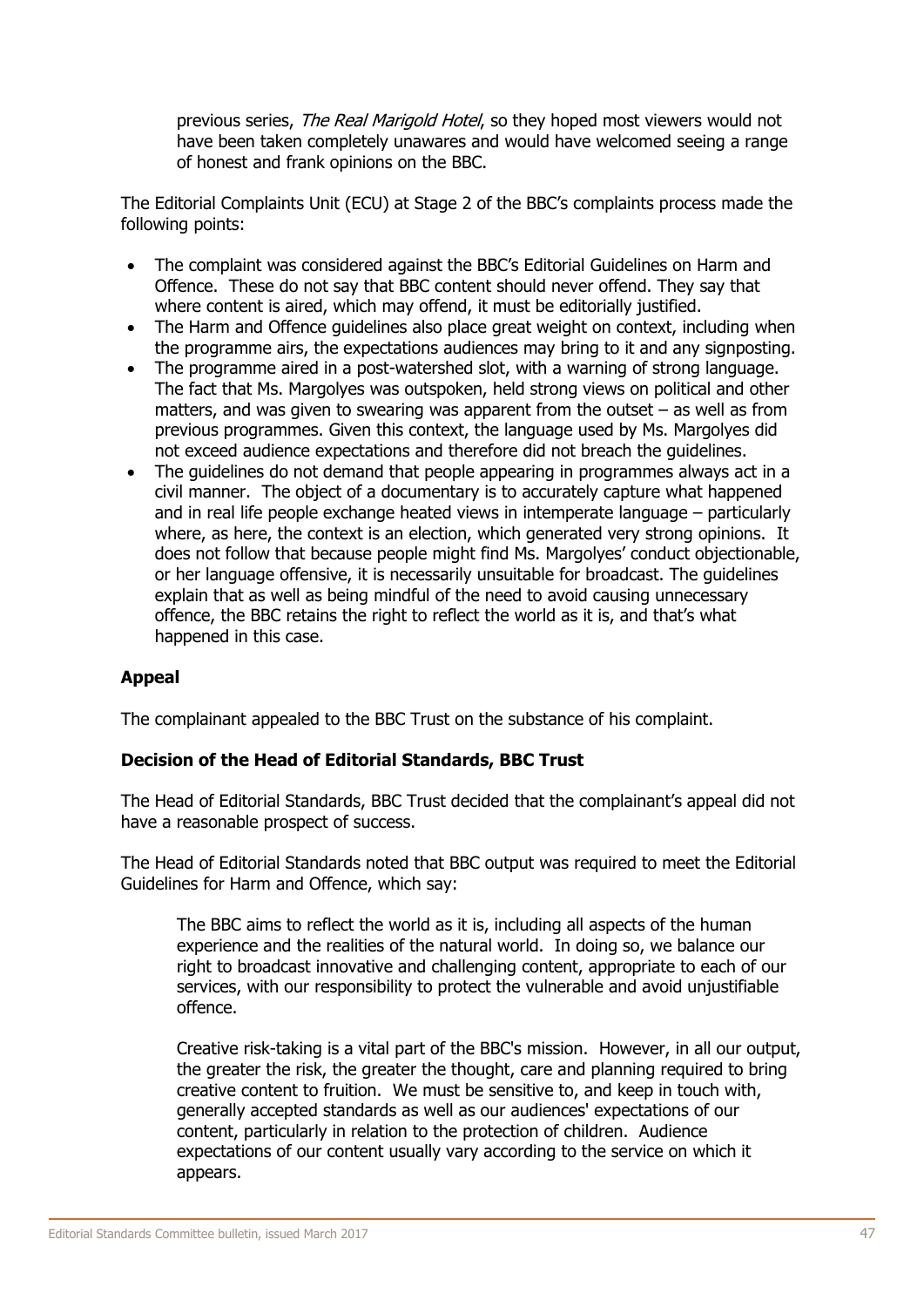previous series, *The Real Marigold Hotel*, so they hoped most viewers would not have been taken completely unawares and would have welcomed seeing a range of honest and frank opinions on the BBC.

The Editorial Complaints Unit (ECU) at Stage 2 of the BBC's complaints process made the following points:

- The complaint was considered against the BBC's Editorial Guidelines on Harm and Offence. These do not say that BBC content should never offend. They say that where content is aired, which may offend, it must be editorially justified.
- The Harm and Offence guidelines also place great weight on context, including when the programme airs, the expectations audiences may bring to it and any signposting.
- The programme aired in a post-watershed slot, with a warning of strong language. The fact that Ms. Margolyes was outspoken, held strong views on political and other matters, and was given to swearing was apparent from the outset – as well as from previous programmes. Given this context, the language used by Ms. Margolyes did not exceed audience expectations and therefore did not breach the guidelines.
- The guidelines do not demand that people appearing in programmes always act in a civil manner. The object of a documentary is to accurately capture what happened and in real life people exchange heated views in intemperate language – particularly where, as here, the context is an election, which generated very strong opinions. It does not follow that because people might find Ms. Margolyes' conduct objectionable, or her language offensive, it is necessarily unsuitable for broadcast. The guidelines explain that as well as being mindful of the need to avoid causing unnecessary offence, the BBC retains the right to reflect the world as it is, and that's what happened in this case.

**Appeal**

The complainant appealed to the BBC Trust on the substance of his complaint.

**Decision of the Head of Editorial Standards, BBC Trust**

The Head of Editorial Standards, BBC Trust decided that the complainant's appeal did not have a reasonable prospect of success.

The Head of Editorial Standards noted that BBC output was required to meet the Editorial Guidelines for Harm and Offence, which say:

> The BBC aims to reflect the world as it is, including all aspects of the human experience and the realities of the natural world. In doing so, we balance our right to broadcast innovative and challenging content, appropriate to each of our services, with our responsibility to protect the vulnerable and avoid unjustifiable offence.
>
> Creative risk-taking is a vital part of the BBC's mission. However, in all our output, the greater the risk, the greater the thought, care and planning required to bring creative content to fruition. We must be sensitive to, and keep in touch with, generally accepted standards as well as our audiences' expectations of our content, particularly in relation to the protection of children. Audience expectations of our content usually vary according to the service on which it appears.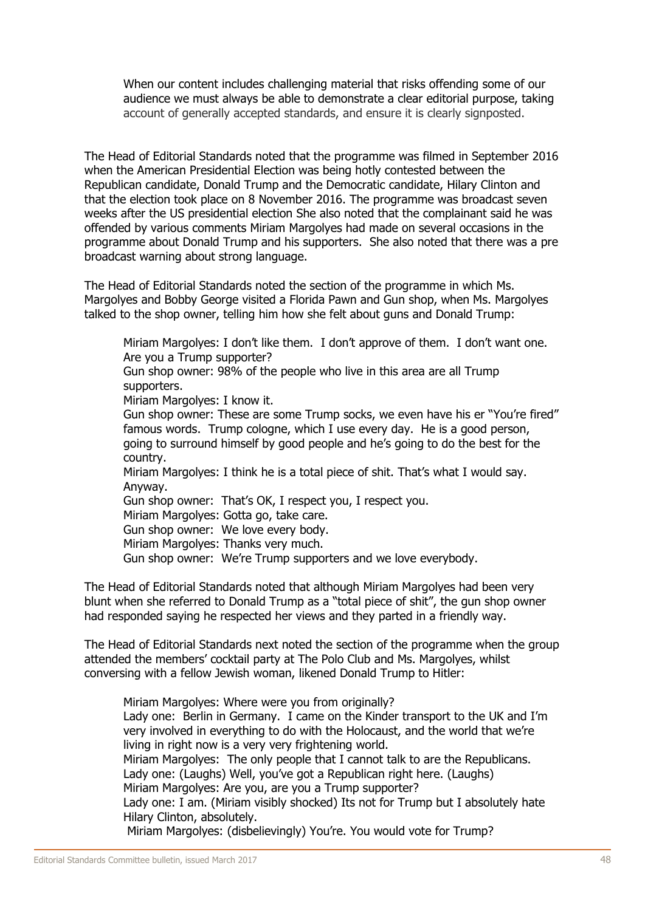When our content includes challenging material that risks offending some of our audience we must always be able to demonstrate a clear editorial purpose, taking account of generally accepted standards, and ensure it is clearly signposted.

The Head of Editorial Standards noted that the programme was filmed in September 2016 when the American Presidential Election was being hotly contested between the Republican candidate, Donald Trump and the Democratic candidate, Hilary Clinton and that the election took place on 8 November 2016. The programme was broadcast seven weeks after the US presidential election She also noted that the complainant said he was offended by various comments Miriam Margolyes had made on several occasions in the programme about Donald Trump and his supporters. She also noted that there was a pre broadcast warning about strong language.

The Head of Editorial Standards noted the section of the programme in which Ms. Margolyes and Bobby George visited a Florida Pawn and Gun shop, when Ms. Margolyes talked to the shop owner, telling him how she felt about guns and Donald Trump:

> Miriam Margolyes: I don't like them. I don't approve of them. I don't want one. Are you a Trump supporter?
> Gun shop owner: 98% of the people who live in this area are all Trump supporters.
> Miriam Margolyes: I know it.
> Gun shop owner: These are some Trump socks, we even have his er "You're fired" famous words. Trump cologne, which I use every day. He is a good person, going to surround himself by good people and he's going to do the best for the country.
> Miriam Margolyes: I think he is a total piece of shit. That's what I would say. Anyway.
> Gun shop owner: That's OK, I respect you, I respect you.
> Miriam Margolyes: Gotta go, take care.
> Gun shop owner: We love every body.
> Miriam Margolyes: Thanks very much.
> Gun shop owner: We're Trump supporters and we love everybody.

The Head of Editorial Standards noted that although Miriam Margolyes had been very blunt when she referred to Donald Trump as a "total piece of shit", the gun shop owner had responded saying he respected her views and they parted in a friendly way.

The Head of Editorial Standards next noted the section of the programme when the group attended the members' cocktail party at The Polo Club and Ms. Margolyes, whilst conversing with a fellow Jewish woman, likened Donald Trump to Hitler:

> Miriam Margolyes: Where were you from originally?
> Lady one: Berlin in Germany. I came on the Kinder transport to the UK and I'm very involved in everything to do with the Holocaust, and the world that we're living in right now is a very very frightening world.
> Miriam Margolyes: The only people that I cannot talk to are the Republicans.
> Lady one: (Laughs) Well, you've got a Republican right here. (Laughs)
> Miriam Margolyes: Are you, are you a Trump supporter?
> Lady one: I am. (Miriam visibly shocked) Its not for Trump but I absolutely hate Hilary Clinton, absolutely.
> Miriam Margolyes: (disbelievingly) You're. You would vote for Trump?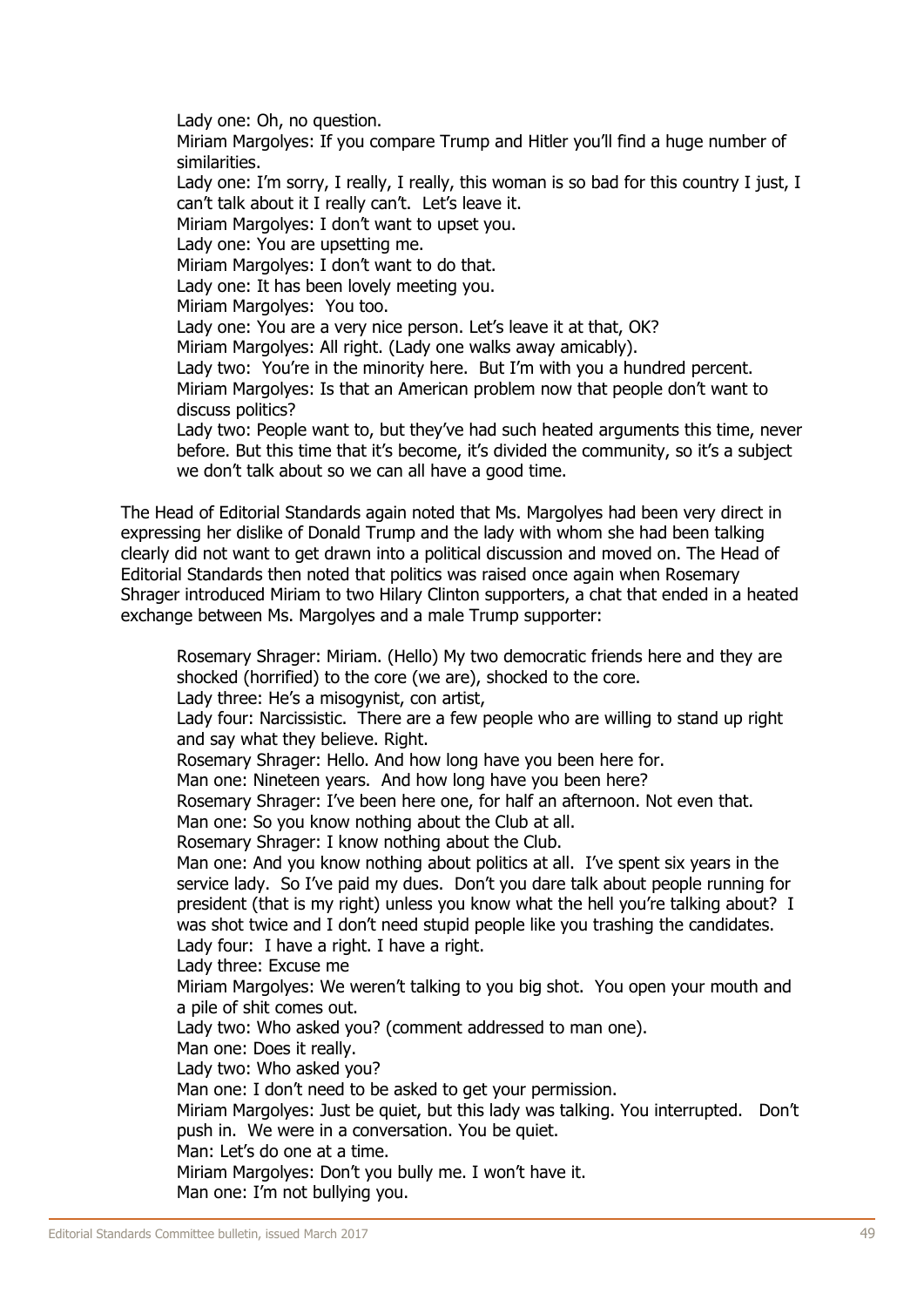Lady one: Oh, no question.
Miriam Margolyes: If you compare Trump and Hitler you'll find a huge number of similarities.
Lady one: I'm sorry, I really, I really, this woman is so bad for this country I just, I can't talk about it I really can't. Let's leave it.
Miriam Margolyes: I don't want to upset you.
Lady one: You are upsetting me.
Miriam Margolyes: I don't want to do that.
Lady one: It has been lovely meeting you.
Miriam Margolyes: You too.
Lady one: You are a very nice person. Let's leave it at that, OK?
Miriam Margolyes: All right. (Lady one walks away amicably).
Lady two: You're in the minority here. But I'm with you a hundred percent.
Miriam Margolyes: Is that an American problem now that people don't want to discuss politics?
Lady two: People want to, but they've had such heated arguments this time, never before. But this time that it's become, it's divided the community, so it's a subject we don't talk about so we can all have a good time.

The Head of Editorial Standards again noted that Ms. Margolyes had been very direct in expressing her dislike of Donald Trump and the lady with whom she had been talking clearly did not want to get drawn into a political discussion and moved on. The Head of Editorial Standards then noted that politics was raised once again when Rosemary Shrager introduced Miriam to two Hilary Clinton supporters, a chat that ended in a heated exchange between Ms. Margolyes and a male Trump supporter:

Rosemary Shrager: Miriam. (Hello) My two democratic friends here and they are shocked (horrified) to the core (we are), shocked to the core.
Lady three: He's a misogynist, con artist,
Lady four: Narcissistic. There are a few people who are willing to stand up right and say what they believe. Right.
Rosemary Shrager: Hello. And how long have you been here for.
Man one: Nineteen years. And how long have you been here?
Rosemary Shrager: I've been here one, for half an afternoon. Not even that.
Man one: So you know nothing about the Club at all.
Rosemary Shrager: I know nothing about the Club.
Man one: And you know nothing about politics at all. I've spent six years in the service lady. So I've paid my dues. Don't you dare talk about people running for president (that is my right) unless you know what the hell you're talking about? I was shot twice and I don't need stupid people like you trashing the candidates.
Lady four: I have a right. I have a right.
Lady three: Excuse me
Miriam Margolyes: We weren't talking to you big shot. You open your mouth and a pile of shit comes out.
Lady two: Who asked you? (comment addressed to man one).
Man one: Does it really.
Lady two: Who asked you?
Man one: I don't need to be asked to get your permission.
Miriam Margolyes: Just be quiet, but this lady was talking. You interrupted. Don't push in. We were in a conversation. You be quiet.
Man: Let's do one at a time.
Miriam Margolyes: Don't you bully me. I won't have it.
Man one: I'm not bullying you.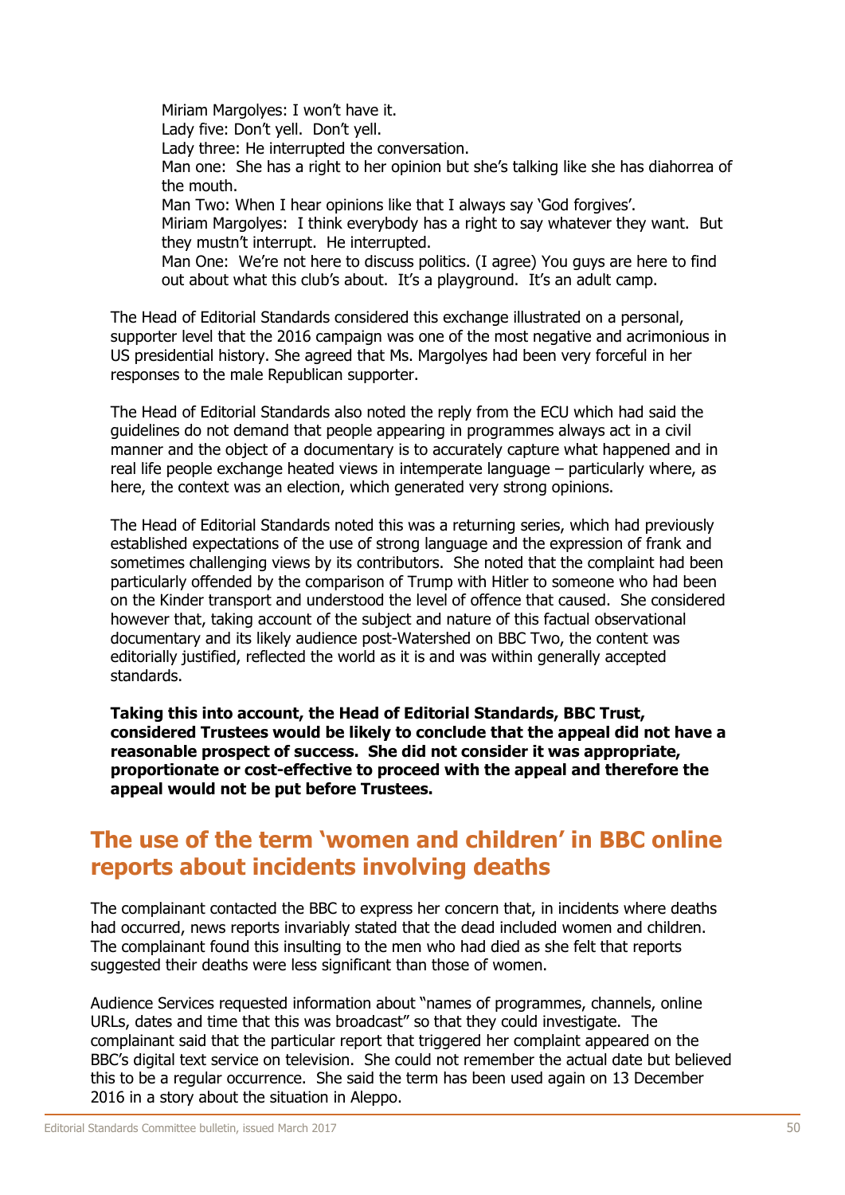Miriam Margolyes: I won't have it.
Lady five: Don't yell. Don't yell.
Lady three: He interrupted the conversation.
Man one: She has a right to her opinion but she's talking like she has diahorrea of the mouth.
Man Two: When I hear opinions like that I always say 'God forgives'.
Miriam Margolyes: I think everybody has a right to say whatever they want. But they mustn't interrupt. He interrupted.
Man One: We're not here to discuss politics. (I agree) You guys are here to find out about what this club's about. It's a playground. It's an adult camp.

The Head of Editorial Standards considered this exchange illustrated on a personal, supporter level that the 2016 campaign was one of the most negative and acrimonious in US presidential history. She agreed that Ms. Margolyes had been very forceful in her responses to the male Republican supporter.

The Head of Editorial Standards also noted the reply from the ECU which had said the guidelines do not demand that people appearing in programmes always act in a civil manner and the object of a documentary is to accurately capture what happened and in real life people exchange heated views in intemperate language – particularly where, as here, the context was an election, which generated very strong opinions.

The Head of Editorial Standards noted this was a returning series, which had previously established expectations of the use of strong language and the expression of frank and sometimes challenging views by its contributors. She noted that the complaint had been particularly offended by the comparison of Trump with Hitler to someone who had been on the Kinder transport and understood the level of offence that caused. She considered however that, taking account of the subject and nature of this factual observational documentary and its likely audience post-Watershed on BBC Two, the content was editorially justified, reflected the world as it is and was within generally accepted standards.

**Taking this into account, the Head of Editorial Standards, BBC Trust, considered Trustees would be likely to conclude that the appeal did not have a reasonable prospect of success. She did not consider it was appropriate, proportionate or cost-effective to proceed with the appeal and therefore the appeal would not be put before Trustees.**

## The use of the term 'women and children' in BBC online reports about incidents involving deaths

The complainant contacted the BBC to express her concern that, in incidents where deaths had occurred, news reports invariably stated that the dead included women and children. The complainant found this insulting to the men who had died as she felt that reports suggested their deaths were less significant than those of women.

Audience Services requested information about "names of programmes, channels, online URLs, dates and time that this was broadcast" so that they could investigate. The complainant said that the particular report that triggered her complaint appeared on the BBC's digital text service on television. She could not remember the actual date but believed this to be a regular occurrence. She said the term has been used again on 13 December 2016 in a story about the situation in Aleppo.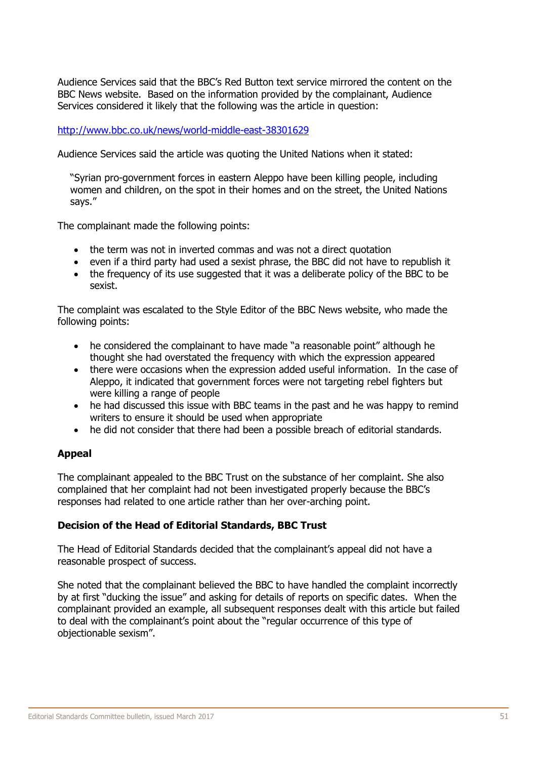Audience Services said that the BBC's Red Button text service mirrored the content on the BBC News website. Based on the information provided by the complainant, Audience Services considered it likely that the following was the article in question:

http://www.bbc.co.uk/news/world-middle-east-38301629

Audience Services said the article was quoting the United Nations when it stated:

> "Syrian pro-government forces in eastern Aleppo have been killing people, including women and children, on the spot in their homes and on the street, the United Nations says."

The complainant made the following points:

- the term was not in inverted commas and was not a direct quotation
- even if a third party had used a sexist phrase, the BBC did not have to republish it
- the frequency of its use suggested that it was a deliberate policy of the BBC to be sexist.

The complaint was escalated to the Style Editor of the BBC News website, who made the following points:

- he considered the complainant to have made "a reasonable point" although he thought she had overstated the frequency with which the expression appeared
- there were occasions when the expression added useful information. In the case of Aleppo, it indicated that government forces were not targeting rebel fighters but were killing a range of people
- he had discussed this issue with BBC teams in the past and he was happy to remind writers to ensure it should be used when appropriate
- he did not consider that there had been a possible breach of editorial standards.

**Appeal**

The complainant appealed to the BBC Trust on the substance of her complaint. She also complained that her complaint had not been investigated properly because the BBC's responses had related to one article rather than her over-arching point.

**Decision of the Head of Editorial Standards, BBC Trust**

The Head of Editorial Standards decided that the complainant's appeal did not have a reasonable prospect of success.

She noted that the complainant believed the BBC to have handled the complaint incorrectly by at first "ducking the issue" and asking for details of reports on specific dates. When the complainant provided an example, all subsequent responses dealt with this article but failed to deal with the complainant's point about the "regular occurrence of this type of objectionable sexism".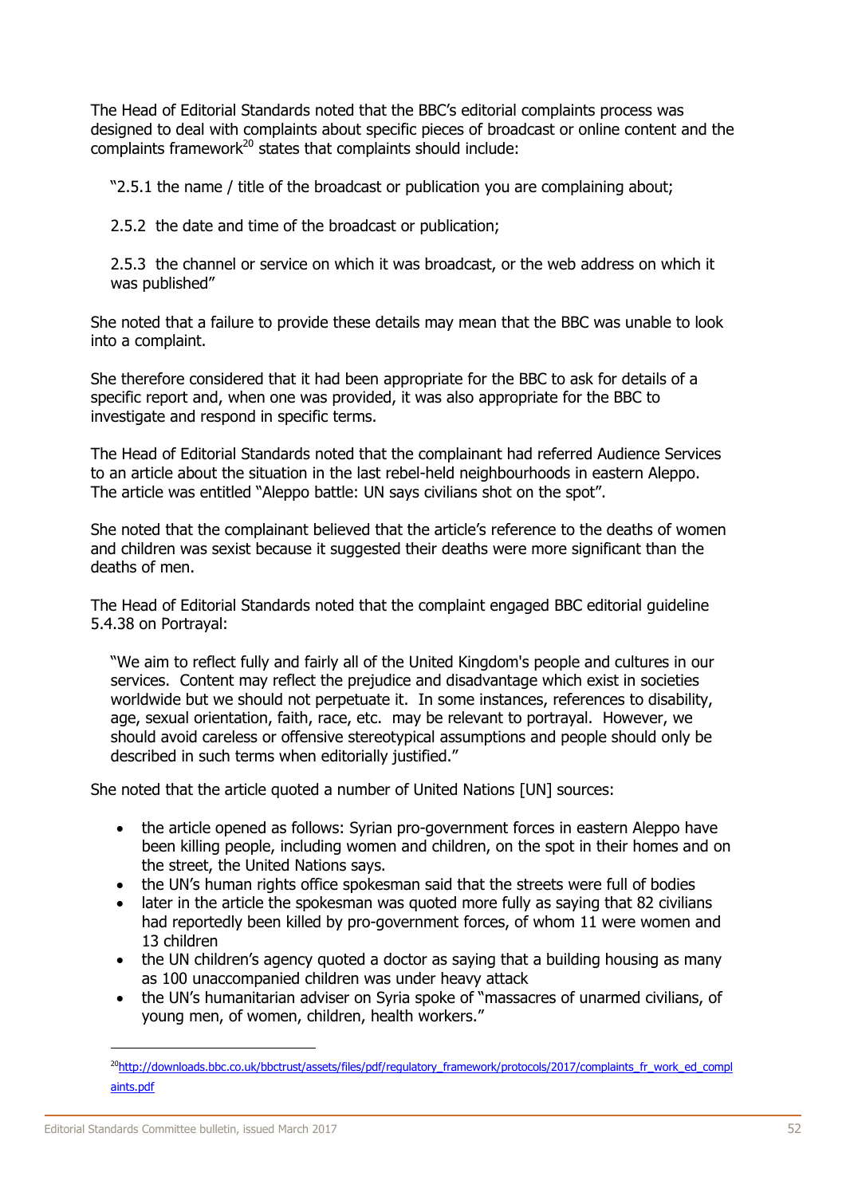The Head of Editorial Standards noted that the BBC's editorial complaints process was designed to deal with complaints about specific pieces of broadcast or online content and the complaints framework[20] states that complaints should include:

> "2.5.1 the name / title of the broadcast or publication you are complaining about;
>
> 2.5.2 the date and time of the broadcast or publication;
>
> 2.5.3 the channel or service on which it was broadcast, or the web address on which it was published"

She noted that a failure to provide these details may mean that the BBC was unable to look into a complaint.

She therefore considered that it had been appropriate for the BBC to ask for details of a specific report and, when one was provided, it was also appropriate for the BBC to investigate and respond in specific terms.

The Head of Editorial Standards noted that the complainant had referred Audience Services to an article about the situation in the last rebel-held neighbourhoods in eastern Aleppo. The article was entitled "Aleppo battle: UN says civilians shot on the spot".

She noted that the complainant believed that the article's reference to the deaths of women and children was sexist because it suggested their deaths were more significant than the deaths of men.

The Head of Editorial Standards noted that the complaint engaged BBC editorial guideline 5.4.38 on Portrayal:

> "We aim to reflect fully and fairly all of the United Kingdom's people and cultures in our services. Content may reflect the prejudice and disadvantage which exist in societies worldwide but we should not perpetuate it. In some instances, references to disability, age, sexual orientation, faith, race, etc. may be relevant to portrayal. However, we should avoid careless or offensive stereotypical assumptions and people should only be described in such terms when editorially justified."

She noted that the article quoted a number of United Nations [UN] sources:

- the article opened as follows: Syrian pro-government forces in eastern Aleppo have been killing people, including women and children, on the spot in their homes and on the street, the United Nations says.
- the UN's human rights office spokesman said that the streets were full of bodies
- later in the article the spokesman was quoted more fully as saying that 82 civilians had reportedly been killed by pro-government forces, of whom 11 were women and 13 children
- the UN children's agency quoted a doctor as saying that a building housing as many as 100 unaccompanied children was under heavy attack
- the UN's humanitarian adviser on Syria spoke of "massacres of unarmed civilians, of young men, of women, children, health workers."

[20] http://downloads.bbc.co.uk/bbctrust/assets/files/pdf/regulatory_framework/protocols/2017/complaints_fr_work_ed_complaints.pdf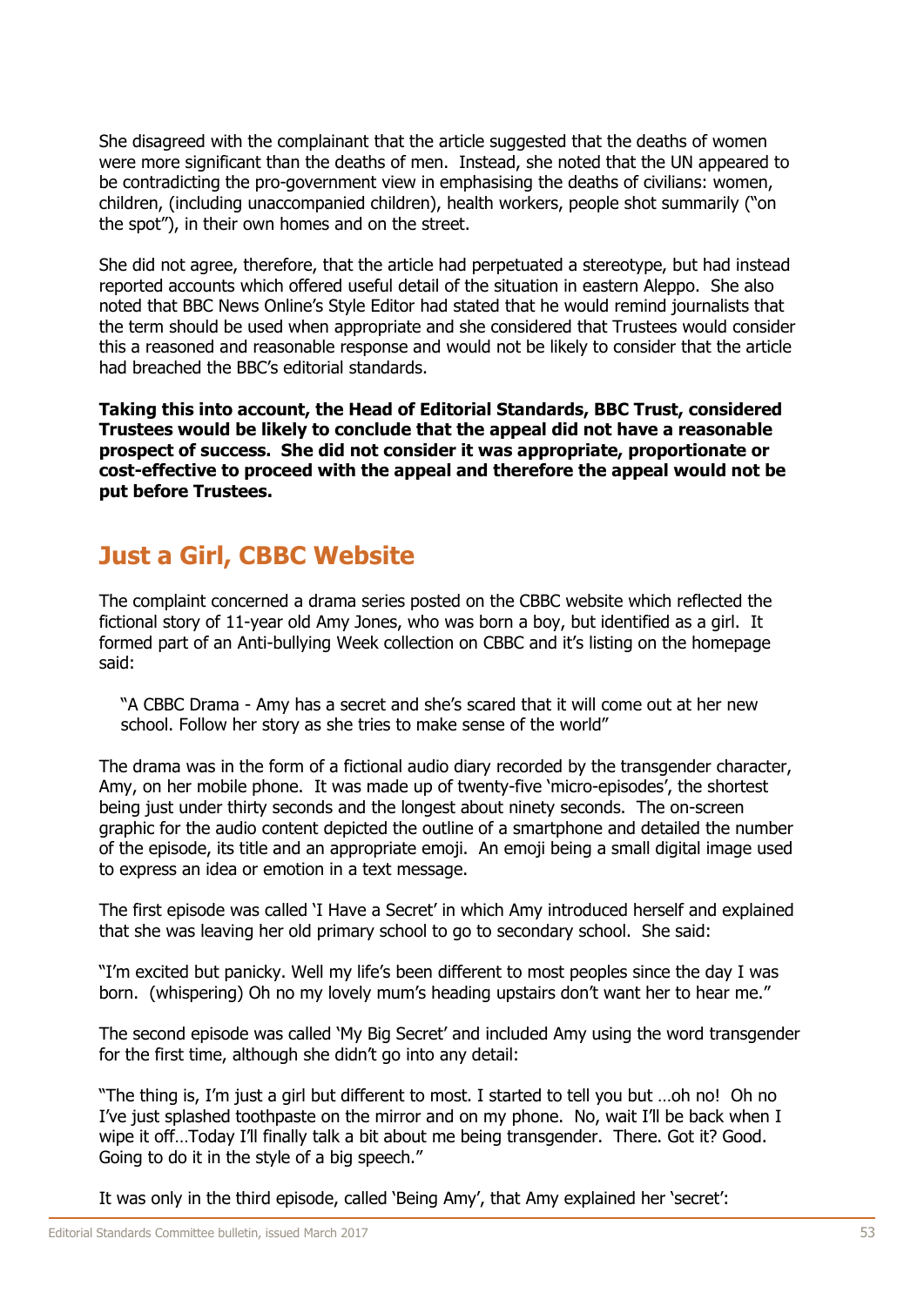She disagreed with the complainant that the article suggested that the deaths of women were more significant than the deaths of men. Instead, she noted that the UN appeared to be contradicting the pro-government view in emphasising the deaths of civilians: women, children, (including unaccompanied children), health workers, people shot summarily ("on the spot"), in their own homes and on the street.

She did not agree, therefore, that the article had perpetuated a stereotype, but had instead reported accounts which offered useful detail of the situation in eastern Aleppo. She also noted that BBC News Online's Style Editor had stated that he would remind journalists that the term should be used when appropriate and she considered that Trustees would consider this a reasoned and reasonable response and would not be likely to consider that the article had breached the BBC's editorial standards.

**Taking this into account, the Head of Editorial Standards, BBC Trust, considered Trustees would be likely to conclude that the appeal did not have a reasonable prospect of success. She did not consider it was appropriate, proportionate or cost-effective to proceed with the appeal and therefore the appeal would not be put before Trustees.**

## Just a Girl, CBBC Website

The complaint concerned a drama series posted on the CBBC website which reflected the fictional story of 11-year old Amy Jones, who was born a boy, but identified as a girl. It formed part of an Anti-bullying Week collection on CBBC and it's listing on the homepage said:

> "A CBBC Drama - Amy has a secret and she's scared that it will come out at her new school. Follow her story as she tries to make sense of the world"

The drama was in the form of a fictional audio diary recorded by the transgender character, Amy, on her mobile phone. It was made up of twenty-five 'micro-episodes', the shortest being just under thirty seconds and the longest about ninety seconds. The on-screen graphic for the audio content depicted the outline of a smartphone and detailed the number of the episode, its title and an appropriate emoji. An emoji being a small digital image used to express an idea or emotion in a text message.

The first episode was called 'I Have a Secret' in which Amy introduced herself and explained that she was leaving her old primary school to go to secondary school. She said:

"I'm excited but panicky. Well my life's been different to most peoples since the day I was born. (whispering) Oh no my lovely mum's heading upstairs don't want her to hear me."

The second episode was called 'My Big Secret' and included Amy using the word transgender for the first time, although she didn't go into any detail:

"The thing is, I'm just a girl but different to most. I started to tell you but …oh no! Oh no I've just splashed toothpaste on the mirror and on my phone. No, wait I'll be back when I wipe it off…Today I'll finally talk a bit about me being transgender. There. Got it? Good. Going to do it in the style of a big speech."

It was only in the third episode, called 'Being Amy', that Amy explained her 'secret':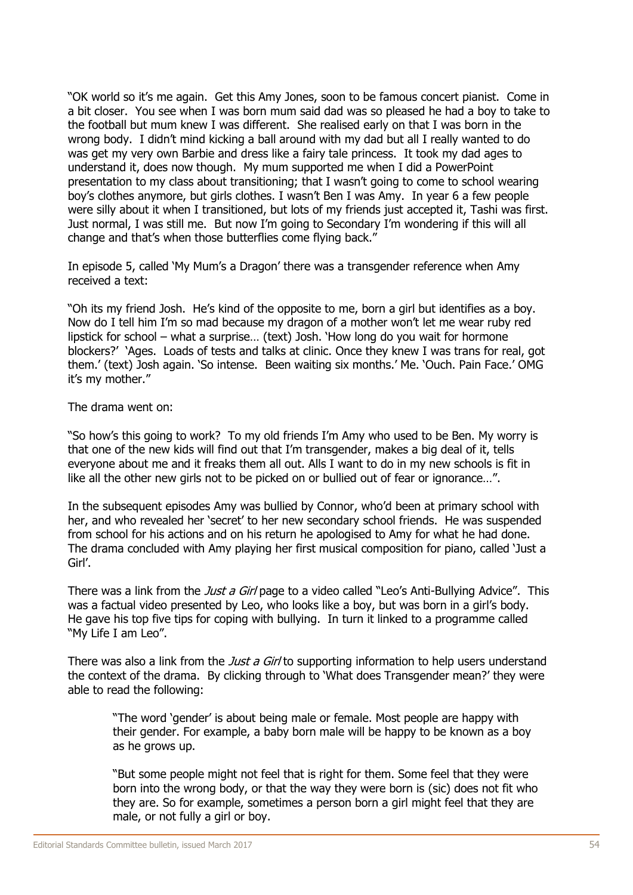"OK world so it's me again. Get this Amy Jones, soon to be famous concert pianist. Come in a bit closer. You see when I was born mum said dad was so pleased he had a boy to take to the football but mum knew I was different. She realised early on that I was born in the wrong body. I didn't mind kicking a ball around with my dad but all I really wanted to do was get my very own Barbie and dress like a fairy tale princess. It took my dad ages to understand it, does now though. My mum supported me when I did a PowerPoint presentation to my class about transitioning; that I wasn't going to come to school wearing boy's clothes anymore, but girls clothes. I wasn't Ben I was Amy. In year 6 a few people were silly about it when I transitioned, but lots of my friends just accepted it, Tashi was first. Just normal, I was still me. But now I'm going to Secondary I'm wondering if this will all change and that's when those butterflies come flying back."

In episode 5, called 'My Mum's a Dragon' there was a transgender reference when Amy received a text:

"Oh its my friend Josh. He's kind of the opposite to me, born a girl but identifies as a boy. Now do I tell him I'm so mad because my dragon of a mother won't let me wear ruby red lipstick for school – what a surprise… (text) Josh. 'How long do you wait for hormone blockers?' 'Ages. Loads of tests and talks at clinic. Once they knew I was trans for real, got them.' (text) Josh again. 'So intense. Been waiting six months.' Me. 'Ouch. Pain Face.' OMG it's my mother."

The drama went on:

"So how's this going to work? To my old friends I'm Amy who used to be Ben. My worry is that one of the new kids will find out that I'm transgender, makes a big deal of it, tells everyone about me and it freaks them all out. Alls I want to do in my new schools is fit in like all the other new girls not to be picked on or bullied out of fear or ignorance…".

In the subsequent episodes Amy was bullied by Connor, who'd been at primary school with her, and who revealed her 'secret' to her new secondary school friends. He was suspended from school for his actions and on his return he apologised to Amy for what he had done. The drama concluded with Amy playing her first musical composition for piano, called 'Just a Girl'.

There was a link from the *Just a Girl* page to a video called "Leo's Anti-Bullying Advice". This was a factual video presented by Leo, who looks like a boy, but was born in a girl's body. He gave his top five tips for coping with bullying. In turn it linked to a programme called "My Life I am Leo".

There was also a link from the *Just a Girl* to supporting information to help users understand the context of the drama. By clicking through to 'What does Transgender mean?' they were able to read the following:

> "The word 'gender' is about being male or female. Most people are happy with their gender. For example, a baby born male will be happy to be known as a boy as he grows up.
>
> "But some people might not feel that is right for them. Some feel that they were born into the wrong body, or that the way they were born is (sic) does not fit who they are. So for example, sometimes a person born a girl might feel that they are male, or not fully a girl or boy.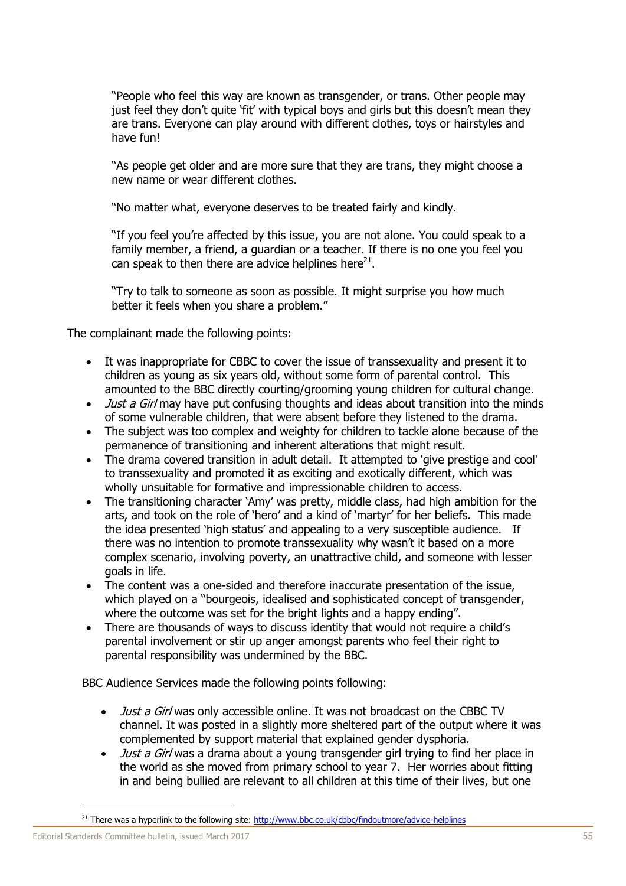"People who feel this way are known as transgender, or trans. Other people may just feel they don't quite 'fit' with typical boys and girls but this doesn't mean they are trans. Everyone can play around with different clothes, toys or hairstyles and have fun!

"As people get older and are more sure that they are trans, they might choose a new name or wear different clothes.

"No matter what, everyone deserves to be treated fairly and kindly.

"If you feel you're affected by this issue, you are not alone. You could speak to a family member, a friend, a guardian or a teacher. If there is no one you feel you can speak to then there are advice helplines here[21].

"Try to talk to someone as soon as possible. It might surprise you how much better it feels when you share a problem."

The complainant made the following points:

- It was inappropriate for CBBC to cover the issue of transsexuality and present it to children as young as six years old, without some form of parental control. This amounted to the BBC directly courting/grooming young children for cultural change.
- *Just a Girl* may have put confusing thoughts and ideas about transition into the minds of some vulnerable children, that were absent before they listened to the drama.
- The subject was too complex and weighty for children to tackle alone because of the permanence of transitioning and inherent alterations that might result.
- The drama covered transition in adult detail. It attempted to 'give prestige and cool' to transsexuality and promoted it as exciting and exotically different, which was wholly unsuitable for formative and impressionable children to access.
- The transitioning character 'Amy' was pretty, middle class, had high ambition for the arts, and took on the role of 'hero' and a kind of 'martyr' for her beliefs. This made the idea presented 'high status' and appealing to a very susceptible audience. If there was no intention to promote transsexuality why wasn't it based on a more complex scenario, involving poverty, an unattractive child, and someone with lesser goals in life.
- The content was a one-sided and therefore inaccurate presentation of the issue, which played on a "bourgeois, idealised and sophisticated concept of transgender, where the outcome was set for the bright lights and a happy ending".
- There are thousands of ways to discuss identity that would not require a child's parental involvement or stir up anger amongst parents who feel their right to parental responsibility was undermined by the BBC.

BBC Audience Services made the following points following:

- *Just a Girl* was only accessible online. It was not broadcast on the CBBC TV channel. It was posted in a slightly more sheltered part of the output where it was complemented by support material that explained gender dysphoria.
- *Just a Girl* was a drama about a young transgender girl trying to find her place in the world as she moved from primary school to year 7. Her worries about fitting in and being bullied are relevant to all children at this time of their lives, but one

[21] There was a hyperlink to the following site: http://www.bbc.co.uk/cbbc/findoutmore/advice-helplines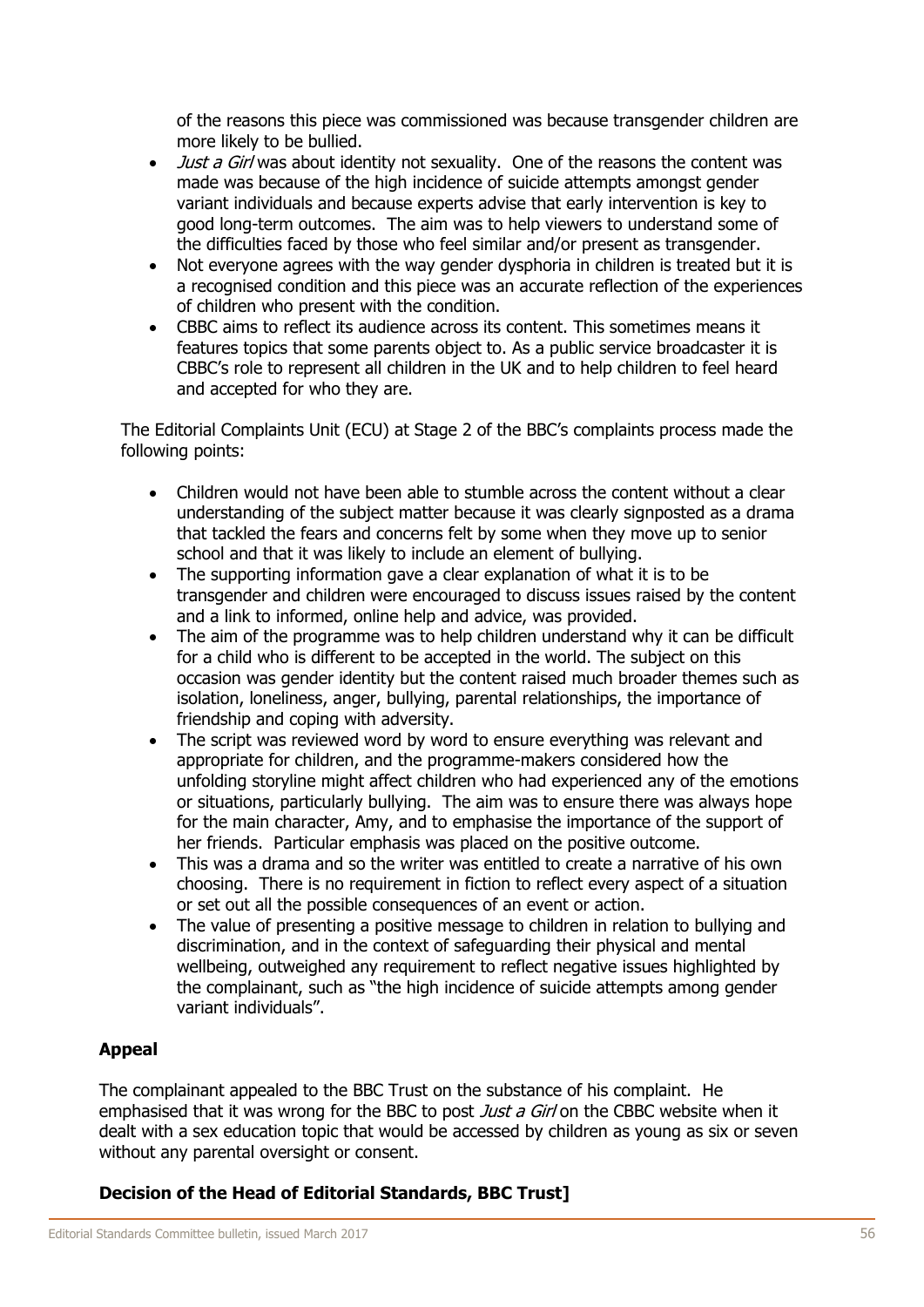of the reasons this piece was commissioned was because transgender children are more likely to be bullied.

- *Just a Girl* was about identity not sexuality. One of the reasons the content was made was because of the high incidence of suicide attempts amongst gender variant individuals and because experts advise that early intervention is key to good long-term outcomes. The aim was to help viewers to understand some of the difficulties faced by those who feel similar and/or present as transgender.
- Not everyone agrees with the way gender dysphoria in children is treated but it is a recognised condition and this piece was an accurate reflection of the experiences of children who present with the condition.
- CBBC aims to reflect its audience across its content. This sometimes means it features topics that some parents object to. As a public service broadcaster it is CBBC's role to represent all children in the UK and to help children to feel heard and accepted for who they are.

The Editorial Complaints Unit (ECU) at Stage 2 of the BBC's complaints process made the following points:

- Children would not have been able to stumble across the content without a clear understanding of the subject matter because it was clearly signposted as a drama that tackled the fears and concerns felt by some when they move up to senior school and that it was likely to include an element of bullying.
- The supporting information gave a clear explanation of what it is to be transgender and children were encouraged to discuss issues raised by the content and a link to informed, online help and advice, was provided.
- The aim of the programme was to help children understand why it can be difficult for a child who is different to be accepted in the world. The subject on this occasion was gender identity but the content raised much broader themes such as isolation, loneliness, anger, bullying, parental relationships, the importance of friendship and coping with adversity.
- The script was reviewed word by word to ensure everything was relevant and appropriate for children, and the programme-makers considered how the unfolding storyline might affect children who had experienced any of the emotions or situations, particularly bullying. The aim was to ensure there was always hope for the main character, Amy, and to emphasise the importance of the support of her friends. Particular emphasis was placed on the positive outcome.
- This was a drama and so the writer was entitled to create a narrative of his own choosing. There is no requirement in fiction to reflect every aspect of a situation or set out all the possible consequences of an event or action.
- The value of presenting a positive message to children in relation to bullying and discrimination, and in the context of safeguarding their physical and mental wellbeing, outweighed any requirement to reflect negative issues highlighted by the complainant, such as "the high incidence of suicide attempts among gender variant individuals".

### Appeal

The complainant appealed to the BBC Trust on the substance of his complaint. He emphasised that it was wrong for the BBC to post *Just a Girl* on the CBBC website when it dealt with a sex education topic that would be accessed by children as young as six or seven without any parental oversight or consent.

### Decision of the Head of Editorial Standards, BBC Trust]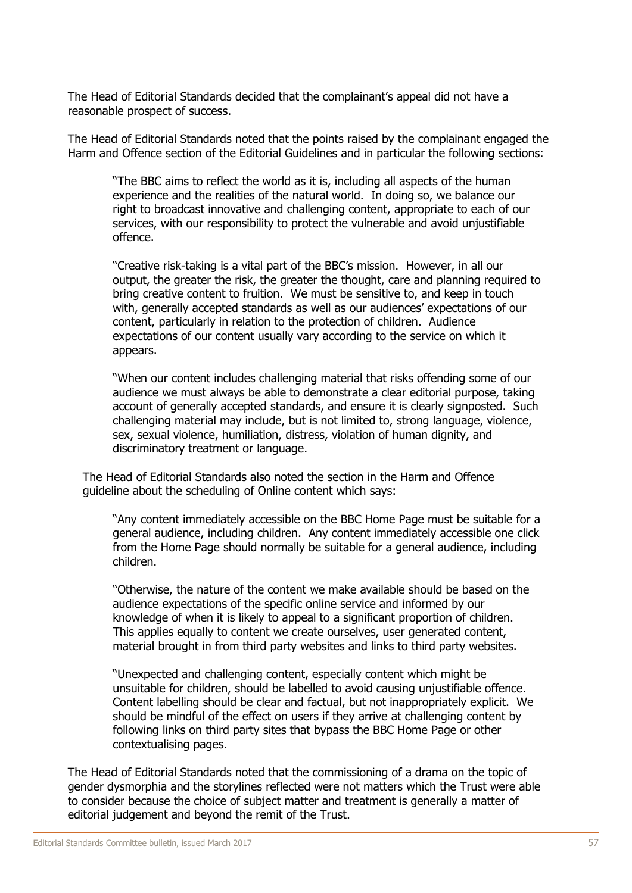The Head of Editorial Standards decided that the complainant's appeal did not have a reasonable prospect of success.

The Head of Editorial Standards noted that the points raised by the complainant engaged the Harm and Offence section of the Editorial Guidelines and in particular the following sections:

> "The BBC aims to reflect the world as it is, including all aspects of the human experience and the realities of the natural world. In doing so, we balance our right to broadcast innovative and challenging content, appropriate to each of our services, with our responsibility to protect the vulnerable and avoid unjustifiable offence.
>
> "Creative risk-taking is a vital part of the BBC's mission. However, in all our output, the greater the risk, the greater the thought, care and planning required to bring creative content to fruition. We must be sensitive to, and keep in touch with, generally accepted standards as well as our audiences' expectations of our content, particularly in relation to the protection of children. Audience expectations of our content usually vary according to the service on which it appears.
>
> "When our content includes challenging material that risks offending some of our audience we must always be able to demonstrate a clear editorial purpose, taking account of generally accepted standards, and ensure it is clearly signposted. Such challenging material may include, but is not limited to, strong language, violence, sex, sexual violence, humiliation, distress, violation of human dignity, and discriminatory treatment or language.

The Head of Editorial Standards also noted the section in the Harm and Offence guideline about the scheduling of Online content which says:

> "Any content immediately accessible on the BBC Home Page must be suitable for a general audience, including children. Any content immediately accessible one click from the Home Page should normally be suitable for a general audience, including children.
>
> "Otherwise, the nature of the content we make available should be based on the audience expectations of the specific online service and informed by our knowledge of when it is likely to appeal to a significant proportion of children. This applies equally to content we create ourselves, user generated content, material brought in from third party websites and links to third party websites.
>
> "Unexpected and challenging content, especially content which might be unsuitable for children, should be labelled to avoid causing unjustifiable offence. Content labelling should be clear and factual, but not inappropriately explicit. We should be mindful of the effect on users if they arrive at challenging content by following links on third party sites that bypass the BBC Home Page or other contextualising pages.

The Head of Editorial Standards noted that the commissioning of a drama on the topic of gender dysmorphia and the storylines reflected were not matters which the Trust were able to consider because the choice of subject matter and treatment is generally a matter of editorial judgement and beyond the remit of the Trust.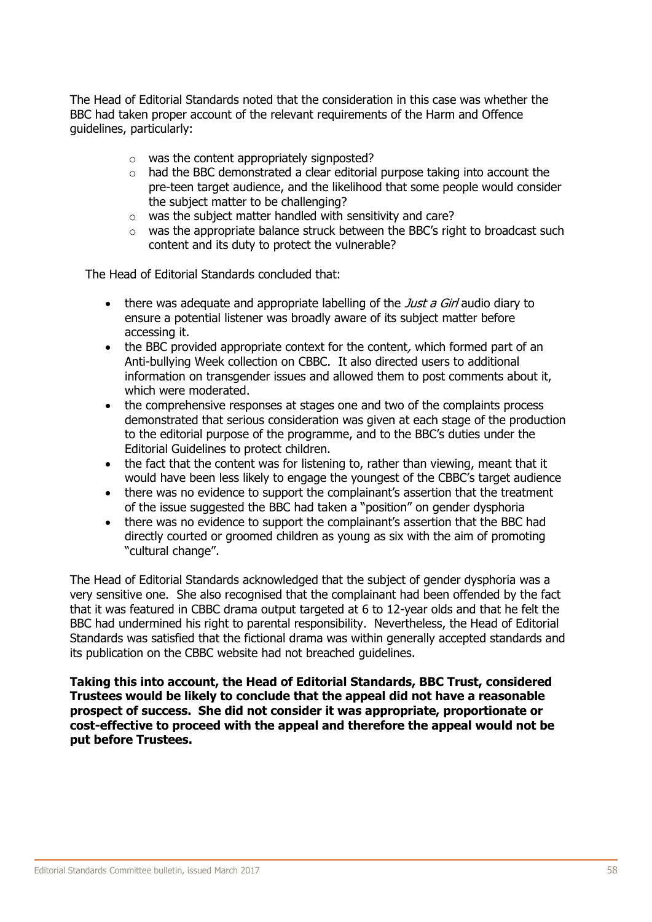The Head of Editorial Standards noted that the consideration in this case was whether the BBC had taken proper account of the relevant requirements of the Harm and Offence guidelines, particularly:

- was the content appropriately signposted?
- had the BBC demonstrated a clear editorial purpose taking into account the pre-teen target audience, and the likelihood that some people would consider the subject matter to be challenging?
- was the subject matter handled with sensitivity and care?
- was the appropriate balance struck between the BBC's right to broadcast such content and its duty to protect the vulnerable?

The Head of Editorial Standards concluded that:

- there was adequate and appropriate labelling of the *Just a Girl* audio diary to ensure a potential listener was broadly aware of its subject matter before accessing it.
- the BBC provided appropriate context for the content, which formed part of an Anti-bullying Week collection on CBBC. It also directed users to additional information on transgender issues and allowed them to post comments about it, which were moderated.
- the comprehensive responses at stages one and two of the complaints process demonstrated that serious consideration was given at each stage of the production to the editorial purpose of the programme, and to the BBC's duties under the Editorial Guidelines to protect children.
- the fact that the content was for listening to, rather than viewing, meant that it would have been less likely to engage the youngest of the CBBC's target audience
- there was no evidence to support the complainant's assertion that the treatment of the issue suggested the BBC had taken a "position" on gender dysphoria
- there was no evidence to support the complainant's assertion that the BBC had directly courted or groomed children as young as six with the aim of promoting "cultural change".

The Head of Editorial Standards acknowledged that the subject of gender dysphoria was a very sensitive one. She also recognised that the complainant had been offended by the fact that it was featured in CBBC drama output targeted at 6 to 12-year olds and that he felt the BBC had undermined his right to parental responsibility. Nevertheless, the Head of Editorial Standards was satisfied that the fictional drama was within generally accepted standards and its publication on the CBBC website had not breached guidelines.

**Taking this into account, the Head of Editorial Standards, BBC Trust, considered Trustees would be likely to conclude that the appeal did not have a reasonable prospect of success. She did not consider it was appropriate, proportionate or cost-effective to proceed with the appeal and therefore the appeal would not be put before Trustees.**